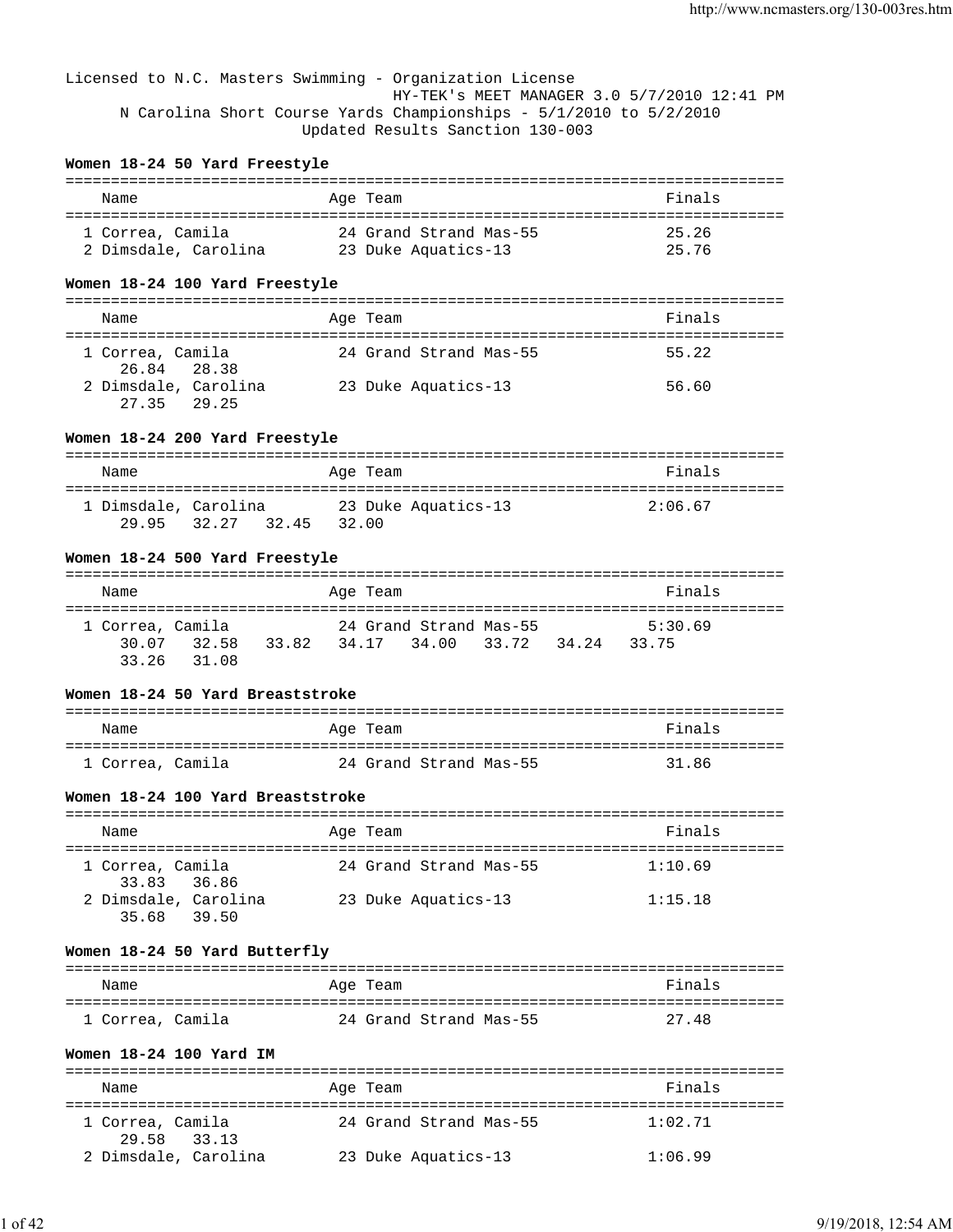Licensed to N.C. Masters Swimming - Organization License
HY-TEK's MEET MANAGER 3.0 5/7/2010 12:41 PM
N Carolina Short Course Yards Championships - 5/1/2010 to 5/2/2010
Updated Results Sanction 130-003

**Women 18-24 50 Yard Freestyle**

| | Name | Age | Team | Finals |
|---|---|---|---|---|
| 1 | Correa, Camila | 24 | Grand Strand Mas-55 | 25.26 |
| 2 | Dimsdale, Carolina | 23 | Duke Aquatics-13 | 25.76 |

**Women 18-24 100 Yard Freestyle**

| | Name | Age | Team | Finals |
|---|---|---|---|---|
| 1 | Correa, Camila | 24 | Grand Strand Mas-55 | 55.22 |
| | 26.84 28.38 | | | |
| 2 | Dimsdale, Carolina | 23 | Duke Aquatics-13 | 56.60 |
| | 27.35 29.25 | | | |

**Women 18-24 200 Yard Freestyle**

| | Name | Age | Team | Finals |
|---|---|---|---|---|
| 1 | Dimsdale, Carolina | 23 | Duke Aquatics-13 | 2:06.67 |
| | 29.95 32.27 32.45 32.00 | | | |

**Women 18-24 500 Yard Freestyle**

| | Name | Age | Team | Finals |
|---|---|---|---|---|
| 1 | Correa, Camila | 24 | Grand Strand Mas-55 | 5:30.69 |
| | 30.07 32.58 33.82 34.17 34.00 33.72 34.24 33.75 33.26 31.08 | | | |

**Women 18-24 50 Yard Breaststroke**

| | Name | Age | Team | Finals |
|---|---|---|---|---|
| 1 | Correa, Camila | 24 | Grand Strand Mas-55 | 31.86 |

**Women 18-24 100 Yard Breaststroke**

| | Name | Age | Team | Finals |
|---|---|---|---|---|
| 1 | Correa, Camila | 24 | Grand Strand Mas-55 | 1:10.69 |
| | 33.83 36.86 | | | |
| 2 | Dimsdale, Carolina | 23 | Duke Aquatics-13 | 1:15.18 |
| | 35.68 39.50 | | | |

**Women 18-24 50 Yard Butterfly**

| | Name | Age | Team | Finals |
|---|---|---|---|---|
| 1 | Correa, Camila | 24 | Grand Strand Mas-55 | 27.48 |

**Women 18-24 100 Yard IM**

| | Name | Age | Team | Finals |
|---|---|---|---|---|
| 1 | Correa, Camila | 24 | Grand Strand Mas-55 | 1:02.71 |
| | 29.58 33.13 | | | |
| 2 | Dimsdale, Carolina | 23 | Duke Aquatics-13 | 1:06.99 |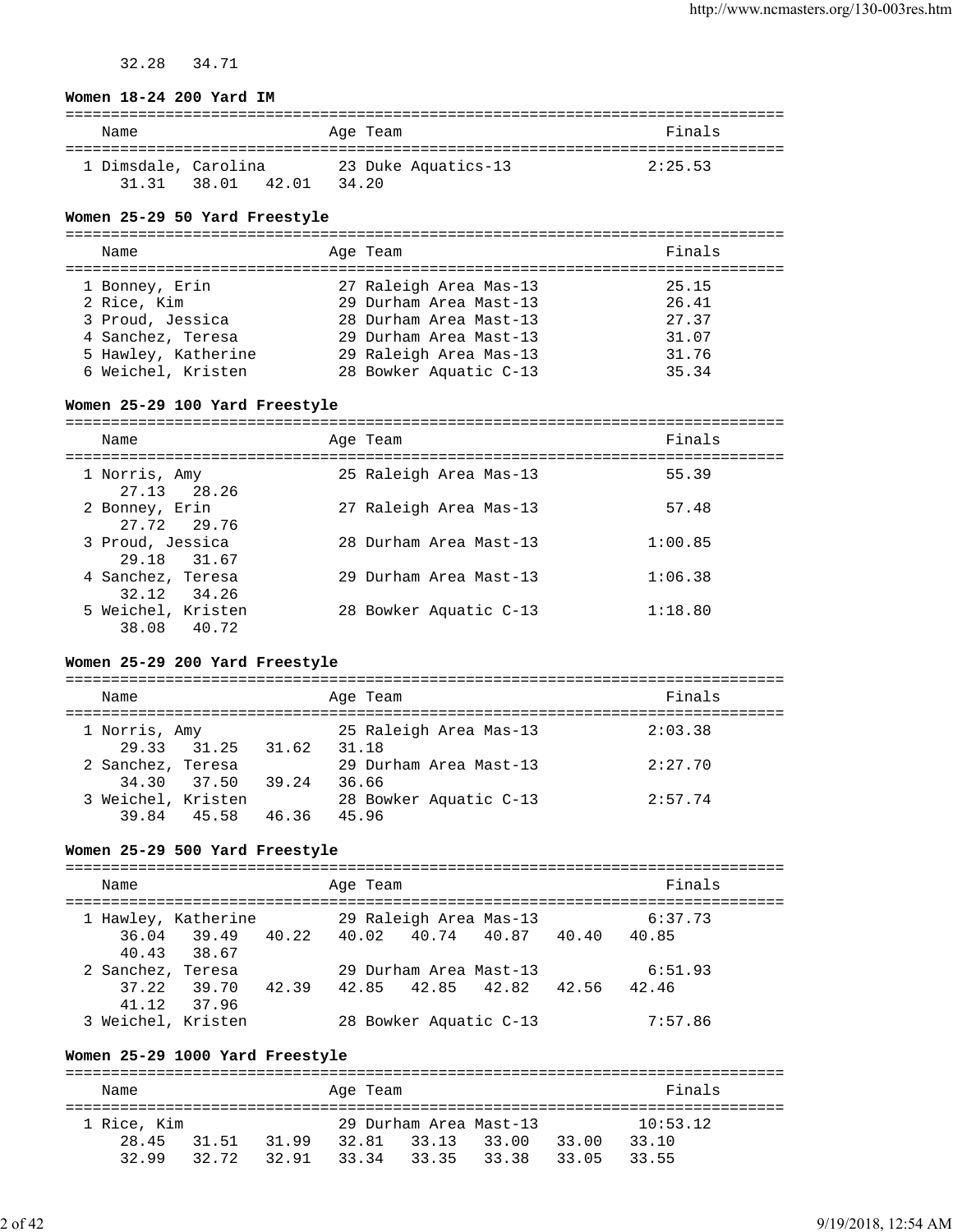32.28   34.71

**Women 18-24 200 Yard IM**

| Name | Age | Team | Finals |
|---|---|---|---|
| 1 Dimsdale, Carolina | 23 | Duke Aquatics-13 | 2:25.53 |
| 31.31   38.01   42.01   34.20 | | | |

**Women 25-29 50 Yard Freestyle**

| Name | Age | Team | Finals |
|---|---|---|---|
| 1 Bonney, Erin | 27 | Raleigh Area Mas-13 | 25.15 |
| 2 Rice, Kim | 29 | Durham Area Mast-13 | 26.41 |
| 3 Proud, Jessica | 28 | Durham Area Mast-13 | 27.37 |
| 4 Sanchez, Teresa | 29 | Durham Area Mast-13 | 31.07 |
| 5 Hawley, Katherine | 29 | Raleigh Area Mas-13 | 31.76 |
| 6 Weichel, Kristen | 28 | Bowker Aquatic C-13 | 35.34 |

**Women 25-29 100 Yard Freestyle**

| Name | Age | Team | Finals |
|---|---|---|---|
| 1 Norris, Amy | 25 | Raleigh Area Mas-13 | 55.39 |
| 27.13   28.26 | | | |
| 2 Bonney, Erin | 27 | Raleigh Area Mas-13 | 57.48 |
| 27.72   29.76 | | | |
| 3 Proud, Jessica | 28 | Durham Area Mast-13 | 1:00.85 |
| 29.18   31.67 | | | |
| 4 Sanchez, Teresa | 29 | Durham Area Mast-13 | 1:06.38 |
| 32.12   34.26 | | | |
| 5 Weichel, Kristen | 28 | Bowker Aquatic C-13 | 1:18.80 |
| 38.08   40.72 | | | |

**Women 25-29 200 Yard Freestyle**

| Name | Age | Team | Finals |
|---|---|---|---|
| 1 Norris, Amy | 25 | Raleigh Area Mas-13 | 2:03.38 |
| 29.33   31.25   31.62   31.18 | | | |
| 2 Sanchez, Teresa | 29 | Durham Area Mast-13 | 2:27.70 |
| 34.30   37.50   39.24   36.66 | | | |
| 3 Weichel, Kristen | 28 | Bowker Aquatic C-13 | 2:57.74 |
| 39.84   45.58   46.36   45.96 | | | |

**Women 25-29 500 Yard Freestyle**

| Name | Age | Team | Finals |
|---|---|---|---|
| 1 Hawley, Katherine | 29 | Raleigh Area Mas-13 | 6:37.73 |
| 36.04   39.49   40.22   40.02   40.74   40.87   40.40   40.85 | | | |
| 40.43   38.67 | | | |
| 2 Sanchez, Teresa | 29 | Durham Area Mast-13 | 6:51.93 |
| 37.22   39.70   42.39   42.85   42.85   42.82   42.56   42.46 | | | |
| 41.12   37.96 | | | |
| 3 Weichel, Kristen | 28 | Bowker Aquatic C-13 | 7:57.86 |

**Women 25-29 1000 Yard Freestyle**

| Name | Age | Team | Finals |
|---|---|---|---|
| 1 Rice, Kim | 29 | Durham Area Mast-13 | 10:53.12 |
| 28.45   31.51   31.99   32.81   33.13   33.00   33.00   33.10 | | | |
| 32.99   32.72   32.91   33.34   33.35   33.38   33.05   33.55 | | | |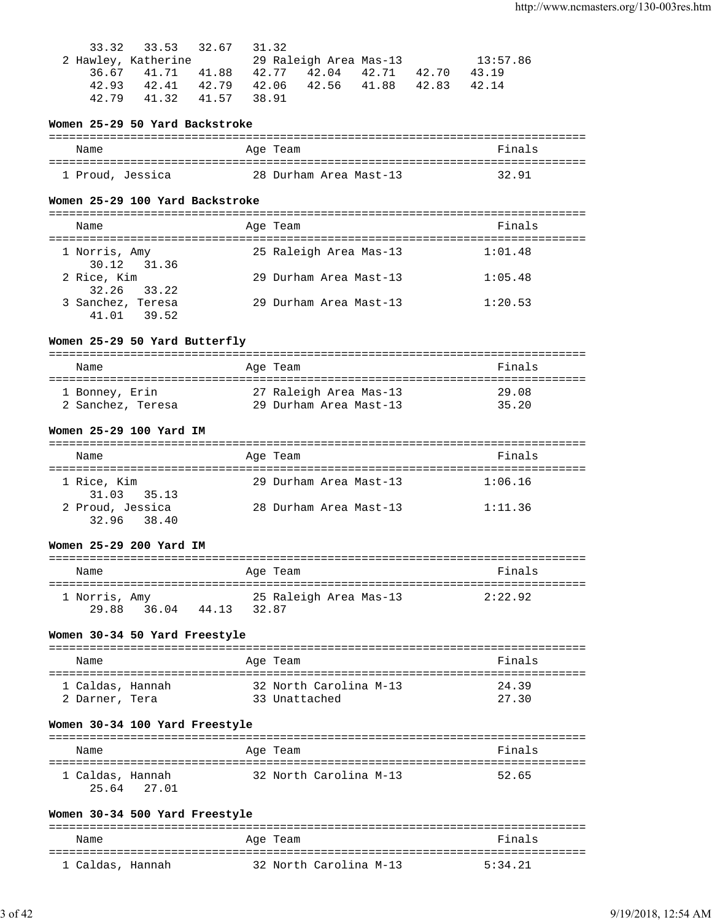```
    33.32   33.53   32.67   31.32
  2 Hawley, Katherine         29 Raleigh Area Mas-13           13:57.86
     36.67   41.71   41.88   42.77   42.04   42.71   42.70   43.19
     42.93   42.41   42.79   42.06   42.56   41.88   42.83   42.14
     42.79   41.32   41.57   38.91
```

### Women 25-29 50 Yard Backstroke

| Name | Age | Team | Finals |
|---|---|---|---|
| 1 Proud, Jessica | 28 | Durham Area Mast-13 | 32.91 |

### Women 25-29 100 Yard Backstroke

| Name | Age | Team | Finals |
|---|---|---|---|
| 1 Norris, Amy | 25 | Raleigh Area Mas-13 | 1:01.48 |
| 30.12 31.36 | | | |
| 2 Rice, Kim | 29 | Durham Area Mast-13 | 1:05.48 |
| 32.26 33.22 | | | |
| 3 Sanchez, Teresa | 29 | Durham Area Mast-13 | 1:20.53 |
| 41.01 39.52 | | | |

### Women 25-29 50 Yard Butterfly

| Name | Age | Team | Finals |
|---|---|---|---|
| 1 Bonney, Erin | 27 | Raleigh Area Mas-13 | 29.08 |
| 2 Sanchez, Teresa | 29 | Durham Area Mast-13 | 35.20 |

### Women 25-29 100 Yard IM

| Name | Age | Team | Finals |
|---|---|---|---|
| 1 Rice, Kim | 29 | Durham Area Mast-13 | 1:06.16 |
| 31.03 35.13 | | | |
| 2 Proud, Jessica | 28 | Durham Area Mast-13 | 1:11.36 |
| 32.96 38.40 | | | |

### Women 25-29 200 Yard IM

| Name | Age | Team | Finals |
|---|---|---|---|
| 1 Norris, Amy | 25 | Raleigh Area Mas-13 | 2:22.92 |
| 29.88 36.04 44.13 32.87 | | | |

### Women 30-34 50 Yard Freestyle

| Name | Age | Team | Finals |
|---|---|---|---|
| 1 Caldas, Hannah | 32 | North Carolina M-13 | 24.39 |
| 2 Darner, Tera | 33 | Unattached | 27.30 |

### Women 30-34 100 Yard Freestyle

| Name | Age | Team | Finals |
|---|---|---|---|
| 1 Caldas, Hannah | 32 | North Carolina M-13 | 52.65 |
| 25.64 27.01 | | | |

### Women 30-34 500 Yard Freestyle

| Name | Age | Team | Finals |
|---|---|---|---|
| 1 Caldas, Hannah | 32 | North Carolina M-13 | 5:34.21 |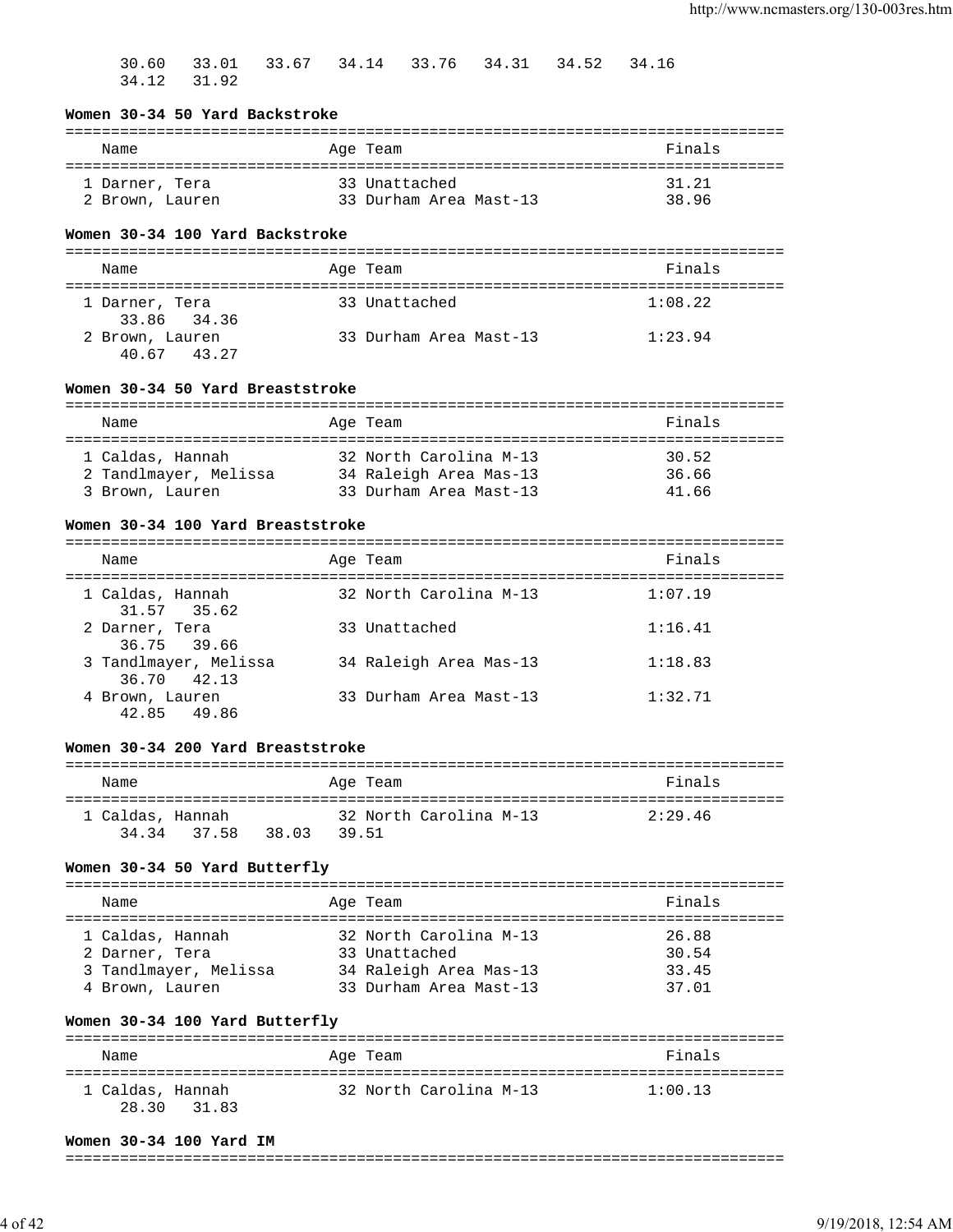30.60 33.01 33.67 34.14 33.76 34.31 34.52 34.16
34.12 31.92

**Women 30-34 50 Yard Backstroke**

| Name | Age | Team | Finals |
|---|---|---|---|
| 1 Darner, Tera | 33 | Unattached | 31.21 |
| 2 Brown, Lauren | 33 | Durham Area Mast-13 | 38.96 |

**Women 30-34 100 Yard Backstroke**

| Name | Age | Team | Finals |
|---|---|---|---|
| 1 Darner, Tera | 33 | Unattached | 1:08.22 |
| 33.86 34.36 | | | |
| 2 Brown, Lauren | 33 | Durham Area Mast-13 | 1:23.94 |
| 40.67 43.27 | | | |

**Women 30-34 50 Yard Breaststroke**

| Name | Age | Team | Finals |
|---|---|---|---|
| 1 Caldas, Hannah | 32 | North Carolina M-13 | 30.52 |
| 2 Tandlmayer, Melissa | 34 | Raleigh Area Mas-13 | 36.66 |
| 3 Brown, Lauren | 33 | Durham Area Mast-13 | 41.66 |

**Women 30-34 100 Yard Breaststroke**

| Name | Age | Team | Finals |
|---|---|---|---|
| 1 Caldas, Hannah | 32 | North Carolina M-13 | 1:07.19 |
| 31.57 35.62 | | | |
| 2 Darner, Tera | 33 | Unattached | 1:16.41 |
| 36.75 39.66 | | | |
| 3 Tandlmayer, Melissa | 34 | Raleigh Area Mas-13 | 1:18.83 |
| 36.70 42.13 | | | |
| 4 Brown, Lauren | 33 | Durham Area Mast-13 | 1:32.71 |
| 42.85 49.86 | | | |

**Women 30-34 200 Yard Breaststroke**

| Name | Age | Team | Finals |
|---|---|---|---|
| 1 Caldas, Hannah | 32 | North Carolina M-13 | 2:29.46 |
| 34.34 37.58 38.03 39.51 | | | |

**Women 30-34 50 Yard Butterfly**

| Name | Age | Team | Finals |
|---|---|---|---|
| 1 Caldas, Hannah | 32 | North Carolina M-13 | 26.88 |
| 2 Darner, Tera | 33 | Unattached | 30.54 |
| 3 Tandlmayer, Melissa | 34 | Raleigh Area Mas-13 | 33.45 |
| 4 Brown, Lauren | 33 | Durham Area Mast-13 | 37.01 |

**Women 30-34 100 Yard Butterfly**

| Name | Age | Team | Finals |
|---|---|---|---|
| 1 Caldas, Hannah | 32 | North Carolina M-13 | 1:00.13 |
| 28.30 31.83 | | | |

**Women 30-34 100 Yard IM**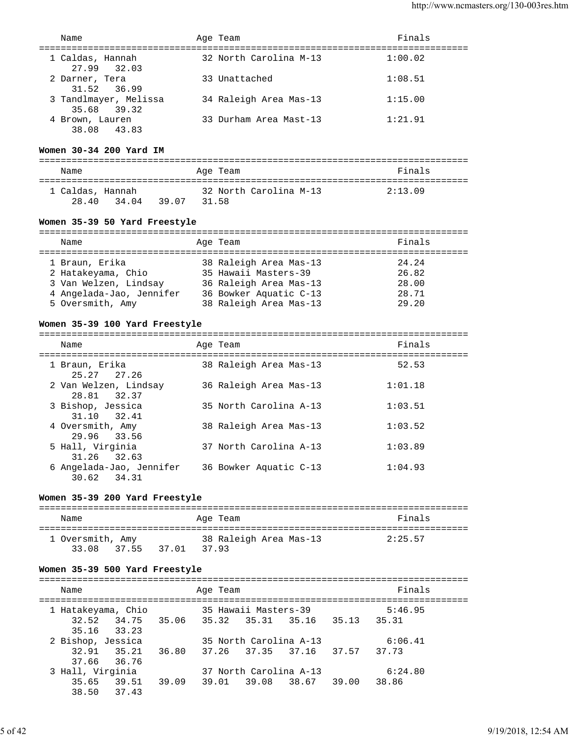| Name | Age | Team | Finals |
|---|---|---|---|
| 1 Caldas, Hannah | 32 | North Carolina M-13 | 1:00.02 |
| 27.99 32.03 | | | |
| 2 Darner, Tera | 33 | Unattached | 1:08.51 |
| 31.52 36.99 | | | |
| 3 Tandlmayer, Melissa | 34 | Raleigh Area Mas-13 | 1:15.00 |
| 35.68 39.32 | | | |
| 4 Brown, Lauren | 33 | Durham Area Mast-13 | 1:21.91 |
| 38.08 43.83 | | | |

**Women 30-34 200 Yard IM**

| Name | Age | Team | Finals |
|---|---|---|---|
| 1 Caldas, Hannah | 32 | North Carolina M-13 | 2:13.09 |
| 28.40 34.04 39.07 31.58 | | | |

**Women 35-39 50 Yard Freestyle**

| Name | Age | Team | Finals |
|---|---|---|---|
| 1 Braun, Erika | 38 | Raleigh Area Mas-13 | 24.24 |
| 2 Hatakeyama, Chio | 35 | Hawaii Masters-39 | 26.82 |
| 3 Van Welzen, Lindsay | 36 | Raleigh Area Mas-13 | 28.00 |
| 4 Angelada-Jao, Jennifer | 36 | Bowker Aquatic C-13 | 28.71 |
| 5 Oversmith, Amy | 38 | Raleigh Area Mas-13 | 29.20 |

**Women 35-39 100 Yard Freestyle**

| Name | Age | Team | Finals |
|---|---|---|---|
| 1 Braun, Erika | 38 | Raleigh Area Mas-13 | 52.53 |
| 25.27 27.26 | | | |
| 2 Van Welzen, Lindsay | 36 | Raleigh Area Mas-13 | 1:01.18 |
| 28.81 32.37 | | | |
| 3 Bishop, Jessica | 35 | North Carolina A-13 | 1:03.51 |
| 31.10 32.41 | | | |
| 4 Oversmith, Amy | 38 | Raleigh Area Mas-13 | 1:03.52 |
| 29.96 33.56 | | | |
| 5 Hall, Virginia | 37 | North Carolina A-13 | 1:03.89 |
| 31.26 32.63 | | | |
| 6 Angelada-Jao, Jennifer | 36 | Bowker Aquatic C-13 | 1:04.93 |
| 30.62 34.31 | | | |

**Women 35-39 200 Yard Freestyle**

| Name | Age | Team | Finals |
|---|---|---|---|
| 1 Oversmith, Amy | 38 | Raleigh Area Mas-13 | 2:25.57 |
| 33.08 37.55 37.01 37.93 | | | |

**Women 35-39 500 Yard Freestyle**

| Name | Age | Team | Finals |
|---|---|---|---|
| 1 Hatakeyama, Chio | 35 | Hawaii Masters-39 | 5:46.95 |
| 32.52 34.75 35.06 35.32 35.31 35.16 35.13 35.31 35.16 33.23 | | | |
| 2 Bishop, Jessica | 35 | North Carolina A-13 | 6:06.41 |
| 32.91 35.21 36.80 37.26 37.35 37.16 37.57 37.73 37.66 36.76 | | | |
| 3 Hall, Virginia | 37 | North Carolina A-13 | 6:24.80 |
| 35.65 39.51 39.09 39.01 39.08 38.67 39.00 38.86 38.50 37.43 | | | |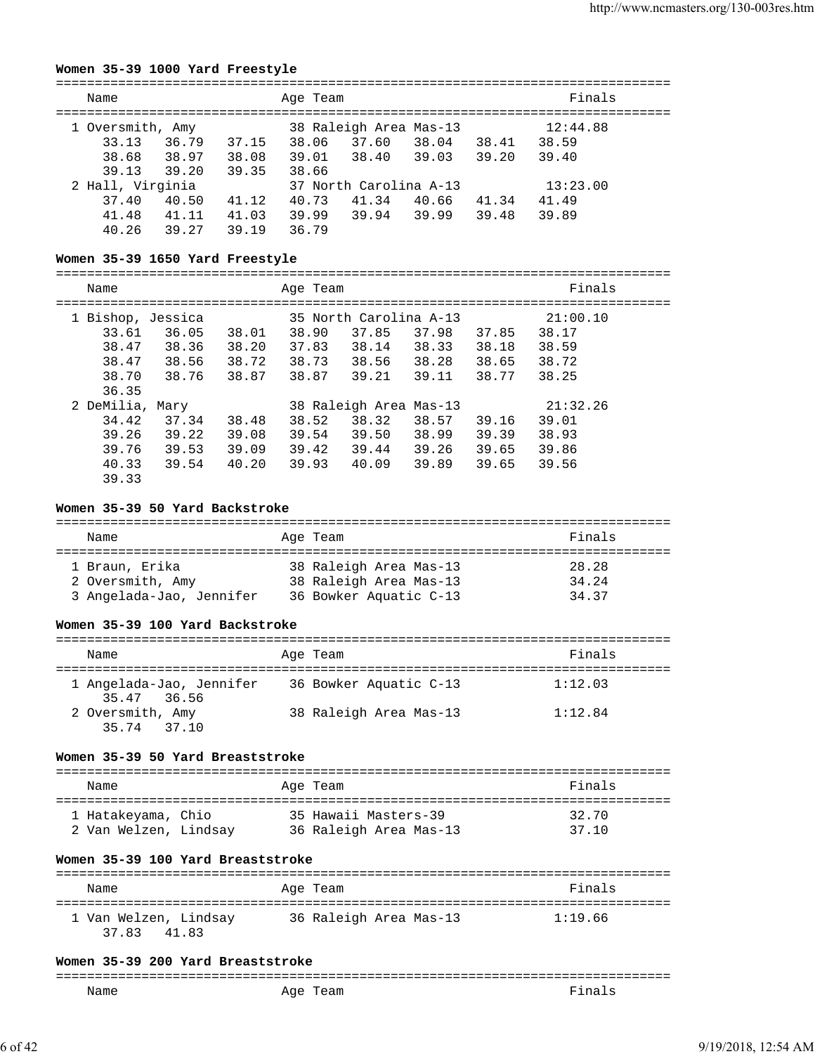### Women 35-39 1000 Yard Freestyle

```
===============================================================================
    Name                    Age Team                                    Finals
===============================================================================
  1 Oversmith, Amy           38 Raleigh Area Mas-13                  12:44.88
      33.13    36.79    37.15    38.06    37.60    38.04    38.41    38.59
      38.68    38.97    38.08    39.01    38.40    39.03    39.20    39.40
      39.13    39.20    39.35    38.66
  2 Hall, Virginia           37 North Carolina A-13                  13:23.00
      37.40    40.50    41.12    40.73    41.34    40.66    41.34    41.49
      41.48    41.11    41.03    39.99    39.94    39.99    39.48    39.89
      40.26    39.27    39.19    36.79
```

### Women 35-39 1650 Yard Freestyle

```
===============================================================================
    Name                    Age Team                                    Finals
===============================================================================
  1 Bishop, Jessica          35 North Carolina A-13                  21:00.10
      33.61    36.05    38.01    38.90    37.85    37.98    37.85    38.17
      38.47    38.36    38.20    37.83    38.14    38.33    38.18    38.59
      38.47    38.56    38.72    38.73    38.56    38.28    38.65    38.72
      38.70    38.76    38.87    38.87    39.21    39.11    38.77    38.25
      36.35
  2 DeMilia, Mary            38 Raleigh Area Mas-13                  21:32.26
      34.42    37.34    38.48    38.52    38.32    38.57    39.16    39.01
      39.26    39.22    39.08    39.54    39.50    38.99    39.39    38.93
      39.76    39.53    39.09    39.42    39.44    39.26    39.65    39.86
      40.33    39.54    40.20    39.93    40.09    39.89    39.65    39.56
      39.33
```

### Women 35-39 50 Yard Backstroke

```
===============================================================================
    Name                    Age Team                                    Finals
===============================================================================
  1 Braun, Erika             38 Raleigh Area Mas-13                     28.28
  2 Oversmith, Amy           38 Raleigh Area Mas-13                     34.24
  3 Angelada-Jao, Jennifer   36 Bowker Aquatic C-13                     34.37
```

### Women 35-39 100 Yard Backstroke

```
===============================================================================
    Name                    Age Team                                    Finals
===============================================================================
  1 Angelada-Jao, Jennifer   36 Bowker Aquatic C-13                   1:12.03
      35.47    36.56
  2 Oversmith, Amy           38 Raleigh Area Mas-13                   1:12.84
      35.74    37.10
```

### Women 35-39 50 Yard Breaststroke

```
===============================================================================
    Name                    Age Team                                    Finals
===============================================================================
  1 Hatakeyama, Chio         35 Hawaii Masters-39                       32.70
  2 Van Welzen, Lindsay      36 Raleigh Area Mas-13                     37.10
```

### Women 35-39 100 Yard Breaststroke

```
===============================================================================
    Name                    Age Team                                    Finals
===============================================================================
  1 Van Welzen, Lindsay      36 Raleigh Area Mas-13                   1:19.66
      37.83    41.83
```

### Women 35-39 200 Yard Breaststroke

```
===============================================================================
    Name                    Age Team                                    Finals
```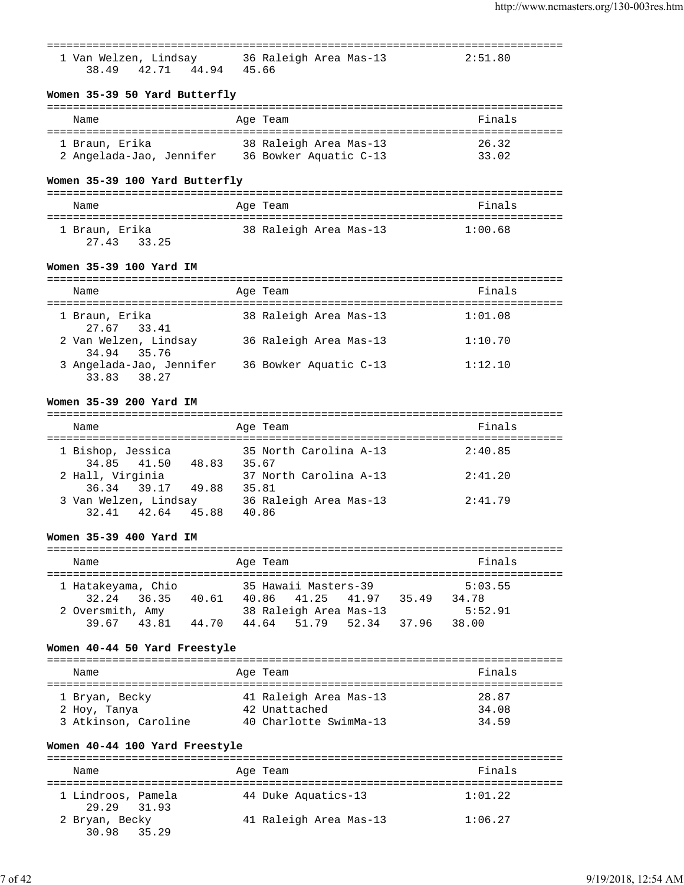| | Name | Age | Team | Finals |
|---|---|---|---|---|
| 1 | Van Welzen, Lindsay | 36 | Raleigh Area Mas-13 | 2:51.80 |
| | 38.49  42.71  44.94  45.66 | | | |

### Women 35-39 50 Yard Butterfly

| | Name | Age | Team | Finals |
|---|---|---|---|---|
| 1 | Braun, Erika | 38 | Raleigh Area Mas-13 | 26.32 |
| 2 | Angelada-Jao, Jennifer | 36 | Bowker Aquatic C-13 | 33.02 |

### Women 35-39 100 Yard Butterfly

| | Name | Age | Team | Finals |
|---|---|---|---|---|
| 1 | Braun, Erika | 38 | Raleigh Area Mas-13 | 1:00.68 |
| | 27.43  33.25 | | | |

### Women 35-39 100 Yard IM

| | Name | Age | Team | Finals |
|---|---|---|---|---|
| 1 | Braun, Erika | 38 | Raleigh Area Mas-13 | 1:01.08 |
| | 27.67  33.41 | | | |
| 2 | Van Welzen, Lindsay | 36 | Raleigh Area Mas-13 | 1:10.70 |
| | 34.94  35.76 | | | |
| 3 | Angelada-Jao, Jennifer | 36 | Bowker Aquatic C-13 | 1:12.10 |
| | 33.83  38.27 | | | |

### Women 35-39 200 Yard IM

| | Name | Age | Team | Finals |
|---|---|---|---|---|
| 1 | Bishop, Jessica | 35 | North Carolina A-13 | 2:40.85 |
| | 34.85  41.50  48.83  35.67 | | | |
| 2 | Hall, Virginia | 37 | North Carolina A-13 | 2:41.20 |
| | 36.34  39.17  49.88  35.81 | | | |
| 3 | Van Welzen, Lindsay | 36 | Raleigh Area Mas-13 | 2:41.79 |
| | 32.41  42.64  45.88  40.86 | | | |

### Women 35-39 400 Yard IM

| | Name | Age | Team | Finals |
|---|---|---|---|---|
| 1 | Hatakeyama, Chio | 35 | Hawaii Masters-39 | 5:03.55 |
| | 32.24  36.35  40.61  40.86  41.25  41.97  35.49  34.78 | | | |
| 2 | Oversmith, Amy | 38 | Raleigh Area Mas-13 | 5:52.91 |
| | 39.67  43.81  44.70  44.64  51.79  52.34  37.96  38.00 | | | |

### Women 40-44 50 Yard Freestyle

| | Name | Age | Team | Finals |
|---|---|---|---|---|
| 1 | Bryan, Becky | 41 | Raleigh Area Mas-13 | 28.87 |
| 2 | Hoy, Tanya | 42 | Unattached | 34.08 |
| 3 | Atkinson, Caroline | 40 | Charlotte SwimMa-13 | 34.59 |

### Women 40-44 100 Yard Freestyle

| | Name | Age | Team | Finals |
|---|---|---|---|---|
| 1 | Lindroos, Pamela | 44 | Duke Aquatics-13 | 1:01.22 |
| | 29.29  31.93 | | | |
| 2 | Bryan, Becky | 41 | Raleigh Area Mas-13 | 1:06.27 |
| | 30.98  35.29 | | | |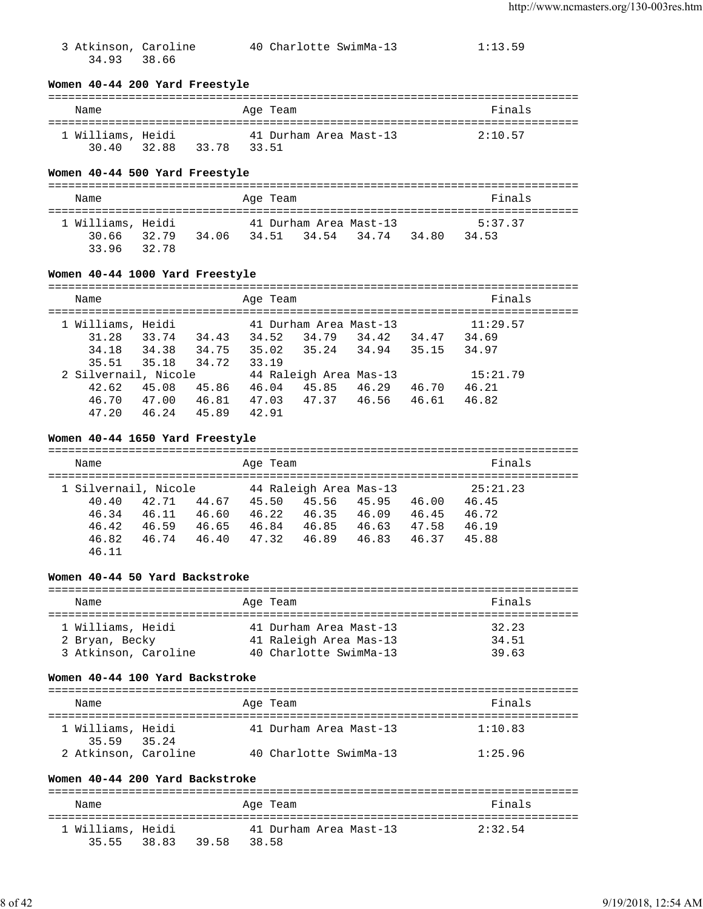```
  3 Atkinson, Caroline        40 Charlotte SwimMa-13           1:13.59
      34.93    38.66
```

### Women 40-44 200 Yard Freestyle

```
===============================================================================
    Name                    Age Team                                  Finals
===============================================================================
  1 Williams, Heidi           41 Durham Area Mast-13           2:10.57
      30.40    32.88    33.78    33.51
```

### Women 40-44 500 Yard Freestyle

```
===============================================================================
    Name                    Age Team                                  Finals
===============================================================================
  1 Williams, Heidi           41 Durham Area Mast-13           5:37.37
      30.66    32.79    34.06    34.51    34.54    34.74    34.80    34.53
      33.96    32.78
```

### Women 40-44 1000 Yard Freestyle

```
===============================================================================
    Name                    Age Team                                  Finals
===============================================================================
  1 Williams, Heidi           41 Durham Area Mast-13          11:29.57
      31.28    33.74    34.43    34.52    34.79    34.42    34.47    34.69
      34.18    34.38    34.75    35.02    35.24    34.94    35.15    34.97
      35.51    35.18    34.72    33.19
  2 Silvernail, Nicole        44 Raleigh Area Mas-13          15:21.79
      42.62    45.08    45.86    46.04    45.85    46.29    46.70    46.21
      46.70    47.00    46.81    47.03    47.37    46.56    46.61    46.82
      47.20    46.24    45.89    42.91
```

### Women 40-44 1650 Yard Freestyle

```
===============================================================================
    Name                    Age Team                                  Finals
===============================================================================
  1 Silvernail, Nicole        44 Raleigh Area Mas-13          25:21.23
      40.40    42.71    44.67    45.50    45.56    45.95    46.00    46.45
      46.34    46.11    46.60    46.22    46.35    46.09    46.45    46.72
      46.42    46.59    46.65    46.84    46.85    46.63    47.58    46.19
      46.82    46.74    46.40    47.32    46.89    46.83    46.37    45.88
      46.11
```

### Women 40-44 50 Yard Backstroke

```
===============================================================================
    Name                    Age Team                                  Finals
===============================================================================
  1 Williams, Heidi           41 Durham Area Mast-13             32.23
  2 Bryan, Becky              41 Raleigh Area Mas-13             34.51
  3 Atkinson, Caroline        40 Charlotte SwimMa-13             39.63
```

### Women 40-44 100 Yard Backstroke

```
===============================================================================
    Name                    Age Team                                  Finals
===============================================================================
  1 Williams, Heidi           41 Durham Area Mast-13           1:10.83
      35.59    35.24
  2 Atkinson, Caroline        40 Charlotte SwimMa-13           1:25.96
```

### Women 40-44 200 Yard Backstroke

```
===============================================================================
    Name                    Age Team                                  Finals
===============================================================================
  1 Williams, Heidi           41 Durham Area Mast-13           2:32.54
      35.55    38.83    39.58    38.58
```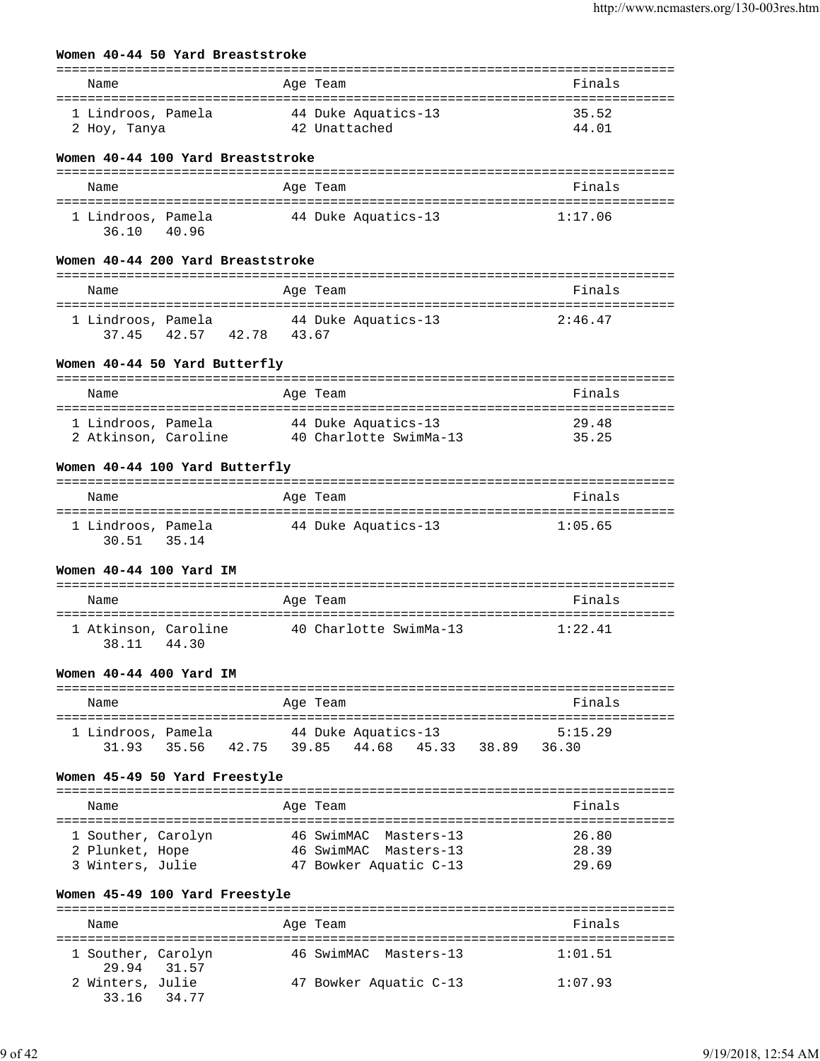### Women 40-44 50 Yard Breaststroke

| Name | Age | Team | Finals |
|---|---|---|---|
| 1 Lindroos, Pamela | 44 | Duke Aquatics-13 | 35.52 |
| 2 Hoy, Tanya | 42 | Unattached | 44.01 |

### Women 40-44 100 Yard Breaststroke

| Name | Age | Team | Finals |
|---|---|---|---|
| 1 Lindroos, Pamela | 44 | Duke Aquatics-13 | 1:17.06 |
| 36.10 40.96 | | | |

### Women 40-44 200 Yard Breaststroke

| Name | Age | Team | Finals |
|---|---|---|---|
| 1 Lindroos, Pamela | 44 | Duke Aquatics-13 | 2:46.47 |
| 37.45 42.57 42.78 43.67 | | | |

### Women 40-44 50 Yard Butterfly

| Name | Age | Team | Finals |
|---|---|---|---|
| 1 Lindroos, Pamela | 44 | Duke Aquatics-13 | 29.48 |
| 2 Atkinson, Caroline | 40 | Charlotte SwimMa-13 | 35.25 |

### Women 40-44 100 Yard Butterfly

| Name | Age | Team | Finals |
|---|---|---|---|
| 1 Lindroos, Pamela | 44 | Duke Aquatics-13 | 1:05.65 |
| 30.51 35.14 | | | |

### Women 40-44 100 Yard IM

| Name | Age | Team | Finals |
|---|---|---|---|
| 1 Atkinson, Caroline | 40 | Charlotte SwimMa-13 | 1:22.41 |
| 38.11 44.30 | | | |

### Women 40-44 400 Yard IM

| Name | Age | Team | Finals |
|---|---|---|---|
| 1 Lindroos, Pamela | 44 | Duke Aquatics-13 | 5:15.29 |
| 31.93 35.56 42.75 39.85 44.68 45.33 38.89 36.30 | | | |

### Women 45-49 50 Yard Freestyle

| Name | Age | Team | Finals |
|---|---|---|---|
| 1 Souther, Carolyn | 46 | SwimMAC Masters-13 | 26.80 |
| 2 Plunket, Hope | 46 | SwimMAC Masters-13 | 28.39 |
| 3 Winters, Julie | 47 | Bowker Aquatic C-13 | 29.69 |

### Women 45-49 100 Yard Freestyle

| Name | Age | Team | Finals |
|---|---|---|---|
| 1 Souther, Carolyn | 46 | SwimMAC Masters-13 | 1:01.51 |
| 29.94 31.57 | | | |
| 2 Winters, Julie | 47 | Bowker Aquatic C-13 | 1:07.93 |
| 33.16 34.77 | | | |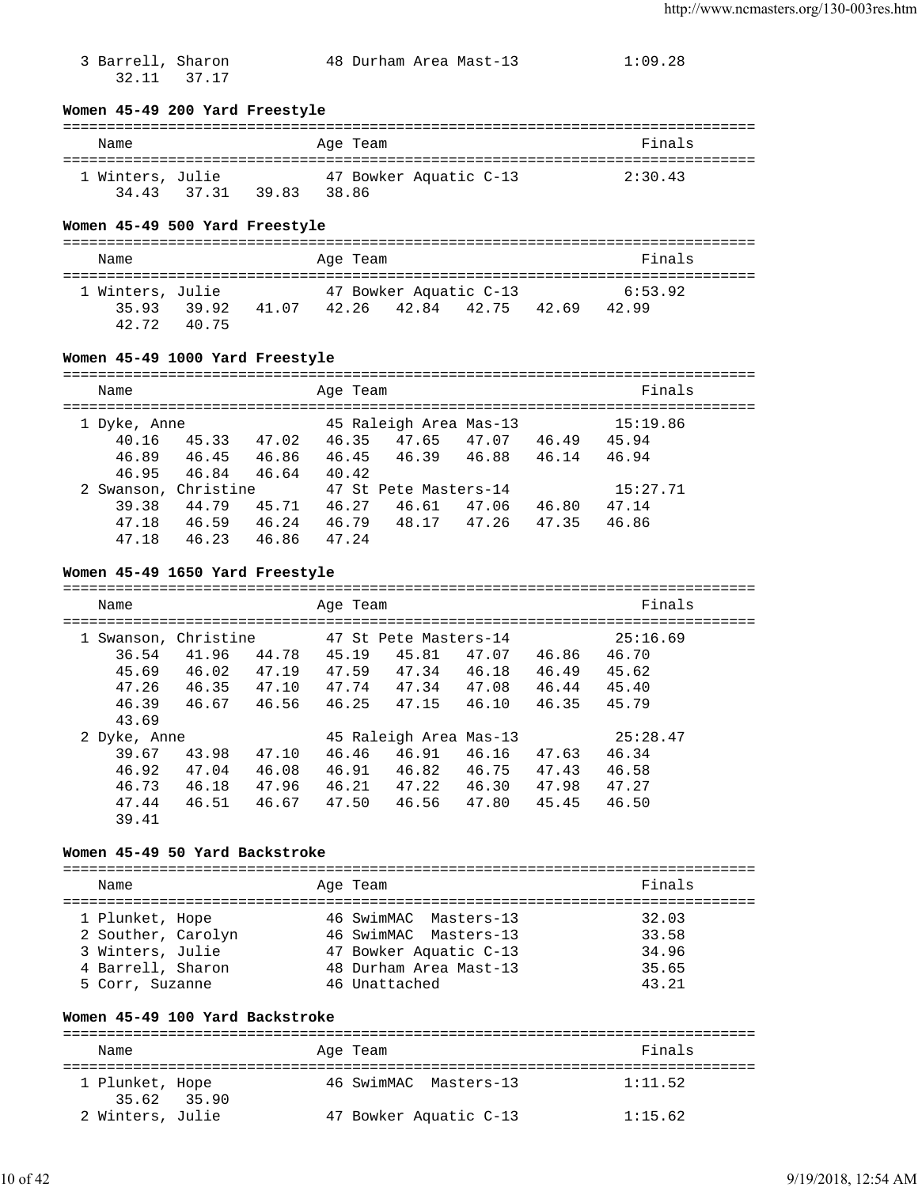3 Barrell, Sharon 48 Durham Area Mast-13 1:09.28
32.11 37.17

**Women 45-49 200 Yard Freestyle**

| Name | Age | Team | Finals |
|---|---|---|---|
| 1 Winters, Julie | 47 | Bowker Aquatic C-13 | 2:30.43 |
| 34.43 37.31 39.83 38.86 | | | |

**Women 45-49 500 Yard Freestyle**

| Name | Age | Team | Finals |
|---|---|---|---|
| 1 Winters, Julie | 47 | Bowker Aquatic C-13 | 6:53.92 |
| 35.93 39.92 41.07 42.26 42.84 42.75 42.69 42.99 | | | |
| 42.72 40.75 | | | |

**Women 45-49 1000 Yard Freestyle**

| Name | Age | Team | Finals |
|---|---|---|---|
| 1 Dyke, Anne | 45 | Raleigh Area Mas-13 | 15:19.86 |
| 40.16 45.33 47.02 46.35 47.65 47.07 46.49 45.94 | | | |
| 46.89 46.45 46.86 46.45 46.39 46.88 46.14 46.94 | | | |
| 46.95 46.84 46.64 40.42 | | | |
| 2 Swanson, Christine | 47 | St Pete Masters-14 | 15:27.71 |
| 39.38 44.79 45.71 46.27 46.61 47.06 46.80 47.14 | | | |
| 47.18 46.59 46.24 46.79 48.17 47.26 47.35 46.86 | | | |
| 47.18 46.23 46.86 47.24 | | | |

**Women 45-49 1650 Yard Freestyle**

| Name | Age | Team | Finals |
|---|---|---|---|
| 1 Swanson, Christine | 47 | St Pete Masters-14 | 25:16.69 |
| 36.54 41.96 44.78 45.19 45.81 47.07 46.86 46.70 | | | |
| 45.69 46.02 47.19 47.59 47.34 46.18 46.49 45.62 | | | |
| 47.26 46.35 47.10 47.74 47.34 47.08 46.44 45.40 | | | |
| 46.39 46.67 46.56 46.25 47.15 46.10 46.35 45.79 | | | |
| 43.69 | | | |
| 2 Dyke, Anne | 45 | Raleigh Area Mas-13 | 25:28.47 |
| 39.67 43.98 47.10 46.46 46.91 46.16 47.63 46.34 | | | |
| 46.92 47.04 46.08 46.91 46.82 46.75 47.43 46.58 | | | |
| 46.73 46.18 47.96 46.21 47.22 46.30 47.98 47.27 | | | |
| 47.44 46.51 46.67 47.50 46.56 47.80 45.45 46.50 | | | |
| 39.41 | | | |

**Women 45-49 50 Yard Backstroke**

| Name | Age | Team | Finals |
|---|---|---|---|
| 1 Plunket, Hope | 46 | SwimMAC Masters-13 | 32.03 |
| 2 Souther, Carolyn | 46 | SwimMAC Masters-13 | 33.58 |
| 3 Winters, Julie | 47 | Bowker Aquatic C-13 | 34.96 |
| 4 Barrell, Sharon | 48 | Durham Area Mast-13 | 35.65 |
| 5 Corr, Suzanne | 46 | Unattached | 43.21 |

**Women 45-49 100 Yard Backstroke**

| Name | Age | Team | Finals |
|---|---|---|---|
| 1 Plunket, Hope | 46 | SwimMAC Masters-13 | 1:11.52 |
| 35.62 35.90 | | | |
| 2 Winters, Julie | 47 | Bowker Aquatic C-13 | 1:15.62 |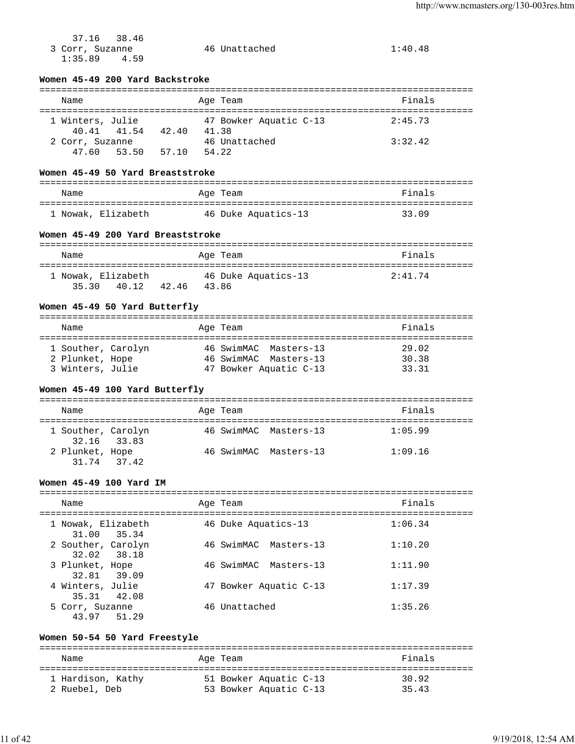37.16   38.46

| Name | Age | Team | Finals |
|---|---|---|---|
| 3 Corr, Suzanne | 46 | Unattached | 1:40.48 |
| 1:35.89   4.59 | | | |

### Women 45-49 200 Yard Backstroke

| Name | Age | Team | Finals |
|---|---|---|---|
| 1 Winters, Julie | 47 | Bowker Aquatic C-13 | 2:45.73 |
| 40.41   41.54   42.40   41.38 | | | |
| 2 Corr, Suzanne | 46 | Unattached | 3:32.42 |
| 47.60   53.50   57.10   54.22 | | | |

### Women 45-49 50 Yard Breaststroke

| Name | Age | Team | Finals |
|---|---|---|---|
| 1 Nowak, Elizabeth | 46 | Duke Aquatics-13 | 33.09 |

### Women 45-49 200 Yard Breaststroke

| Name | Age | Team | Finals |
|---|---|---|---|
| 1 Nowak, Elizabeth | 46 | Duke Aquatics-13 | 2:41.74 |
| 35.30   40.12   42.46   43.86 | | | |

### Women 45-49 50 Yard Butterfly

| Name | Age | Team | Finals |
|---|---|---|---|
| 1 Souther, Carolyn | 46 | SwimMAC  Masters-13 | 29.02 |
| 2 Plunket, Hope | 46 | SwimMAC  Masters-13 | 30.38 |
| 3 Winters, Julie | 47 | Bowker Aquatic C-13 | 33.31 |

### Women 45-49 100 Yard Butterfly

| Name | Age | Team | Finals |
|---|---|---|---|
| 1 Souther, Carolyn | 46 | SwimMAC  Masters-13 | 1:05.99 |
| 32.16   33.83 | | | |
| 2 Plunket, Hope | 46 | SwimMAC  Masters-13 | 1:09.16 |
| 31.74   37.42 | | | |

### Women 45-49 100 Yard IM

| Name | Age | Team | Finals |
|---|---|---|---|
| 1 Nowak, Elizabeth | 46 | Duke Aquatics-13 | 1:06.34 |
| 31.00   35.34 | | | |
| 2 Souther, Carolyn | 46 | SwimMAC  Masters-13 | 1:10.20 |
| 32.02   38.18 | | | |
| 3 Plunket, Hope | 46 | SwimMAC  Masters-13 | 1:11.90 |
| 32.81   39.09 | | | |
| 4 Winters, Julie | 47 | Bowker Aquatic C-13 | 1:17.39 |
| 35.31   42.08 | | | |
| 5 Corr, Suzanne | 46 | Unattached | 1:35.26 |
| 43.97   51.29 | | | |

### Women 50-54 50 Yard Freestyle

| Name | Age | Team | Finals |
|---|---|---|---|
| 1 Hardison, Kathy | 51 | Bowker Aquatic C-13 | 30.92 |
| 2 Ruebel, Deb | 53 | Bowker Aquatic C-13 | 35.43 |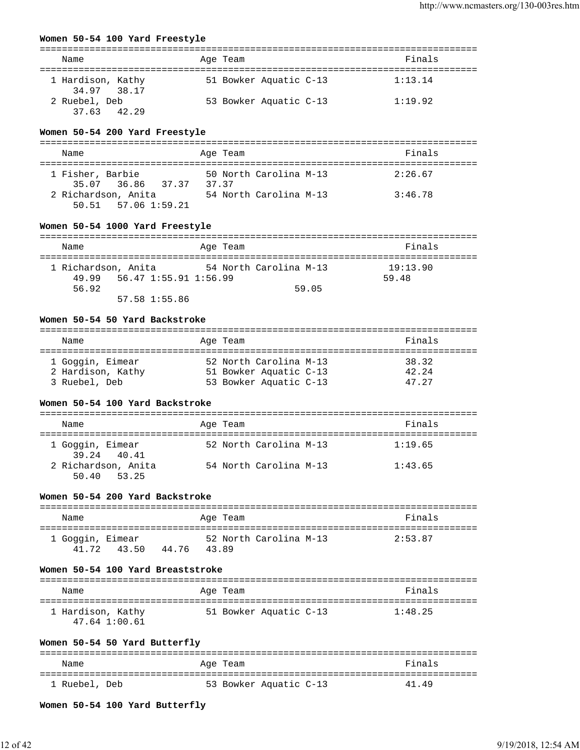### Women 50-54 100 Yard Freestyle

| Name | Age | Team | Finals |
|---|---|---|---|
| 1 Hardison, Kathy | 51 | Bowker Aquatic C-13 | 1:13.14 |
| 34.97  38.17 | | | |
| 2 Ruebel, Deb | 53 | Bowker Aquatic C-13 | 1:19.92 |
| 37.63  42.29 | | | |

### Women 50-54 200 Yard Freestyle

| Name | Age | Team | Finals |
|---|---|---|---|
| 1 Fisher, Barbie | 50 | North Carolina M-13 | 2:26.67 |
| 35.07  36.86  37.37  37.37 | | | |
| 2 Richardson, Anita | 54 | North Carolina M-13 | 3:46.78 |
| 50.51  57.06 1:59.21 | | | |

### Women 50-54 1000 Yard Freestyle

| Name | Age | Team | Finals |
|---|---|---|---|
| 1 Richardson, Anita | 54 | North Carolina M-13 | 19:13.90 |
| 49.99  56.47 1:55.91 1:56.99 | | | 59.48 |
| 56.92 | | 59.05 | |
| 57.58 1:55.86 | | | |

### Women 50-54 50 Yard Backstroke

| Name | Age | Team | Finals |
|---|---|---|---|
| 1 Goggin, Eimear | 52 | North Carolina M-13 | 38.32 |
| 2 Hardison, Kathy | 51 | Bowker Aquatic C-13 | 42.24 |
| 3 Ruebel, Deb | 53 | Bowker Aquatic C-13 | 47.27 |

### Women 50-54 100 Yard Backstroke

| Name | Age | Team | Finals |
|---|---|---|---|
| 1 Goggin, Eimear | 52 | North Carolina M-13 | 1:19.65 |
| 39.24  40.41 | | | |
| 2 Richardson, Anita | 54 | North Carolina M-13 | 1:43.65 |
| 50.40  53.25 | | | |

### Women 50-54 200 Yard Backstroke

| Name | Age | Team | Finals |
|---|---|---|---|
| 1 Goggin, Eimear | 52 | North Carolina M-13 | 2:53.87 |
| 41.72  43.50  44.76  43.89 | | | |

### Women 50-54 100 Yard Breaststroke

| Name | Age | Team | Finals |
|---|---|---|---|
| 1 Hardison, Kathy | 51 | Bowker Aquatic C-13 | 1:48.25 |
| 47.64 1:00.61 | | | |

### Women 50-54 50 Yard Butterfly

| Name | Age | Team | Finals |
|---|---|---|---|
| 1 Ruebel, Deb | 53 | Bowker Aquatic C-13 | 41.49 |

### Women 50-54 100 Yard Butterfly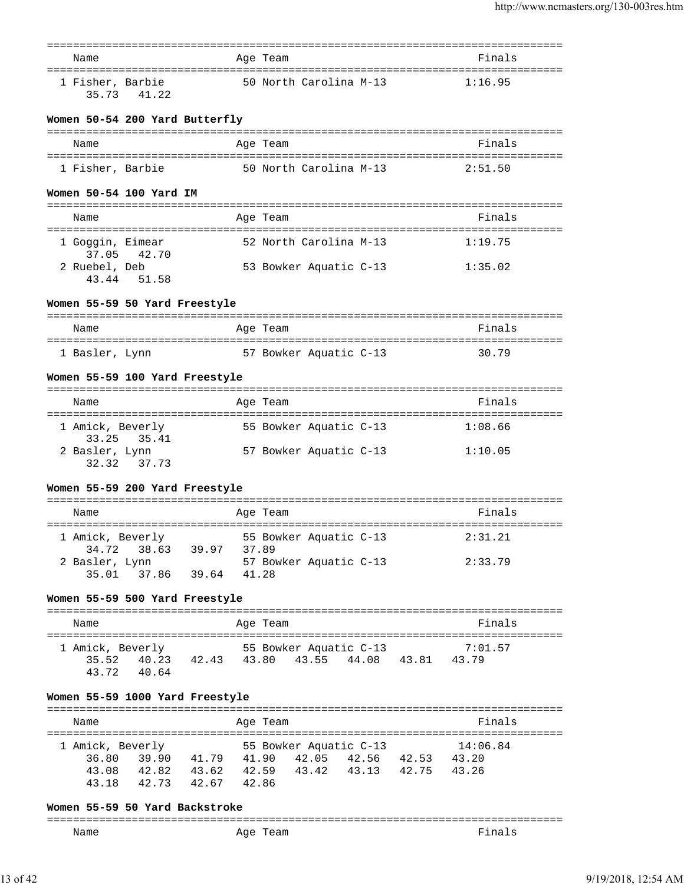| Name | Age | Team | Finals |
|---|---|---|---|
| 1 Fisher, Barbie | 50 | North Carolina M-13 | 1:16.95 |
| 35.73  41.22 | | | |

**Women 50-54 200 Yard Butterfly**

| Name | Age | Team | Finals |
|---|---|---|---|
| 1 Fisher, Barbie | 50 | North Carolina M-13 | 2:51.50 |

**Women 50-54 100 Yard IM**

| Name | Age | Team | Finals |
|---|---|---|---|
| 1 Goggin, Eimear | 52 | North Carolina M-13 | 1:19.75 |
| 37.05  42.70 | | | |
| 2 Ruebel, Deb | 53 | Bowker Aquatic C-13 | 1:35.02 |
| 43.44  51.58 | | | |

**Women 55-59 50 Yard Freestyle**

| Name | Age | Team | Finals |
|---|---|---|---|
| 1 Basler, Lynn | 57 | Bowker Aquatic C-13 | 30.79 |

**Women 55-59 100 Yard Freestyle**

| Name | Age | Team | Finals |
|---|---|---|---|
| 1 Amick, Beverly | 55 | Bowker Aquatic C-13 | 1:08.66 |
| 33.25  35.41 | | | |
| 2 Basler, Lynn | 57 | Bowker Aquatic C-13 | 1:10.05 |
| 32.32  37.73 | | | |

**Women 55-59 200 Yard Freestyle**

| Name | Age | Team | Finals |
|---|---|---|---|
| 1 Amick, Beverly | 55 | Bowker Aquatic C-13 | 2:31.21 |
| 34.72  38.63  39.97  37.89 | | | |
| 2 Basler, Lynn | 57 | Bowker Aquatic C-13 | 2:33.79 |
| 35.01  37.86  39.64  41.28 | | | |

**Women 55-59 500 Yard Freestyle**

| Name | Age | Team | Finals |
|---|---|---|---|
| 1 Amick, Beverly | 55 | Bowker Aquatic C-13 | 7:01.57 |
| 35.52  40.23  42.43  43.80  43.55  44.08  43.81  43.79  43.72  40.64 | | | |

**Women 55-59 1000 Yard Freestyle**

| Name | Age | Team | Finals |
|---|---|---|---|
| 1 Amick, Beverly | 55 | Bowker Aquatic C-13 | 14:06.84 |
| 36.80  39.90  41.79  41.90  42.05  42.56  42.53  43.20  43.08  42.82  43.62  42.59  43.42  43.13  42.75  43.26  43.18  42.73  42.67  42.86 | | | |

**Women 55-59 50 Yard Backstroke**

| Name | Age | Team | Finals |
|---|---|---|---|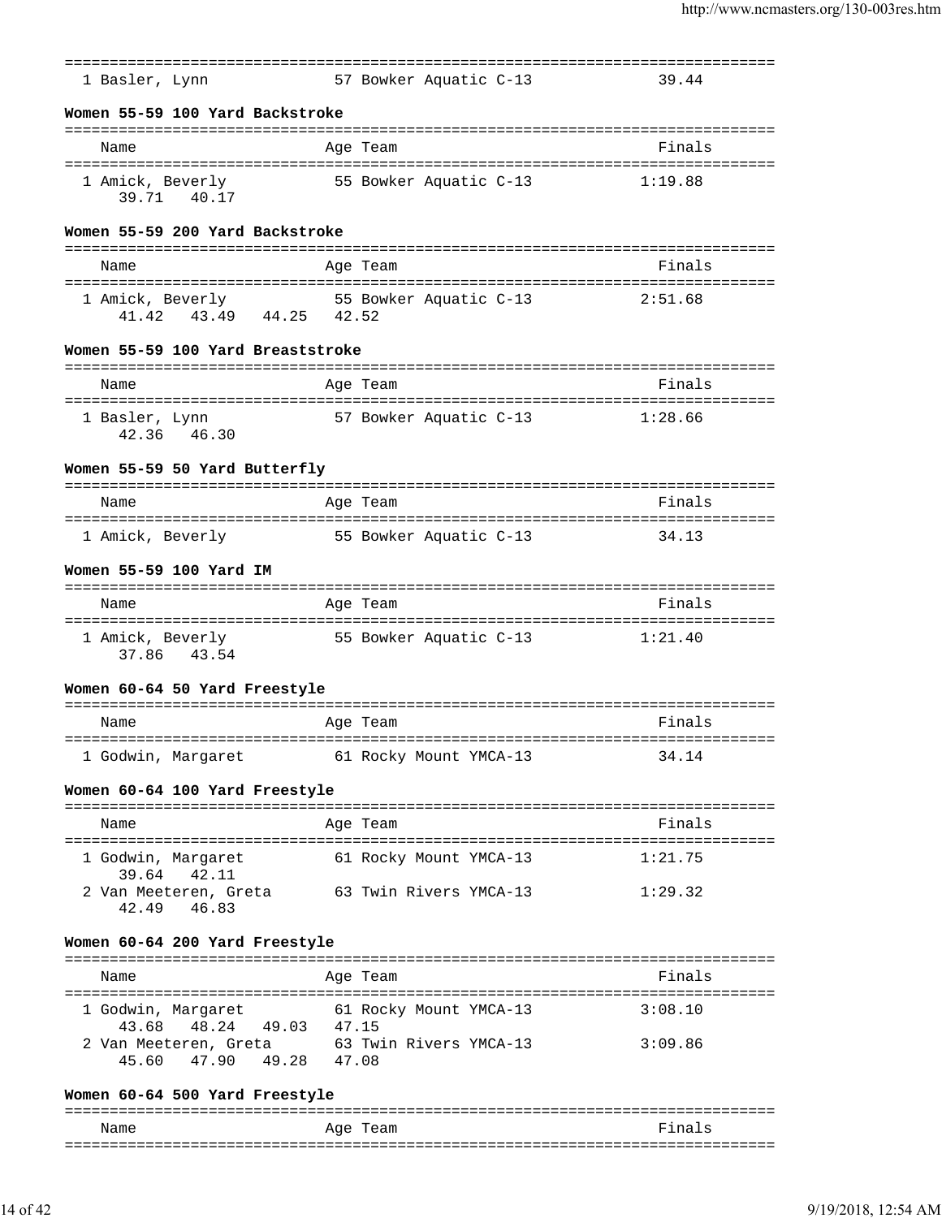| | | | |
|---|---|---|---|
| 1 Basler, Lynn | 57 | Bowker Aquatic C-13 | 39.44 |

#### Women 55-59 100 Yard Backstroke

| Name | Age | Team | Finals |
|---|---|---|---|
| 1 Amick, Beverly | 55 | Bowker Aquatic C-13 | 1:19.88 |
| 39.71  40.17 | | | |

#### Women 55-59 200 Yard Backstroke

| Name | Age | Team | Finals |
|---|---|---|---|
| 1 Amick, Beverly | 55 | Bowker Aquatic C-13 | 2:51.68 |
| 41.42  43.49  44.25  42.52 | | | |

#### Women 55-59 100 Yard Breaststroke

| Name | Age | Team | Finals |
|---|---|---|---|
| 1 Basler, Lynn | 57 | Bowker Aquatic C-13 | 1:28.66 |
| 42.36  46.30 | | | |

#### Women 55-59 50 Yard Butterfly

| Name | Age | Team | Finals |
|---|---|---|---|
| 1 Amick, Beverly | 55 | Bowker Aquatic C-13 | 34.13 |

#### Women 55-59 100 Yard IM

| Name | Age | Team | Finals |
|---|---|---|---|
| 1 Amick, Beverly | 55 | Bowker Aquatic C-13 | 1:21.40 |
| 37.86  43.54 | | | |

#### Women 60-64 50 Yard Freestyle

| Name | Age | Team | Finals |
|---|---|---|---|
| 1 Godwin, Margaret | 61 | Rocky Mount YMCA-13 | 34.14 |

#### Women 60-64 100 Yard Freestyle

| Name | Age | Team | Finals |
|---|---|---|---|
| 1 Godwin, Margaret | 61 | Rocky Mount YMCA-13 | 1:21.75 |
| 39.64  42.11 | | | |
| 2 Van Meeteren, Greta | 63 | Twin Rivers YMCA-13 | 1:29.32 |
| 42.49  46.83 | | | |

#### Women 60-64 200 Yard Freestyle

| Name | Age | Team | Finals |
|---|---|---|---|
| 1 Godwin, Margaret | 61 | Rocky Mount YMCA-13 | 3:08.10 |
| 43.68  48.24  49.03  47.15 | | | |
| 2 Van Meeteren, Greta | 63 | Twin Rivers YMCA-13 | 3:09.86 |
| 45.60  47.90  49.28  47.08 | | | |

#### Women 60-64 500 Yard Freestyle

| Name | Age | Team | Finals |
|---|---|---|---|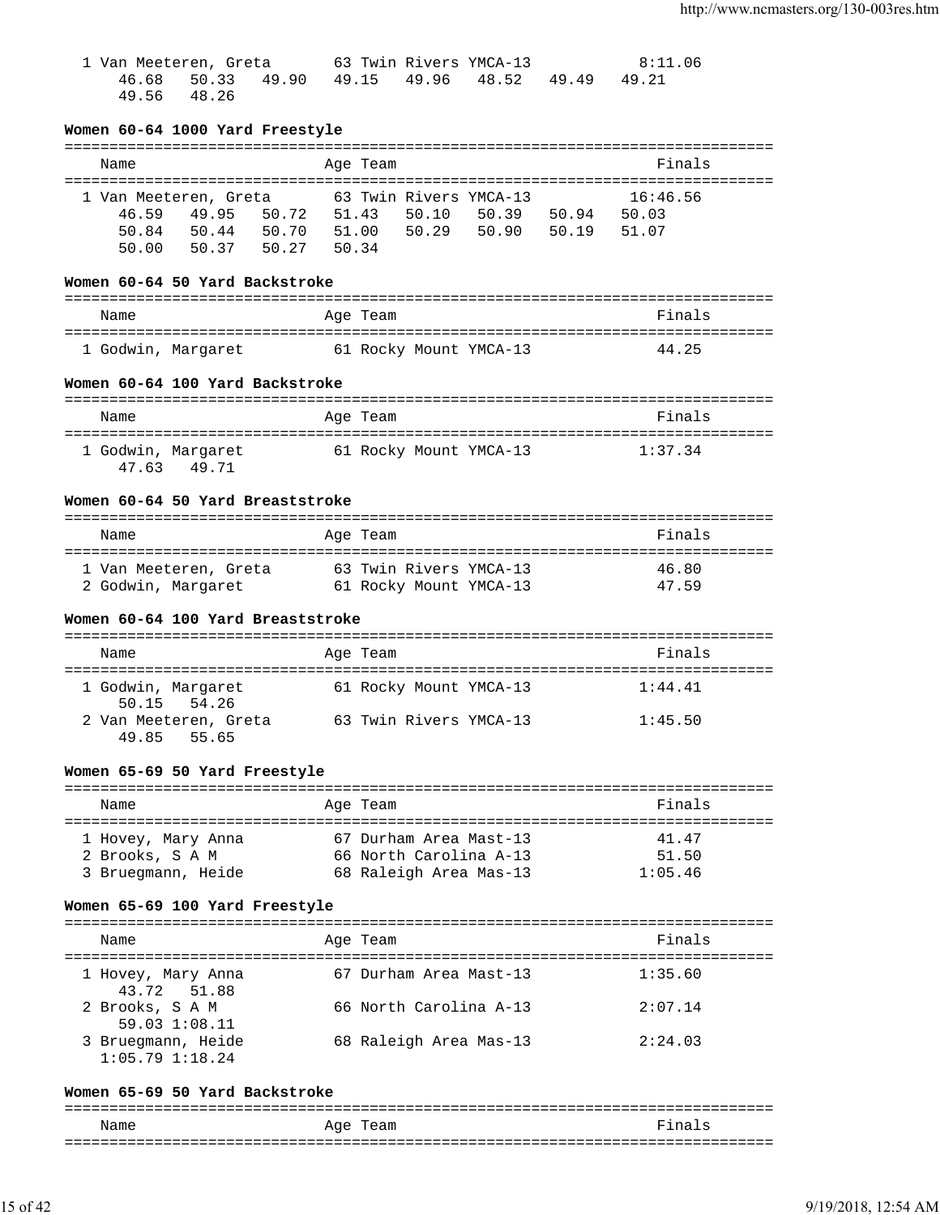```
 1 Van Meeteren, Greta       63 Twin Rivers YMCA-13           8:11.06
     46.68   50.33   49.90   49.15   49.96   48.52   49.49   49.21
     49.56   48.26
```

**Women 60-64 1000 Yard Freestyle**

```
===============================================================================
    Name                    Age Team                                   Finals
===============================================================================
  1 Van Meeteren, Greta       63 Twin Rivers YMCA-13          16:46.56
     46.59   49.95   50.72   51.43   50.10   50.39   50.94   50.03
     50.84   50.44   50.70   51.00   50.29   50.90   50.19   51.07
     50.00   50.37   50.27   50.34
```

**Women 60-64 50 Yard Backstroke**

```
===============================================================================
    Name                    Age Team                                   Finals
===============================================================================
  1 Godwin, Margaret          61 Rocky Mount YMCA-13             44.25
```

**Women 60-64 100 Yard Backstroke**

```
===============================================================================
    Name                    Age Team                                   Finals
===============================================================================
  1 Godwin, Margaret          61 Rocky Mount YMCA-13           1:37.34
     47.63   49.71
```

**Women 60-64 50 Yard Breaststroke**

```
===============================================================================
    Name                    Age Team                                   Finals
===============================================================================
  1 Van Meeteren, Greta       63 Twin Rivers YMCA-13             46.80
  2 Godwin, Margaret          61 Rocky Mount YMCA-13             47.59
```

**Women 60-64 100 Yard Breaststroke**

```
===============================================================================
    Name                    Age Team                                   Finals
===============================================================================
  1 Godwin, Margaret          61 Rocky Mount YMCA-13           1:44.41
     50.15   54.26
  2 Van Meeteren, Greta       63 Twin Rivers YMCA-13           1:45.50
     49.85   55.65
```

**Women 65-69 50 Yard Freestyle**

```
===============================================================================
    Name                    Age Team                                   Finals
===============================================================================
  1 Hovey, Mary Anna          67 Durham Area Mast-13             41.47
  2 Brooks, S A M             66 North Carolina A-13             51.50
  3 Bruegmann, Heide          68 Raleigh Area Mas-13           1:05.46
```

**Women 65-69 100 Yard Freestyle**

```
===============================================================================
    Name                    Age Team                                   Finals
===============================================================================
  1 Hovey, Mary Anna          67 Durham Area Mast-13           1:35.60
     43.72   51.88
  2 Brooks, S A M             66 North Carolina A-13           2:07.14
     59.03 1:08.11
  3 Bruegmann, Heide          68 Raleigh Area Mas-13           2:24.03
   1:05.79 1:18.24
```

**Women 65-69 50 Yard Backstroke**

```
===============================================================================
    Name                    Age Team                                   Finals
===============================================================================
```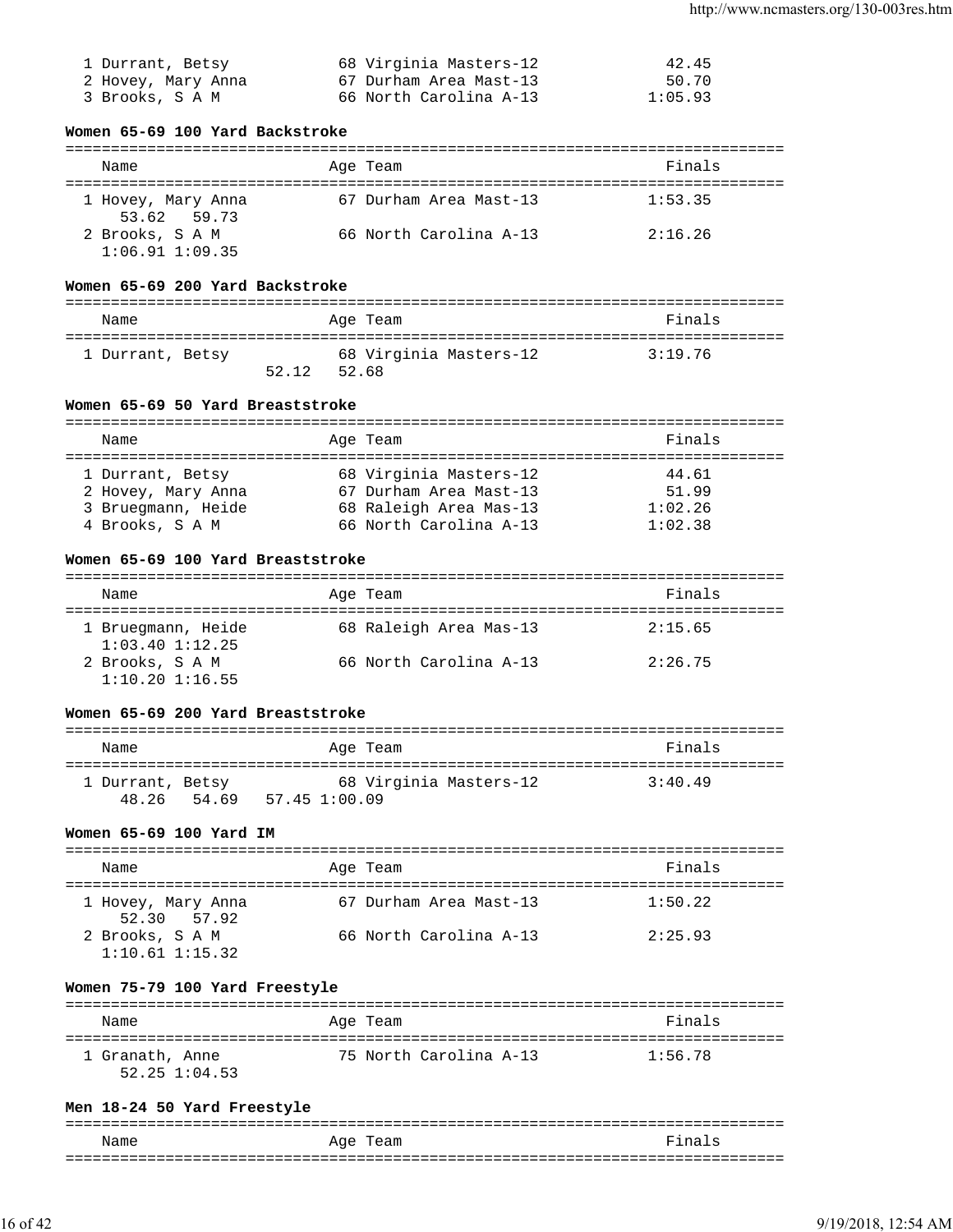| Name | Age | Team | Finals |
|---|---|---|---|
| 1 Durrant, Betsy | 68 | Virginia Masters-12 | 42.45 |
| 2 Hovey, Mary Anna | 67 | Durham Area Mast-13 | 50.70 |
| 3 Brooks, S A M | 66 | North Carolina A-13 | 1:05.93 |

**Women 65-69 100 Yard Backstroke**

| Name | Age | Team | Finals |
|---|---|---|---|
| 1 Hovey, Mary Anna | 67 | Durham Area Mast-13 | 1:53.35 |
| 53.62 59.73 | | | |
| 2 Brooks, S A M | 66 | North Carolina A-13 | 2:16.26 |
| 1:06.91 1:09.35 | | | |

**Women 65-69 200 Yard Backstroke**

| Name | Age | Team | Finals |
|---|---|---|---|
| 1 Durrant, Betsy | 68 | Virginia Masters-12 | 3:19.76 |
| 52.12 52.68 | | | |

**Women 65-69 50 Yard Breaststroke**

| Name | Age | Team | Finals |
|---|---|---|---|
| 1 Durrant, Betsy | 68 | Virginia Masters-12 | 44.61 |
| 2 Hovey, Mary Anna | 67 | Durham Area Mast-13 | 51.99 |
| 3 Bruegmann, Heide | 68 | Raleigh Area Mas-13 | 1:02.26 |
| 4 Brooks, S A M | 66 | North Carolina A-13 | 1:02.38 |

**Women 65-69 100 Yard Breaststroke**

| Name | Age | Team | Finals |
|---|---|---|---|
| 1 Bruegmann, Heide | 68 | Raleigh Area Mas-13 | 2:15.65 |
| 1:03.40 1:12.25 | | | |
| 2 Brooks, S A M | 66 | North Carolina A-13 | 2:26.75 |
| 1:10.20 1:16.55 | | | |

**Women 65-69 200 Yard Breaststroke**

| Name | Age | Team | Finals |
|---|---|---|---|
| 1 Durrant, Betsy | 68 | Virginia Masters-12 | 3:40.49 |
| 48.26 54.69 57.45 1:00.09 | | | |

**Women 65-69 100 Yard IM**

| Name | Age | Team | Finals |
|---|---|---|---|
| 1 Hovey, Mary Anna | 67 | Durham Area Mast-13 | 1:50.22 |
| 52.30 57.92 | | | |
| 2 Brooks, S A M | 66 | North Carolina A-13 | 2:25.93 |
| 1:10.61 1:15.32 | | | |

**Women 75-79 100 Yard Freestyle**

| Name | Age | Team | Finals |
|---|---|---|---|
| 1 Granath, Anne | 75 | North Carolina A-13 | 1:56.78 |
| 52.25 1:04.53 | | | |

**Men 18-24 50 Yard Freestyle**

| Name | Age | Team | Finals |
|---|---|---|---|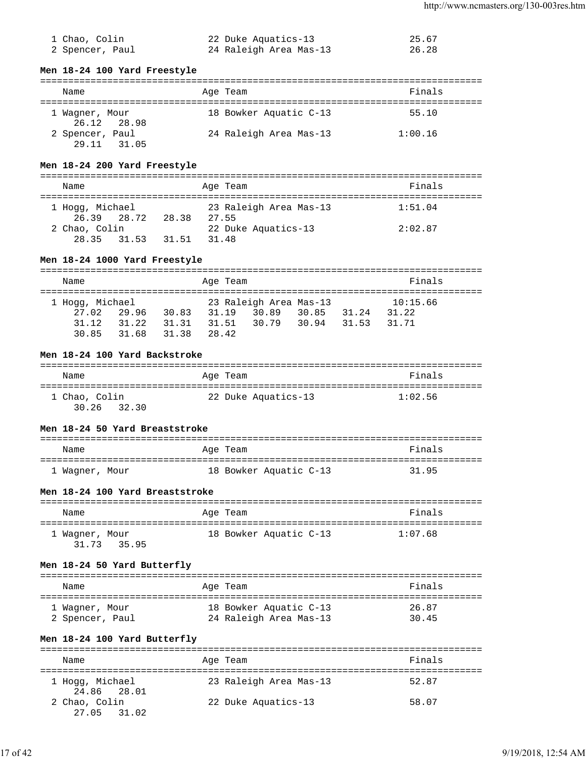| | Name | Age | Team | Finals |
|---|---|---|---|---|
| 1 | Chao, Colin | 22 | Duke Aquatics-13 | 25.67 |
| 2 | Spencer, Paul | 24 | Raleigh Area Mas-13 | 26.28 |

### Men 18-24 100 Yard Freestyle

| | Name | Age | Team | Finals |
|---|---|---|---|---|
| 1 | Wagner, Mour | 18 | Bowker Aquatic C-13 | 55.10 |
| | 26.12 28.98 | | | |
| 2 | Spencer, Paul | 24 | Raleigh Area Mas-13 | 1:00.16 |
| | 29.11 31.05 | | | |

### Men 18-24 200 Yard Freestyle

| | Name | Age | Team | Finals |
|---|---|---|---|---|
| 1 | Hogg, Michael | 23 | Raleigh Area Mas-13 | 1:51.04 |
| | 26.39 28.72 28.38 27.55 | | | |
| 2 | Chao, Colin | 22 | Duke Aquatics-13 | 2:02.87 |
| | 28.35 31.53 31.51 31.48 | | | |

### Men 18-24 1000 Yard Freestyle

| | Name | Age | Team | Finals |
|---|---|---|---|---|
| 1 | Hogg, Michael | 23 | Raleigh Area Mas-13 | 10:15.66 |
| | 27.02 29.96 30.83 31.19 30.89 30.85 31.24 31.22 | | | |
| | 31.12 31.22 31.31 31.51 30.79 30.94 31.53 31.71 | | | |
| | 30.85 31.68 31.38 28.42 | | | |

### Men 18-24 100 Yard Backstroke

| | Name | Age | Team | Finals |
|---|---|---|---|---|
| 1 | Chao, Colin | 22 | Duke Aquatics-13 | 1:02.56 |
| | 30.26 32.30 | | | |

### Men 18-24 50 Yard Breaststroke

| | Name | Age | Team | Finals |
|---|---|---|---|---|
| 1 | Wagner, Mour | 18 | Bowker Aquatic C-13 | 31.95 |

### Men 18-24 100 Yard Breaststroke

| | Name | Age | Team | Finals |
|---|---|---|---|---|
| 1 | Wagner, Mour | 18 | Bowker Aquatic C-13 | 1:07.68 |
| | 31.73 35.95 | | | |

### Men 18-24 50 Yard Butterfly

| | Name | Age | Team | Finals |
|---|---|---|---|---|
| 1 | Wagner, Mour | 18 | Bowker Aquatic C-13 | 26.87 |
| 2 | Spencer, Paul | 24 | Raleigh Area Mas-13 | 30.45 |

### Men 18-24 100 Yard Butterfly

| | Name | Age | Team | Finals |
|---|---|---|---|---|
| 1 | Hogg, Michael | 23 | Raleigh Area Mas-13 | 52.87 |
| | 24.86 28.01 | | | |
| 2 | Chao, Colin | 22 | Duke Aquatics-13 | 58.07 |
| | 27.05 31.02 | | | |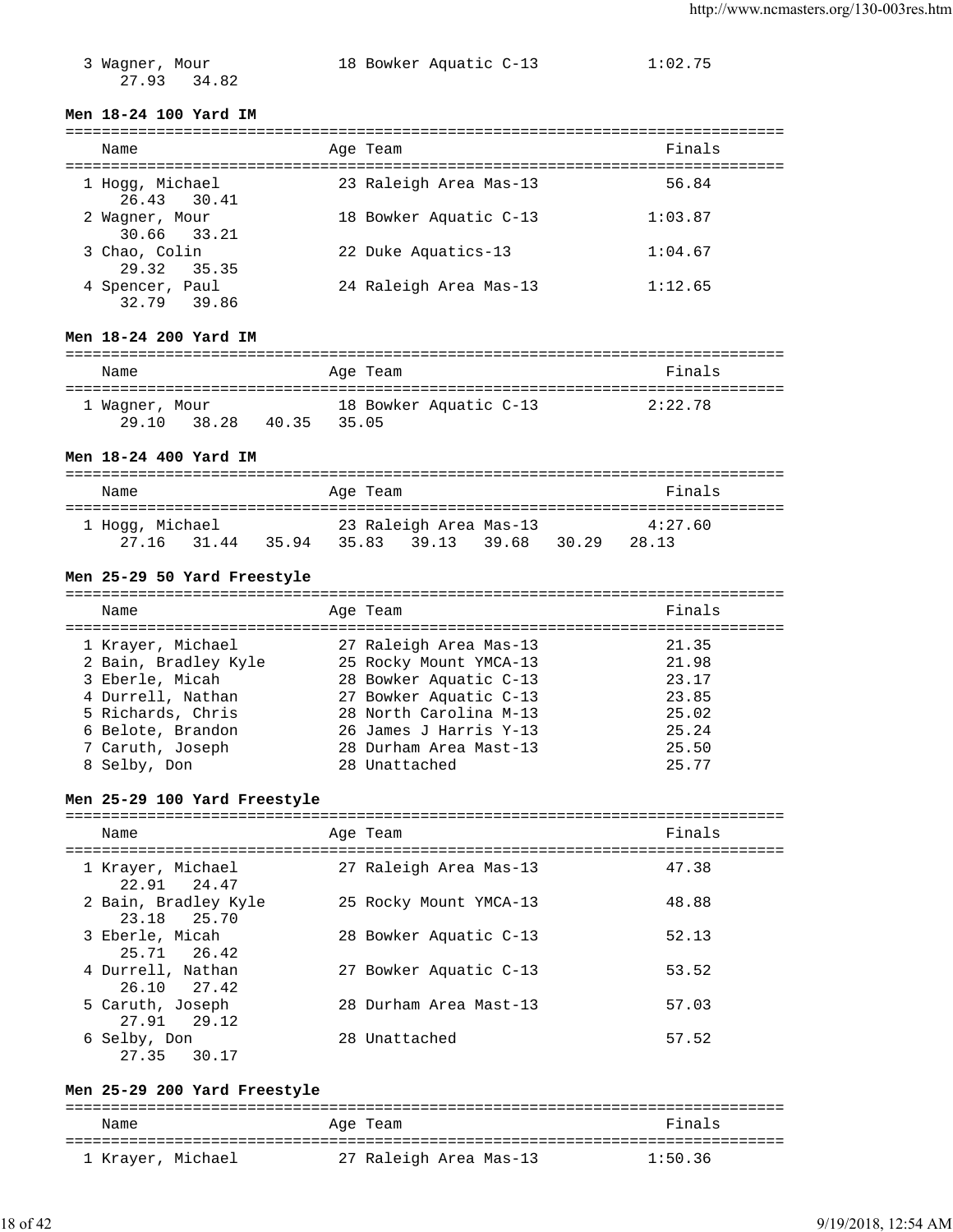| Name | Age | Team | Finals |
|---|---|---|---|
| 3 Wagner, Mour | 18 | Bowker Aquatic C-13 | 1:02.75 |
| 27.93  34.82 | | | |

**Men 18-24 100 Yard IM**

| Name | Age | Team | Finals |
|---|---|---|---|
| 1 Hogg, Michael | 23 | Raleigh Area Mas-13 | 56.84 |
| 26.43  30.41 | | | |
| 2 Wagner, Mour | 18 | Bowker Aquatic C-13 | 1:03.87 |
| 30.66  33.21 | | | |
| 3 Chao, Colin | 22 | Duke Aquatics-13 | 1:04.67 |
| 29.32  35.35 | | | |
| 4 Spencer, Paul | 24 | Raleigh Area Mas-13 | 1:12.65 |
| 32.79  39.86 | | | |

**Men 18-24 200 Yard IM**

| Name | Age | Team | Finals |
|---|---|---|---|
| 1 Wagner, Mour | 18 | Bowker Aquatic C-13 | 2:22.78 |
| 29.10  38.28  40.35  35.05 | | | |

**Men 18-24 400 Yard IM**

| Name | Age | Team | Finals |
|---|---|---|---|
| 1 Hogg, Michael | 23 | Raleigh Area Mas-13 | 4:27.60 |
| 27.16  31.44  35.94  35.83  39.13  39.68  30.29  28.13 | | | |

**Men 25-29 50 Yard Freestyle**

| Name | Age | Team | Finals |
|---|---|---|---|
| 1 Krayer, Michael | 27 | Raleigh Area Mas-13 | 21.35 |
| 2 Bain, Bradley Kyle | 25 | Rocky Mount YMCA-13 | 21.98 |
| 3 Eberle, Micah | 28 | Bowker Aquatic C-13 | 23.17 |
| 4 Durrell, Nathan | 27 | Bowker Aquatic C-13 | 23.85 |
| 5 Richards, Chris | 28 | North Carolina M-13 | 25.02 |
| 6 Belote, Brandon | 26 | James J Harris Y-13 | 25.24 |
| 7 Caruth, Joseph | 28 | Durham Area Mast-13 | 25.50 |
| 8 Selby, Don | 28 | Unattached | 25.77 |

**Men 25-29 100 Yard Freestyle**

| Name | Age | Team | Finals |
|---|---|---|---|
| 1 Krayer, Michael | 27 | Raleigh Area Mas-13 | 47.38 |
| 22.91  24.47 | | | |
| 2 Bain, Bradley Kyle | 25 | Rocky Mount YMCA-13 | 48.88 |
| 23.18  25.70 | | | |
| 3 Eberle, Micah | 28 | Bowker Aquatic C-13 | 52.13 |
| 25.71  26.42 | | | |
| 4 Durrell, Nathan | 27 | Bowker Aquatic C-13 | 53.52 |
| 26.10  27.42 | | | |
| 5 Caruth, Joseph | 28 | Durham Area Mast-13 | 57.03 |
| 27.91  29.12 | | | |
| 6 Selby, Don | 28 | Unattached | 57.52 |
| 27.35  30.17 | | | |

**Men 25-29 200 Yard Freestyle**

| Name | Age | Team | Finals |
|---|---|---|---|
| 1 Krayer, Michael | 27 | Raleigh Area Mas-13 | 1:50.36 |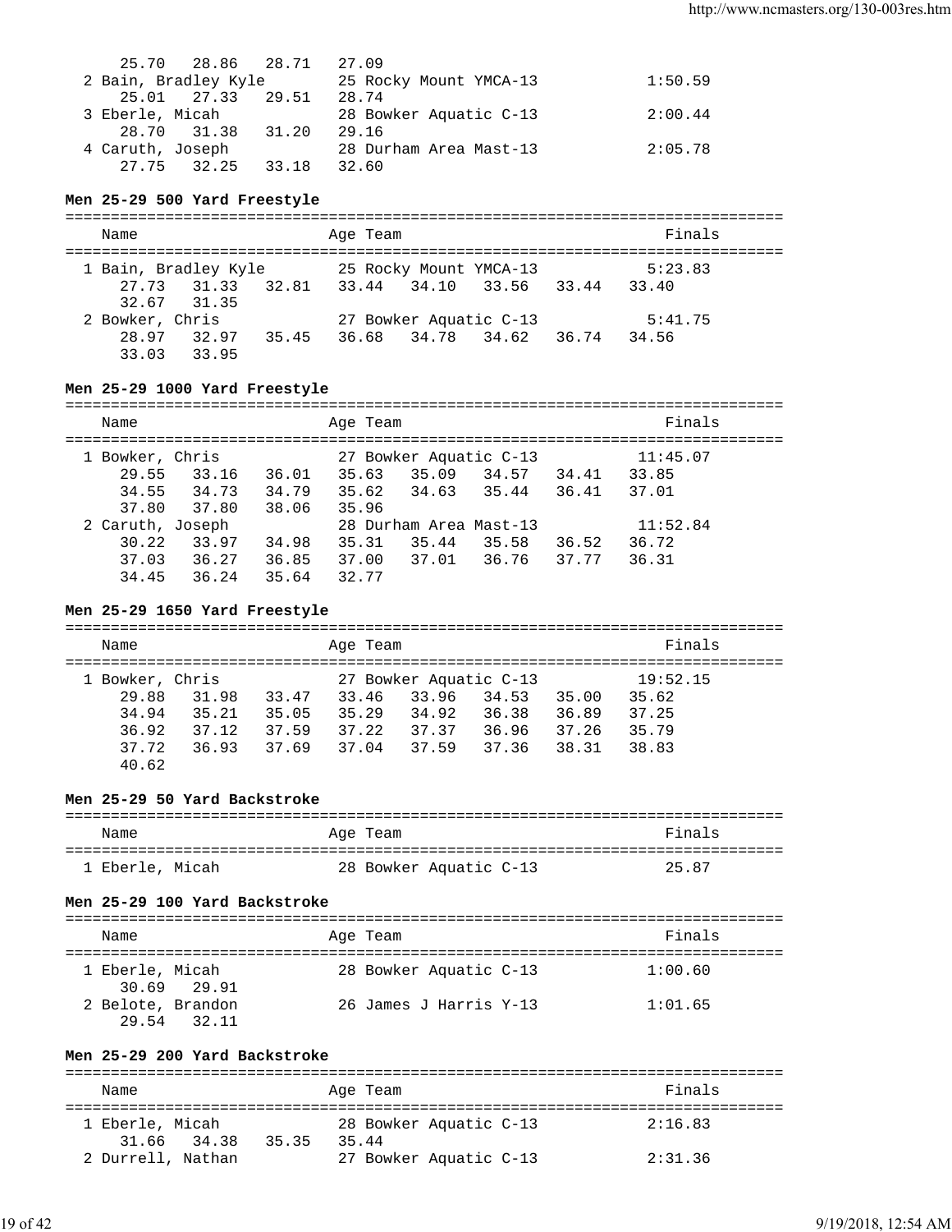```
   25.70   28.86   28.71   27.09
 2 Bain, Bradley Kyle       25 Rocky Mount YMCA-13           1:50.59
   25.01   27.33   29.51   28.74
 3 Eberle, Micah            28 Bowker Aquatic C-13           2:00.44
   28.70   31.38   31.20   29.16
 4 Caruth, Joseph           28 Durham Area Mast-13           2:05.78
   27.75   32.25   33.18   32.60
```

**Men 25-29 500 Yard Freestyle**

```
===============================================================================
  Name                     Age Team                                  Finals
===============================================================================
 1 Bain, Bradley Kyle       25 Rocky Mount YMCA-13           5:23.83
   27.73   31.33   32.81   33.44   34.10   33.56   33.44   33.40
   32.67   31.35
 2 Bowker, Chris            27 Bowker Aquatic C-13           5:41.75
   28.97   32.97   35.45   36.68   34.78   34.62   36.74   34.56
   33.03   33.95
```

**Men 25-29 1000 Yard Freestyle**

```
===============================================================================
  Name                     Age Team                                  Finals
===============================================================================
 1 Bowker, Chris            27 Bowker Aquatic C-13          11:45.07
   29.55   33.16   36.01   35.63   35.09   34.57   34.41   33.85
   34.55   34.73   34.79   35.62   34.63   35.44   36.41   37.01
   37.80   37.80   38.06   35.96
 2 Caruth, Joseph           28 Durham Area Mast-13          11:52.84
   30.22   33.97   34.98   35.31   35.44   35.58   36.52   36.72
   37.03   36.27   36.85   37.00   37.01   36.76   37.77   36.31
   34.45   36.24   35.64   32.77
```

**Men 25-29 1650 Yard Freestyle**

```
===============================================================================
  Name                     Age Team                                  Finals
===============================================================================
 1 Bowker, Chris            27 Bowker Aquatic C-13          19:52.15
   29.88   31.98   33.47   33.46   33.96   34.53   35.00   35.62
   34.94   35.21   35.05   35.29   34.92   36.38   36.89   37.25
   36.92   37.12   37.59   37.22   37.37   36.96   37.26   35.79
   37.72   36.93   37.69   37.04   37.59   37.36   38.31   38.83
   40.62
```

**Men 25-29 50 Yard Backstroke**

```
===============================================================================
  Name                     Age Team                                  Finals
===============================================================================
 1 Eberle, Micah            28 Bowker Aquatic C-13             25.87
```

**Men 25-29 100 Yard Backstroke**

```
===============================================================================
  Name                     Age Team                                  Finals
===============================================================================
 1 Eberle, Micah            28 Bowker Aquatic C-13           1:00.60
   30.69   29.91
 2 Belote, Brandon          26 James J Harris Y-13           1:01.65
   29.54   32.11
```

**Men 25-29 200 Yard Backstroke**

```
===============================================================================
  Name                     Age Team                                  Finals
===============================================================================
 1 Eberle, Micah            28 Bowker Aquatic C-13           2:16.83
   31.66   34.38   35.35   35.44
 2 Durrell, Nathan          27 Bowker Aquatic C-13           2:31.36
```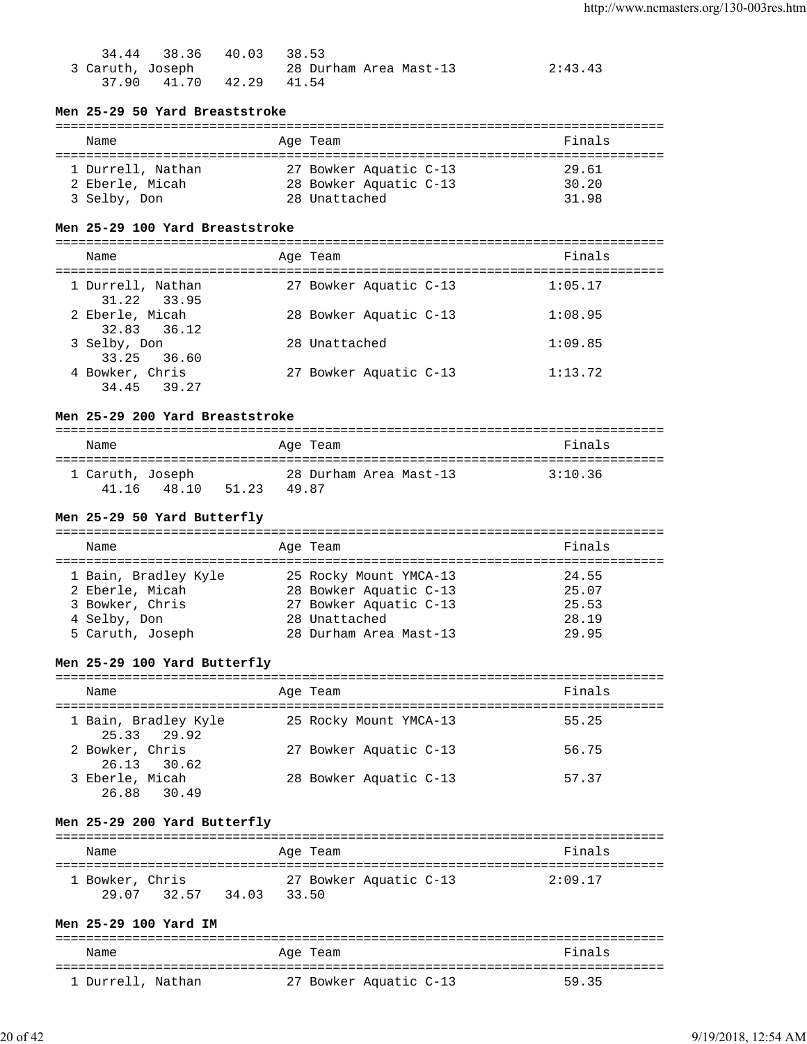34.44   38.36   40.03   38.53

| Name | Age | Team | Finals |
|---|---|---|---|
| 3 Caruth, Joseph | 28 | Durham Area Mast-13 | 2:43.43 |
| 37.90   41.70   42.29   41.54 | | | |

**Men 25-29 50 Yard Breaststroke**

| Name | Age | Team | Finals |
|---|---|---|---|
| 1 Durrell, Nathan | 27 | Bowker Aquatic C-13 | 29.61 |
| 2 Eberle, Micah | 28 | Bowker Aquatic C-13 | 30.20 |
| 3 Selby, Don | 28 | Unattached | 31.98 |

**Men 25-29 100 Yard Breaststroke**

| Name | Age | Team | Finals |
|---|---|---|---|
| 1 Durrell, Nathan | 27 | Bowker Aquatic C-13 | 1:05.17 |
| 31.22   33.95 | | | |
| 2 Eberle, Micah | 28 | Bowker Aquatic C-13 | 1:08.95 |
| 32.83   36.12 | | | |
| 3 Selby, Don | 28 | Unattached | 1:09.85 |
| 33.25   36.60 | | | |
| 4 Bowker, Chris | 27 | Bowker Aquatic C-13 | 1:13.72 |
| 34.45   39.27 | | | |

**Men 25-29 200 Yard Breaststroke**

| Name | Age | Team | Finals |
|---|---|---|---|
| 1 Caruth, Joseph | 28 | Durham Area Mast-13 | 3:10.36 |
| 41.16   48.10   51.23   49.87 | | | |

**Men 25-29 50 Yard Butterfly**

| Name | Age | Team | Finals |
|---|---|---|---|
| 1 Bain, Bradley Kyle | 25 | Rocky Mount YMCA-13 | 24.55 |
| 2 Eberle, Micah | 28 | Bowker Aquatic C-13 | 25.07 |
| 3 Bowker, Chris | 27 | Bowker Aquatic C-13 | 25.53 |
| 4 Selby, Don | 28 | Unattached | 28.19 |
| 5 Caruth, Joseph | 28 | Durham Area Mast-13 | 29.95 |

**Men 25-29 100 Yard Butterfly**

| Name | Age | Team | Finals |
|---|---|---|---|
| 1 Bain, Bradley Kyle | 25 | Rocky Mount YMCA-13 | 55.25 |
| 25.33   29.92 | | | |
| 2 Bowker, Chris | 27 | Bowker Aquatic C-13 | 56.75 |
| 26.13   30.62 | | | |
| 3 Eberle, Micah | 28 | Bowker Aquatic C-13 | 57.37 |
| 26.88   30.49 | | | |

**Men 25-29 200 Yard Butterfly**

| Name | Age | Team | Finals |
|---|---|---|---|
| 1 Bowker, Chris | 27 | Bowker Aquatic C-13 | 2:09.17 |
| 29.07   32.57   34.03   33.50 | | | |

**Men 25-29 100 Yard IM**

| Name | Age | Team | Finals |
|---|---|---|---|
| 1 Durrell, Nathan | 27 | Bowker Aquatic C-13 | 59.35 |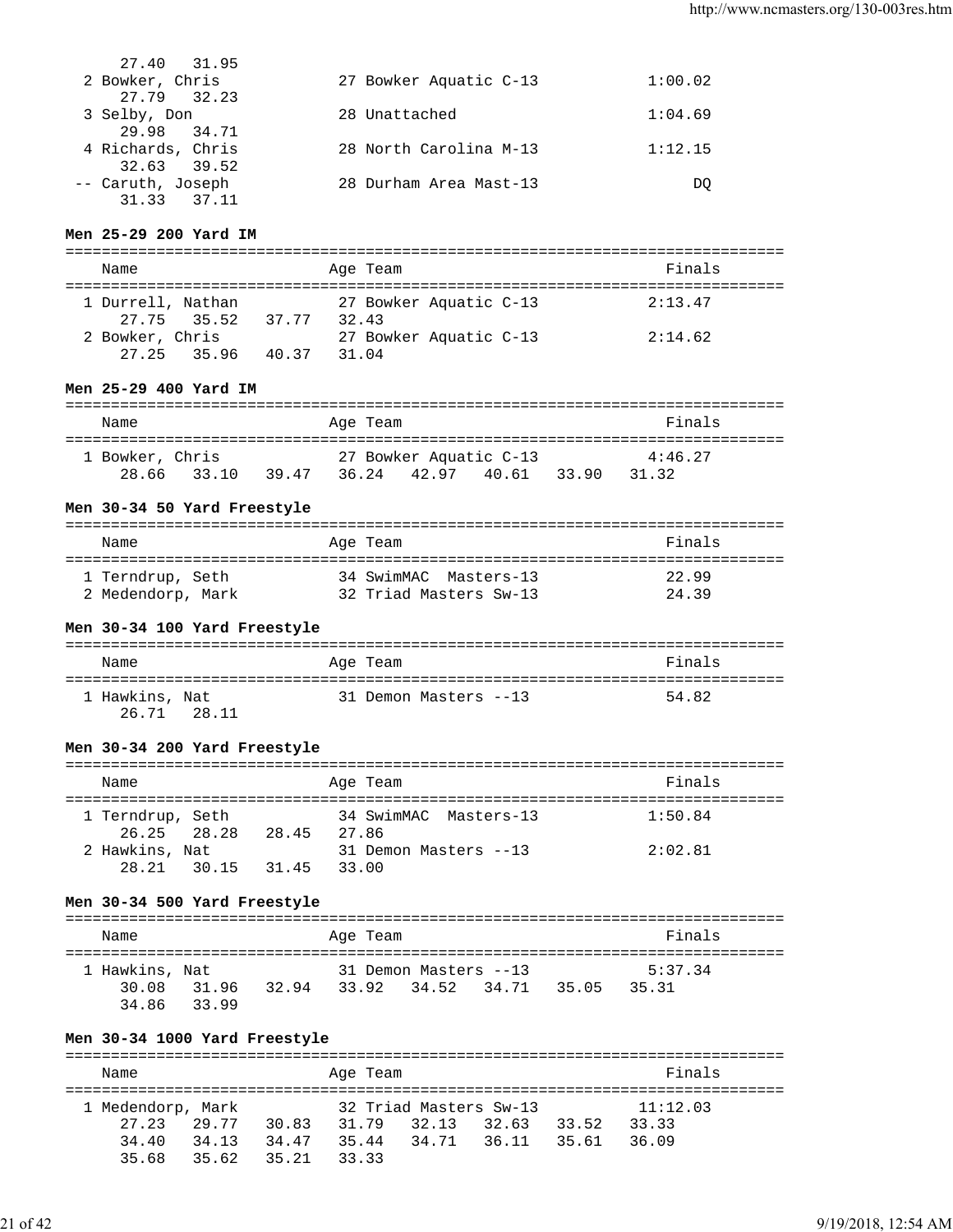```
    27.40   31.95
  2 Bowker, Chris            27 Bowker Aquatic C-13           1:00.02
    27.79   32.23
  3 Selby, Don               28 Unattached                    1:04.69
    29.98   34.71
  4 Richards, Chris          28 North Carolina M-13           1:12.15
    32.63   39.52
 -- Caruth, Joseph           28 Durham Area Mast-13                DQ
    31.33   37.11
```

**Men 25-29 200 Yard IM**

```
===============================================================================
    Name                    Age Team                                  Finals
===============================================================================
  1 Durrell, Nathan          27 Bowker Aquatic C-13           2:13.47
    27.75   35.52   37.77   32.43
  2 Bowker, Chris            27 Bowker Aquatic C-13           2:14.62
    27.25   35.96   40.37   31.04
```

**Men 25-29 400 Yard IM**

```
===============================================================================
    Name                    Age Team                                  Finals
===============================================================================
  1 Bowker, Chris            27 Bowker Aquatic C-13           4:46.27
    28.66   33.10   39.47   36.24   42.97   40.61   33.90   31.32
```

**Men 30-34 50 Yard Freestyle**

```
===============================================================================
    Name                    Age Team                                  Finals
===============================================================================
  1 Terndrup, Seth           34 SwimMAC  Masters-13             22.99
  2 Medendorp, Mark          32 Triad Masters Sw-13             24.39
```

**Men 30-34 100 Yard Freestyle**

```
===============================================================================
    Name                    Age Team                                  Finals
===============================================================================
  1 Hawkins, Nat             31 Demon Masters --13              54.82
    26.71   28.11
```

**Men 30-34 200 Yard Freestyle**

```
===============================================================================
    Name                    Age Team                                  Finals
===============================================================================
  1 Terndrup, Seth           34 SwimMAC  Masters-13           1:50.84
    26.25   28.28   28.45   27.86
  2 Hawkins, Nat             31 Demon Masters --13            2:02.81
    28.21   30.15   31.45   33.00
```

**Men 30-34 500 Yard Freestyle**

```
===============================================================================
    Name                    Age Team                                  Finals
===============================================================================
  1 Hawkins, Nat             31 Demon Masters --13            5:37.34
    30.08   31.96   32.94   33.92   34.52   34.71   35.05   35.31
    34.86   33.99
```

**Men 30-34 1000 Yard Freestyle**

```
===============================================================================
    Name                    Age Team                                  Finals
===============================================================================
  1 Medendorp, Mark          32 Triad Masters Sw-13          11:12.03
    27.23   29.77   30.83   31.79   32.13   32.63   33.52   33.33
    34.40   34.13   34.47   35.44   34.71   36.11   35.61   36.09
    35.68   35.62   35.21   33.33
```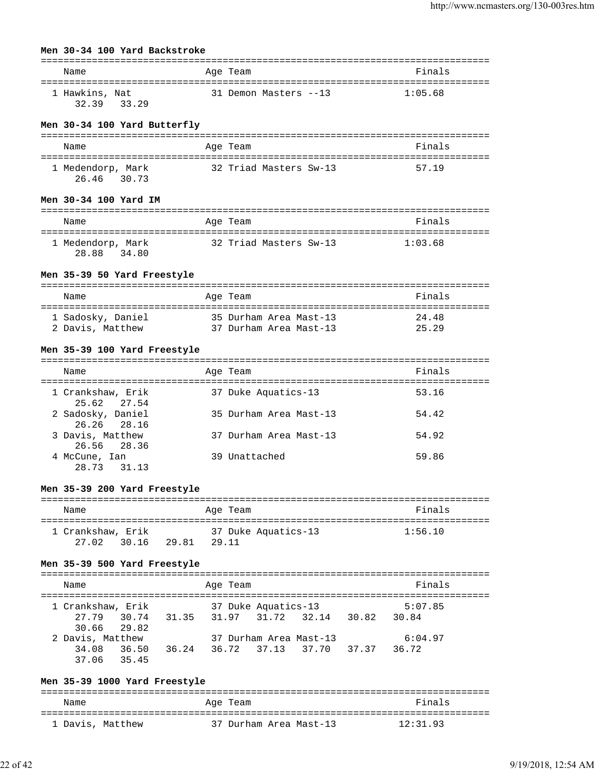**Men 30-34 100 Yard Backstroke**

| Name | Age | Team | Finals |
|---|---|---|---|
| 1 Hawkins, Nat | 31 | Demon Masters --13 | 1:05.68 |
| 32.39  33.29 | | | |

**Men 30-34 100 Yard Butterfly**

| Name | Age | Team | Finals |
|---|---|---|---|
| 1 Medendorp, Mark | 32 | Triad Masters Sw-13 | 57.19 |
| 26.46  30.73 | | | |

**Men 30-34 100 Yard IM**

| Name | Age | Team | Finals |
|---|---|---|---|
| 1 Medendorp, Mark | 32 | Triad Masters Sw-13 | 1:03.68 |
| 28.88  34.80 | | | |

**Men 35-39 50 Yard Freestyle**

| Name | Age | Team | Finals |
|---|---|---|---|
| 1 Sadosky, Daniel | 35 | Durham Area Mast-13 | 24.48 |
| 2 Davis, Matthew | 37 | Durham Area Mast-13 | 25.29 |

**Men 35-39 100 Yard Freestyle**

| Name | Age | Team | Finals |
|---|---|---|---|
| 1 Crankshaw, Erik | 37 | Duke Aquatics-13 | 53.16 |
| 25.62  27.54 | | | |
| 2 Sadosky, Daniel | 35 | Durham Area Mast-13 | 54.42 |
| 26.26  28.16 | | | |
| 3 Davis, Matthew | 37 | Durham Area Mast-13 | 54.92 |
| 26.56  28.36 | | | |
| 4 McCune, Ian | 39 | Unattached | 59.86 |
| 28.73  31.13 | | | |

**Men 35-39 200 Yard Freestyle**

| Name | Age | Team | Finals |
|---|---|---|---|
| 1 Crankshaw, Erik | 37 | Duke Aquatics-13 | 1:56.10 |
| 27.02  30.16  29.81  29.11 | | | |

**Men 35-39 500 Yard Freestyle**

| Name | Age | Team | Finals |
|---|---|---|---|
| 1 Crankshaw, Erik | 37 | Duke Aquatics-13 | 5:07.85 |
| 27.79  30.74  31.35  31.97  31.72  32.14  30.82  30.84  30.66  29.82 | | | |
| 2 Davis, Matthew | 37 | Durham Area Mast-13 | 6:04.97 |
| 34.08  36.50  36.24  36.72  37.13  37.70  37.37  36.72  37.06  35.45 | | | |

**Men 35-39 1000 Yard Freestyle**

| Name | Age | Team | Finals |
|---|---|---|---|
| 1 Davis, Matthew | 37 | Durham Area Mast-13 | 12:31.93 |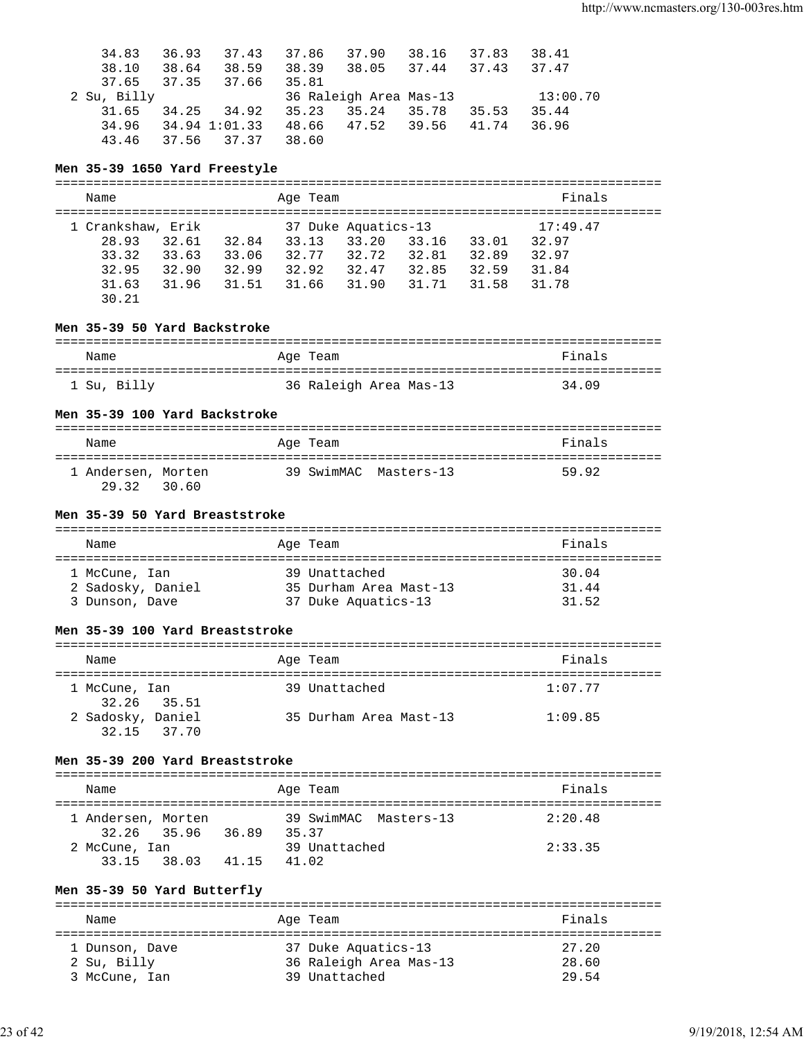```
      34.83   36.93   37.43   37.86   37.90   38.16   37.83   38.41
      38.10   38.64   38.59   38.39   38.05   37.44   37.43   37.47
      37.65   37.35   37.66   35.81
  2 Su, Billy                36 Raleigh Area Mas-13           13:00.70
      31.65   34.25   34.92   35.23   35.24   35.78   35.53   35.44
      34.96   34.94 1:01.33   48.66   47.52   39.56   41.74   36.96
      43.46   37.56   37.37   38.60
```

### Men 35-39 1650 Yard Freestyle

```
===============================================================================
    Name                    Age Team                                    Finals
===============================================================================
  1 Crankshaw, Erik          37 Duke Aquatics-13                     17:49.47
      28.93   32.61   32.84   33.13   33.20   33.16   33.01   32.97
      33.32   33.63   33.06   32.77   32.72   32.81   32.89   32.97
      32.95   32.90   32.99   32.92   32.47   32.85   32.59   31.84
      31.63   31.96   31.51   31.66   31.90   31.71   31.58   31.78
      30.21
```

### Men 35-39 50 Yard Backstroke

```
===============================================================================
    Name                    Age Team                                    Finals
===============================================================================
  1 Su, Billy                36 Raleigh Area Mas-13                      34.09
```

### Men 35-39 100 Yard Backstroke

```
===============================================================================
    Name                    Age Team                                    Finals
===============================================================================
  1 Andersen, Morten         39 SwimMAC  Masters-13                      59.92
      29.32   30.60
```

### Men 35-39 50 Yard Breaststroke

```
===============================================================================
    Name                    Age Team                                    Finals
===============================================================================
  1 McCune, Ian              39 Unattached                               30.04
  2 Sadosky, Daniel          35 Durham Area Mast-13                      31.44
  3 Dunson, Dave             37 Duke Aquatics-13                         31.52
```

### Men 35-39 100 Yard Breaststroke

```
===============================================================================
    Name                    Age Team                                    Finals
===============================================================================
  1 McCune, Ian              39 Unattached                             1:07.77
      32.26   35.51
  2 Sadosky, Daniel          35 Durham Area Mast-13                    1:09.85
      32.15   37.70
```

### Men 35-39 200 Yard Breaststroke

```
===============================================================================
    Name                    Age Team                                    Finals
===============================================================================
  1 Andersen, Morten         39 SwimMAC  Masters-13                    2:20.48
      32.26   35.96   36.89   35.37
  2 McCune, Ian              39 Unattached                             2:33.35
      33.15   38.03   41.15   41.02
```

### Men 35-39 50 Yard Butterfly

```
===============================================================================
    Name                    Age Team                                    Finals
===============================================================================
  1 Dunson, Dave             37 Duke Aquatics-13                         27.20
  2 Su, Billy                36 Raleigh Area Mas-13                      28.60
  3 McCune, Ian              39 Unattached                               29.54
```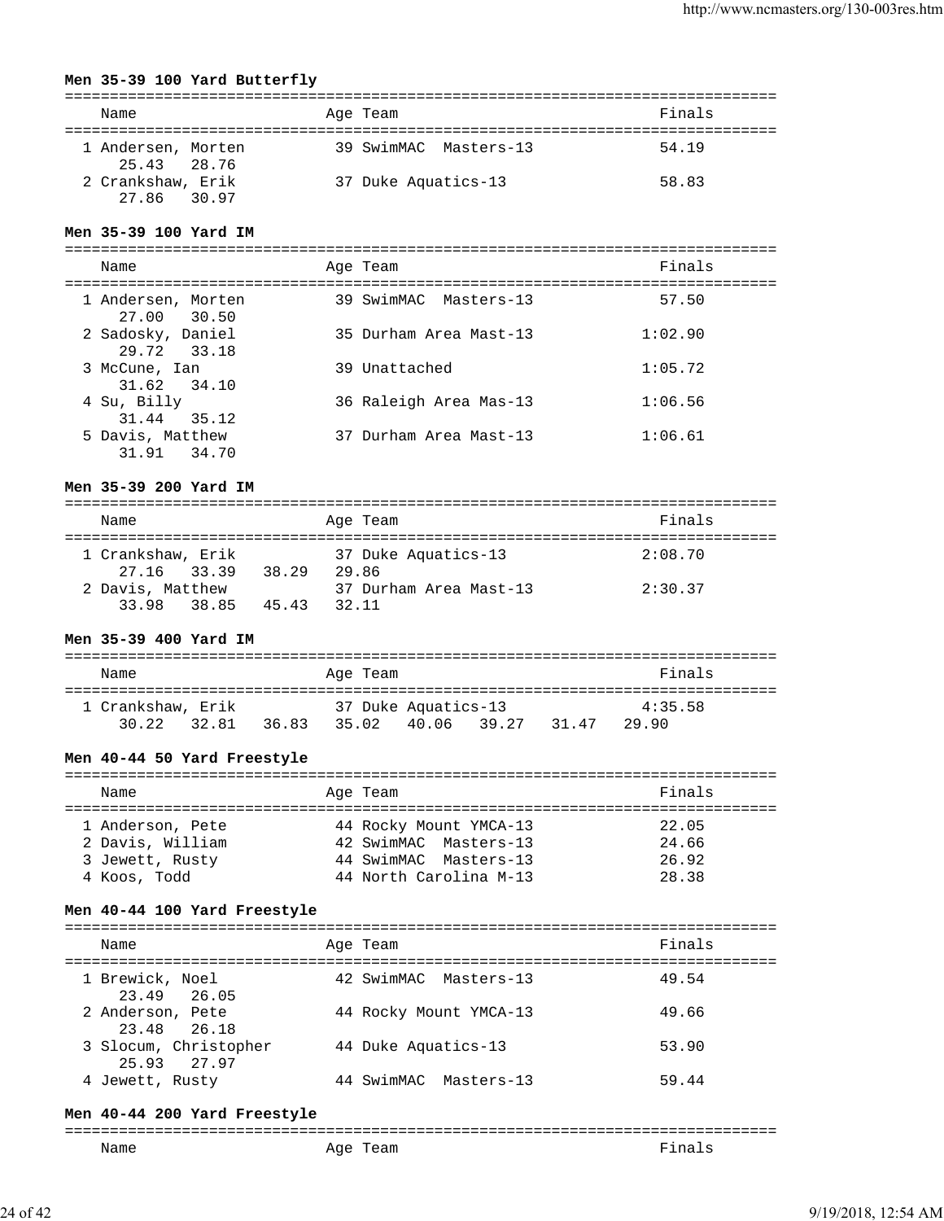**Men 35-39 100 Yard Butterfly**

| Name | Age | Team | Finals |
|---|---|---|---|
| 1 Andersen, Morten | 39 | SwimMAC Masters-13 | 54.19 |
| 25.43 28.76 | | | |
| 2 Crankshaw, Erik | 37 | Duke Aquatics-13 | 58.83 |
| 27.86 30.97 | | | |

**Men 35-39 100 Yard IM**

| Name | Age | Team | Finals |
|---|---|---|---|
| 1 Andersen, Morten | 39 | SwimMAC Masters-13 | 57.50 |
| 27.00 30.50 | | | |
| 2 Sadosky, Daniel | 35 | Durham Area Mast-13 | 1:02.90 |
| 29.72 33.18 | | | |
| 3 McCune, Ian | 39 | Unattached | 1:05.72 |
| 31.62 34.10 | | | |
| 4 Su, Billy | 36 | Raleigh Area Mas-13 | 1:06.56 |
| 31.44 35.12 | | | |
| 5 Davis, Matthew | 37 | Durham Area Mast-13 | 1:06.61 |
| 31.91 34.70 | | | |

**Men 35-39 200 Yard IM**

| Name | Age | Team | Finals |
|---|---|---|---|
| 1 Crankshaw, Erik | 37 | Duke Aquatics-13 | 2:08.70 |
| 27.16 33.39 38.29 29.86 | | | |
| 2 Davis, Matthew | 37 | Durham Area Mast-13 | 2:30.37 |
| 33.98 38.85 45.43 32.11 | | | |

**Men 35-39 400 Yard IM**

| Name | Age | Team | Finals |
|---|---|---|---|
| 1 Crankshaw, Erik | 37 | Duke Aquatics-13 | 4:35.58 |
| 30.22 32.81 36.83 35.02 40.06 39.27 31.47 29.90 | | | |

**Men 40-44 50 Yard Freestyle**

| Name | Age | Team | Finals |
|---|---|---|---|
| 1 Anderson, Pete | 44 | Rocky Mount YMCA-13 | 22.05 |
| 2 Davis, William | 42 | SwimMAC Masters-13 | 24.66 |
| 3 Jewett, Rusty | 44 | SwimMAC Masters-13 | 26.92 |
| 4 Koos, Todd | 44 | North Carolina M-13 | 28.38 |

**Men 40-44 100 Yard Freestyle**

| Name | Age | Team | Finals |
|---|---|---|---|
| 1 Brewick, Noel | 42 | SwimMAC Masters-13 | 49.54 |
| 23.49 26.05 | | | |
| 2 Anderson, Pete | 44 | Rocky Mount YMCA-13 | 49.66 |
| 23.48 26.18 | | | |
| 3 Slocum, Christopher | 44 | Duke Aquatics-13 | 53.90 |
| 25.93 27.97 | | | |
| 4 Jewett, Rusty | 44 | SwimMAC Masters-13 | 59.44 |

**Men 40-44 200 Yard Freestyle**

| Name | Age | Team | Finals |
|---|---|---|---|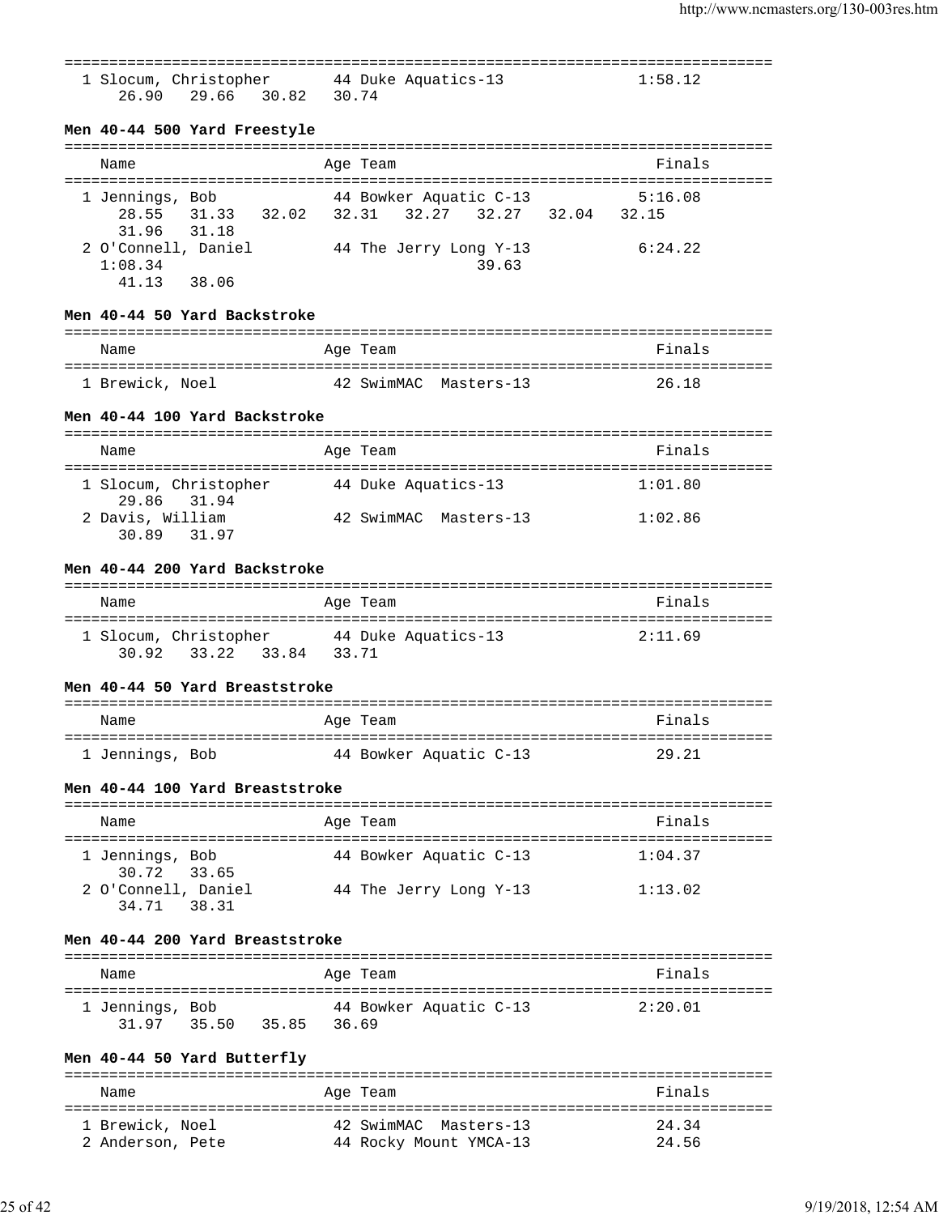```
===============================================================================
  1 Slocum, Christopher       44 Duke Aquatics-13              1:58.12
     26.90   29.66   30.82   30.74
```

**Men 40-44 500 Yard Freestyle**

```
===============================================================================
    Name                    Age Team                            Finals
===============================================================================
  1 Jennings, Bob             44 Bowker Aquatic C-13           5:16.08
     28.55   31.33   32.02   32.31   32.27   32.27   32.04   32.15
     31.96   31.18
  2 O'Connell, Daniel         44 The Jerry Long Y-13           6:24.22
    1:08.34                                  39.63
     41.13   38.06
```

**Men 40-44 50 Yard Backstroke**

```
===============================================================================
    Name                    Age Team                            Finals
===============================================================================
  1 Brewick, Noel             42 SwimMAC  Masters-13             26.18
```

**Men 40-44 100 Yard Backstroke**

```
===============================================================================
    Name                    Age Team                            Finals
===============================================================================
  1 Slocum, Christopher       44 Duke Aquatics-13              1:01.80
     29.86   31.94
  2 Davis, William            42 SwimMAC  Masters-13           1:02.86
     30.89   31.97
```

**Men 40-44 200 Yard Backstroke**

```
===============================================================================
    Name                    Age Team                            Finals
===============================================================================
  1 Slocum, Christopher       44 Duke Aquatics-13              2:11.69
     30.92   33.22   33.84   33.71
```

**Men 40-44 50 Yard Breaststroke**

```
===============================================================================
    Name                    Age Team                            Finals
===============================================================================
  1 Jennings, Bob             44 Bowker Aquatic C-13             29.21
```

**Men 40-44 100 Yard Breaststroke**

```
===============================================================================
    Name                    Age Team                            Finals
===============================================================================
  1 Jennings, Bob             44 Bowker Aquatic C-13           1:04.37
     30.72   33.65
  2 O'Connell, Daniel         44 The Jerry Long Y-13           1:13.02
     34.71   38.31
```

**Men 40-44 200 Yard Breaststroke**

```
===============================================================================
    Name                    Age Team                            Finals
===============================================================================
  1 Jennings, Bob             44 Bowker Aquatic C-13           2:20.01
     31.97   35.50   35.85   36.69
```

**Men 40-44 50 Yard Butterfly**

```
===============================================================================
    Name                    Age Team                            Finals
===============================================================================
  1 Brewick, Noel             42 SwimMAC  Masters-13             24.34
  2 Anderson, Pete            44 Rocky Mount YMCA-13             24.56
```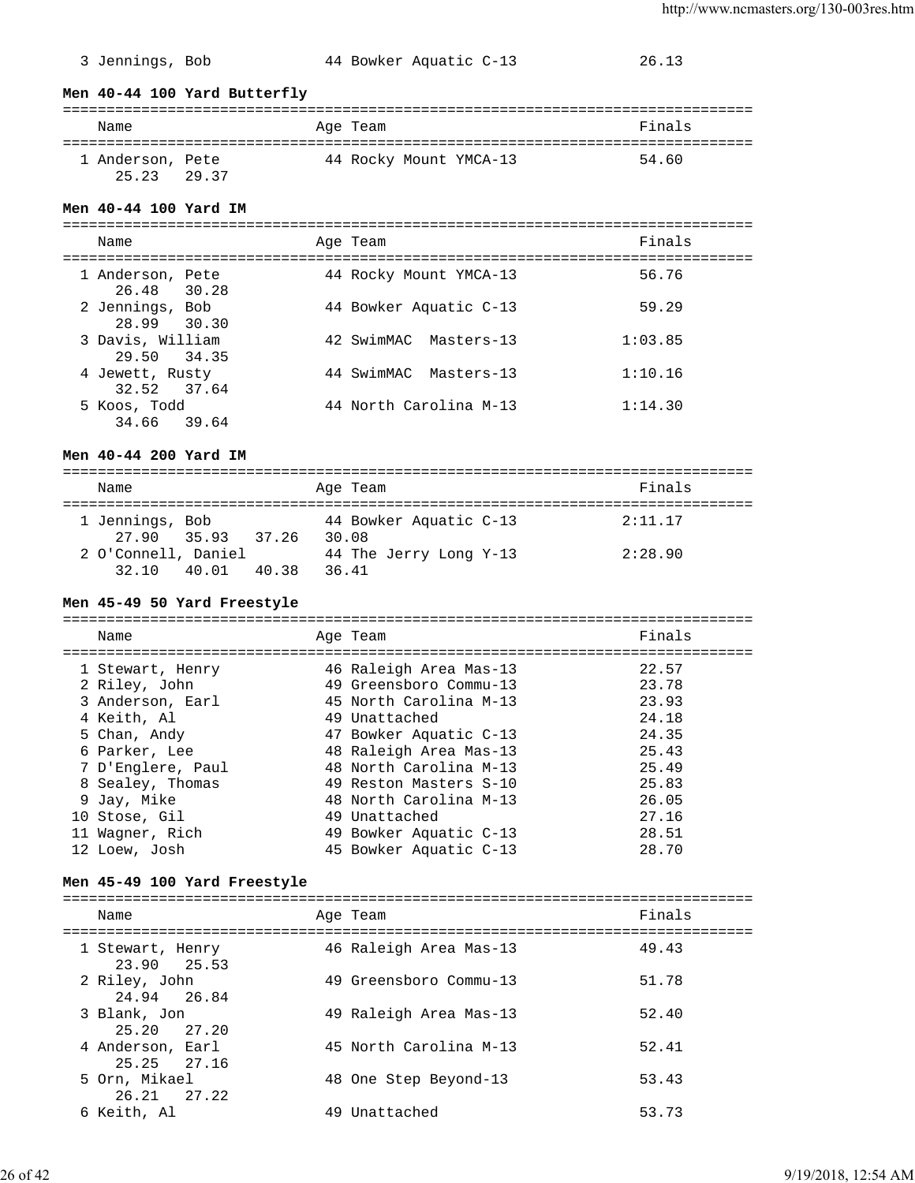| | Name | Age | Team | Finals |
|---|---|---|---|---|
| 3 | Jennings, Bob | 44 | Bowker Aquatic C-13 | 26.13 |

**Men 40-44 100 Yard Butterfly**

| | Name | Age | Team | Finals |
|---|---|---|---|---|
| 1 | Anderson, Pete | 44 | Rocky Mount YMCA-13 | 54.60 |
| | 25.23 29.37 | | | |

**Men 40-44 100 Yard IM**

| | Name | Age | Team | Finals |
|---|---|---|---|---|
| 1 | Anderson, Pete | 44 | Rocky Mount YMCA-13 | 56.76 |
| | 26.48 30.28 | | | |
| 2 | Jennings, Bob | 44 | Bowker Aquatic C-13 | 59.29 |
| | 28.99 30.30 | | | |
| 3 | Davis, William | 42 | SwimMAC Masters-13 | 1:03.85 |
| | 29.50 34.35 | | | |
| 4 | Jewett, Rusty | 44 | SwimMAC Masters-13 | 1:10.16 |
| | 32.52 37.64 | | | |
| 5 | Koos, Todd | 44 | North Carolina M-13 | 1:14.30 |
| | 34.66 39.64 | | | |

**Men 40-44 200 Yard IM**

| | Name | Age | Team | Finals |
|---|---|---|---|---|
| 1 | Jennings, Bob | 44 | Bowker Aquatic C-13 | 2:11.17 |
| | 27.90 35.93 37.26 30.08 | | | |
| 2 | O'Connell, Daniel | 44 | The Jerry Long Y-13 | 2:28.90 |
| | 32.10 40.01 40.38 36.41 | | | |

**Men 45-49 50 Yard Freestyle**

| | Name | Age | Team | Finals |
|---|---|---|---|---|
| 1 | Stewart, Henry | 46 | Raleigh Area Mas-13 | 22.57 |
| 2 | Riley, John | 49 | Greensboro Commu-13 | 23.78 |
| 3 | Anderson, Earl | 45 | North Carolina M-13 | 23.93 |
| 4 | Keith, Al | 49 | Unattached | 24.18 |
| 5 | Chan, Andy | 47 | Bowker Aquatic C-13 | 24.35 |
| 6 | Parker, Lee | 48 | Raleigh Area Mas-13 | 25.43 |
| 7 | D'Englere, Paul | 48 | North Carolina M-13 | 25.49 |
| 8 | Sealey, Thomas | 49 | Reston Masters S-10 | 25.83 |
| 9 | Jay, Mike | 48 | North Carolina M-13 | 26.05 |
| 10 | Stose, Gil | 49 | Unattached | 27.16 |
| 11 | Wagner, Rich | 49 | Bowker Aquatic C-13 | 28.51 |
| 12 | Loew, Josh | 45 | Bowker Aquatic C-13 | 28.70 |

**Men 45-49 100 Yard Freestyle**

| | Name | Age | Team | Finals |
|---|---|---|---|---|
| 1 | Stewart, Henry | 46 | Raleigh Area Mas-13 | 49.43 |
| | 23.90 25.53 | | | |
| 2 | Riley, John | 49 | Greensboro Commu-13 | 51.78 |
| | 24.94 26.84 | | | |
| 3 | Blank, Jon | 49 | Raleigh Area Mas-13 | 52.40 |
| | 25.20 27.20 | | | |
| 4 | Anderson, Earl | 45 | North Carolina M-13 | 52.41 |
| | 25.25 27.16 | | | |
| 5 | Orn, Mikael | 48 | One Step Beyond-13 | 53.43 |
| | 26.21 27.22 | | | |
| 6 | Keith, Al | 49 | Unattached | 53.73 |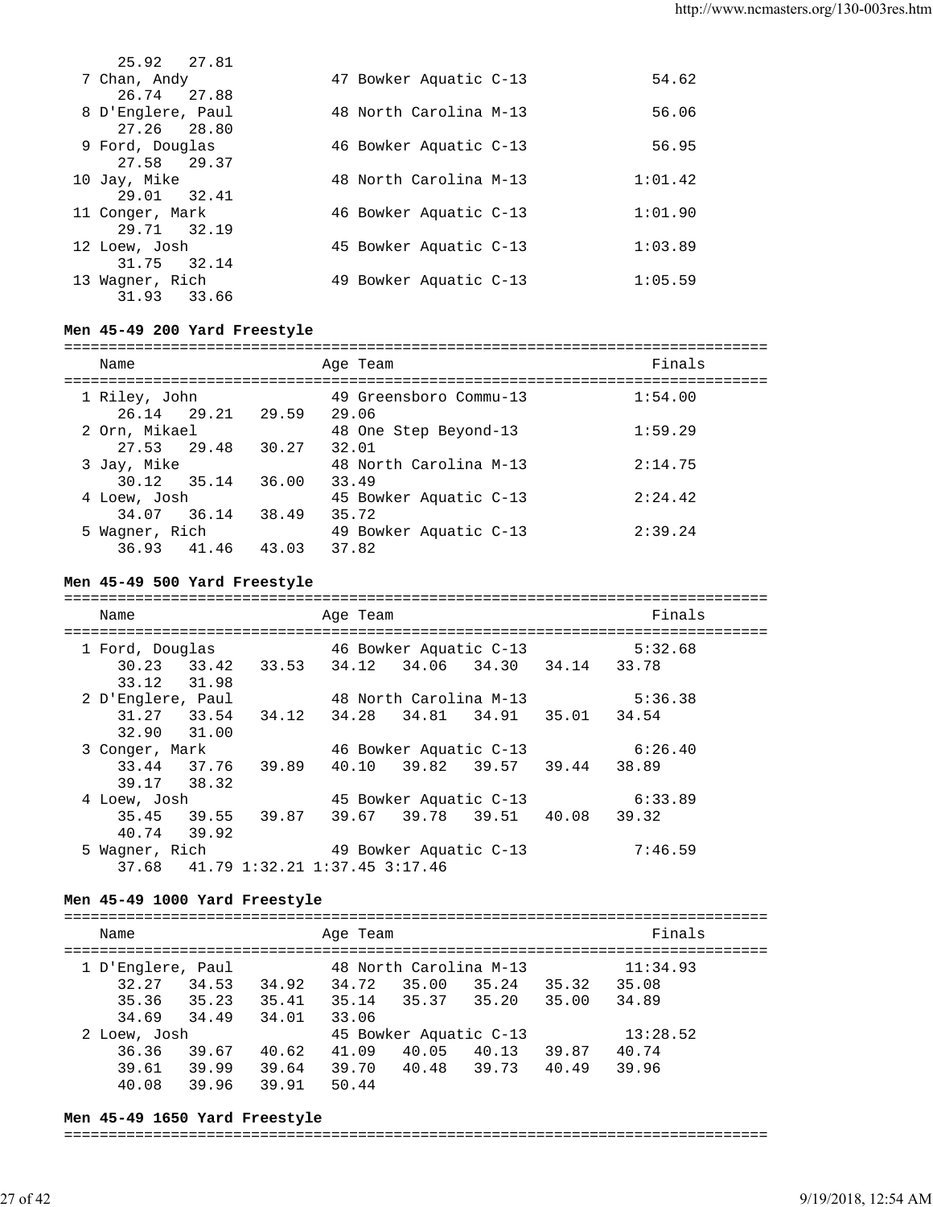```
    25.92   27.81
  7 Chan, Andy              47 Bowker Aquatic C-13             54.62
    26.74   27.88
  8 D'Englere, Paul         48 North Carolina M-13             56.06
    27.26   28.80
  9 Ford, Douglas           46 Bowker Aquatic C-13             56.95
    27.58   29.37
 10 Jay, Mike               48 North Carolina M-13           1:01.42
    29.01   32.41
 11 Conger, Mark            46 Bowker Aquatic C-13           1:01.90
    29.71   32.19
 12 Loew, Josh              45 Bowker Aquatic C-13           1:03.89
    31.75   32.14
 13 Wagner, Rich            49 Bowker Aquatic C-13           1:05.59
    31.93   33.66
```

**Men 45-49 200 Yard Freestyle**

```
===============================================================================
    Name                    Age Team                                   Finals
===============================================================================
  1 Riley, John             49 Greensboro Commu-13           1:54.00
     26.14   29.21   29.59   29.06
  2 Orn, Mikael             48 One Step Beyond-13            1:59.29
     27.53   29.48   30.27   32.01
  3 Jay, Mike               48 North Carolina M-13           2:14.75
     30.12   35.14   36.00   33.49
  4 Loew, Josh              45 Bowker Aquatic C-13           2:24.42
     34.07   36.14   38.49   35.72
  5 Wagner, Rich            49 Bowker Aquatic C-13           2:39.24
     36.93   41.46   43.03   37.82
```

**Men 45-49 500 Yard Freestyle**

```
===============================================================================
    Name                    Age Team                                   Finals
===============================================================================
  1 Ford, Douglas           46 Bowker Aquatic C-13           5:32.68
     30.23   33.42   33.53   34.12   34.06   34.30   34.14   33.78
     33.12   31.98
  2 D'Englere, Paul         48 North Carolina M-13           5:36.38
     31.27   33.54   34.12   34.28   34.81   34.91   35.01   34.54
     32.90   31.00
  3 Conger, Mark            46 Bowker Aquatic C-13           6:26.40
     33.44   37.76   39.89   40.10   39.82   39.57   39.44   38.89
     39.17   38.32
  4 Loew, Josh              45 Bowker Aquatic C-13           6:33.89
     35.45   39.55   39.87   39.67   39.78   39.51   40.08   39.32
     40.74   39.92
  5 Wagner, Rich            49 Bowker Aquatic C-13           7:46.59
     37.68   41.79 1:32.21 1:37.45 3:17.46
```

**Men 45-49 1000 Yard Freestyle**

```
===============================================================================
    Name                    Age Team                                   Finals
===============================================================================
  1 D'Englere, Paul         48 North Carolina M-13          11:34.93
     32.27   34.53   34.92   34.72   35.00   35.24   35.32   35.08
     35.36   35.23   35.41   35.14   35.37   35.20   35.00   34.89
     34.69   34.49   34.01   33.06
  2 Loew, Josh              45 Bowker Aquatic C-13          13:28.52
     36.36   39.67   40.62   41.09   40.05   40.13   39.87   40.74
     39.61   39.99   39.64   39.70   40.48   39.73   40.49   39.96
     40.08   39.96   39.91   50.44
```

**Men 45-49 1650 Yard Freestyle**

```
===============================================================================
```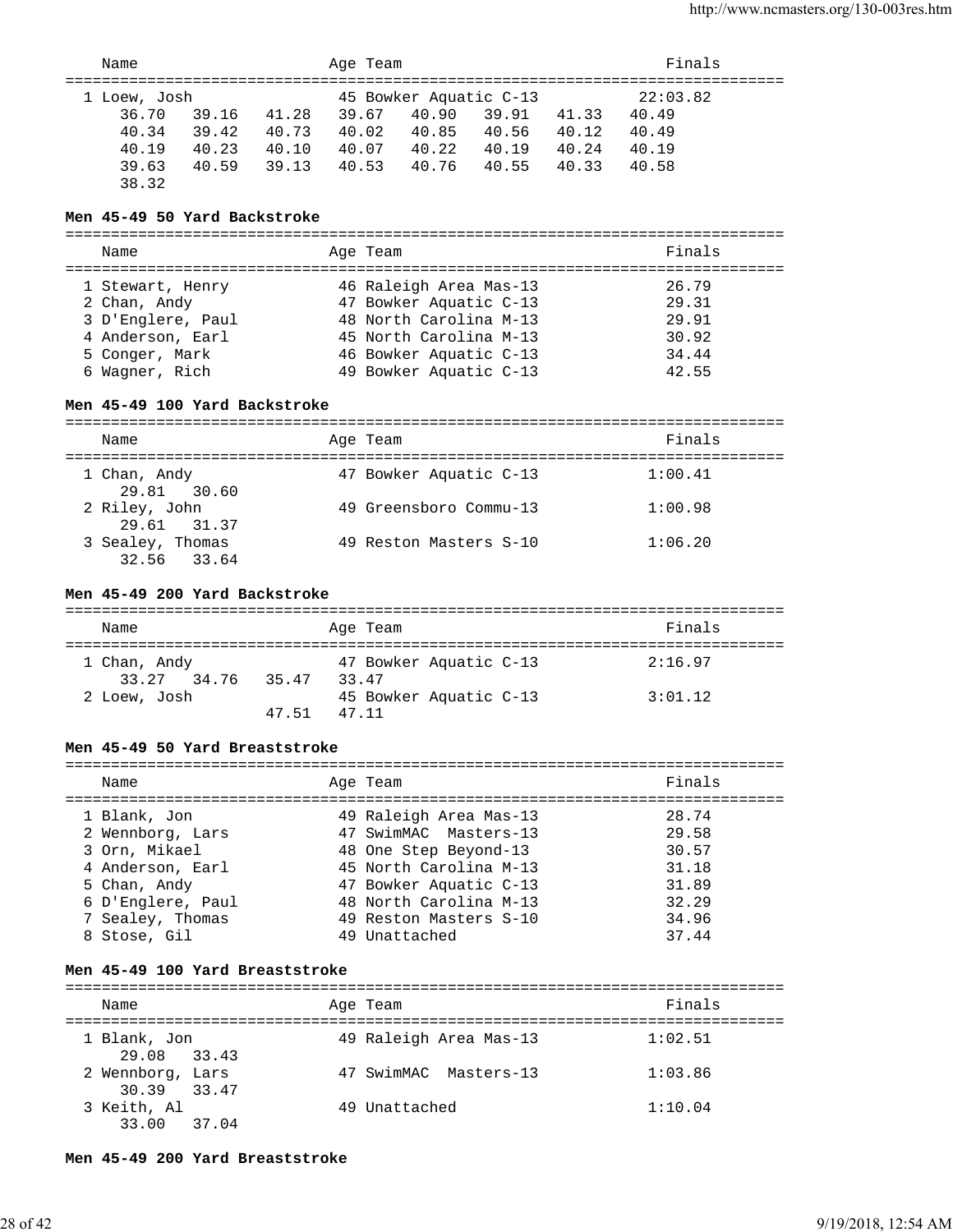| Name | Age | Team | Finals |
|---|---|---|---|
| 1 Loew, Josh | 45 | Bowker Aquatic C-13 | 22:03.82 |

36.70 39.16 41.28 39.67 40.90 39.91 41.33 40.49
40.34 39.42 40.73 40.02 40.85 40.56 40.12 40.49
40.19 40.23 40.10 40.07 40.22 40.19 40.24 40.19
39.63 40.59 39.13 40.53 40.76 40.55 40.33 40.58
38.32

**Men 45-49 50 Yard Backstroke**

| Name | Age | Team | Finals |
|---|---|---|---|
| 1 Stewart, Henry | 46 | Raleigh Area Mas-13 | 26.79 |
| 2 Chan, Andy | 47 | Bowker Aquatic C-13 | 29.31 |
| 3 D'Englere, Paul | 48 | North Carolina M-13 | 29.91 |
| 4 Anderson, Earl | 45 | North Carolina M-13 | 30.92 |
| 5 Conger, Mark | 46 | Bowker Aquatic C-13 | 34.44 |
| 6 Wagner, Rich | 49 | Bowker Aquatic C-13 | 42.55 |

**Men 45-49 100 Yard Backstroke**

| Name | Age | Team | Finals |
|---|---|---|---|
| 1 Chan, Andy | 47 | Bowker Aquatic C-13 | 1:00.41 |
| 29.81 30.60 | | | |
| 2 Riley, John | 49 | Greensboro Commu-13 | 1:00.98 |
| 29.61 31.37 | | | |
| 3 Sealey, Thomas | 49 | Reston Masters S-10 | 1:06.20 |
| 32.56 33.64 | | | |

**Men 45-49 200 Yard Backstroke**

| Name | Age | Team | Finals |
|---|---|---|---|
| 1 Chan, Andy | 47 | Bowker Aquatic C-13 | 2:16.97 |
| 33.27 34.76 35.47 33.47 | | | |
| 2 Loew, Josh | 45 | Bowker Aquatic C-13 | 3:01.12 |
| 47.51 47.11 | | | |

**Men 45-49 50 Yard Breaststroke**

| Name | Age | Team | Finals |
|---|---|---|---|
| 1 Blank, Jon | 49 | Raleigh Area Mas-13 | 28.74 |
| 2 Wennborg, Lars | 47 | SwimMAC Masters-13 | 29.58 |
| 3 Orn, Mikael | 48 | One Step Beyond-13 | 30.57 |
| 4 Anderson, Earl | 45 | North Carolina M-13 | 31.18 |
| 5 Chan, Andy | 47 | Bowker Aquatic C-13 | 31.89 |
| 6 D'Englere, Paul | 48 | North Carolina M-13 | 32.29 |
| 7 Sealey, Thomas | 49 | Reston Masters S-10 | 34.96 |
| 8 Stose, Gil | 49 | Unattached | 37.44 |

**Men 45-49 100 Yard Breaststroke**

| Name | Age | Team | Finals |
|---|---|---|---|
| 1 Blank, Jon | 49 | Raleigh Area Mas-13 | 1:02.51 |
| 29.08 33.43 | | | |
| 2 Wennborg, Lars | 47 | SwimMAC Masters-13 | 1:03.86 |
| 30.39 33.47 | | | |
| 3 Keith, Al | 49 | Unattached | 1:10.04 |
| 33.00 37.04 | | | |

**Men 45-49 200 Yard Breaststroke**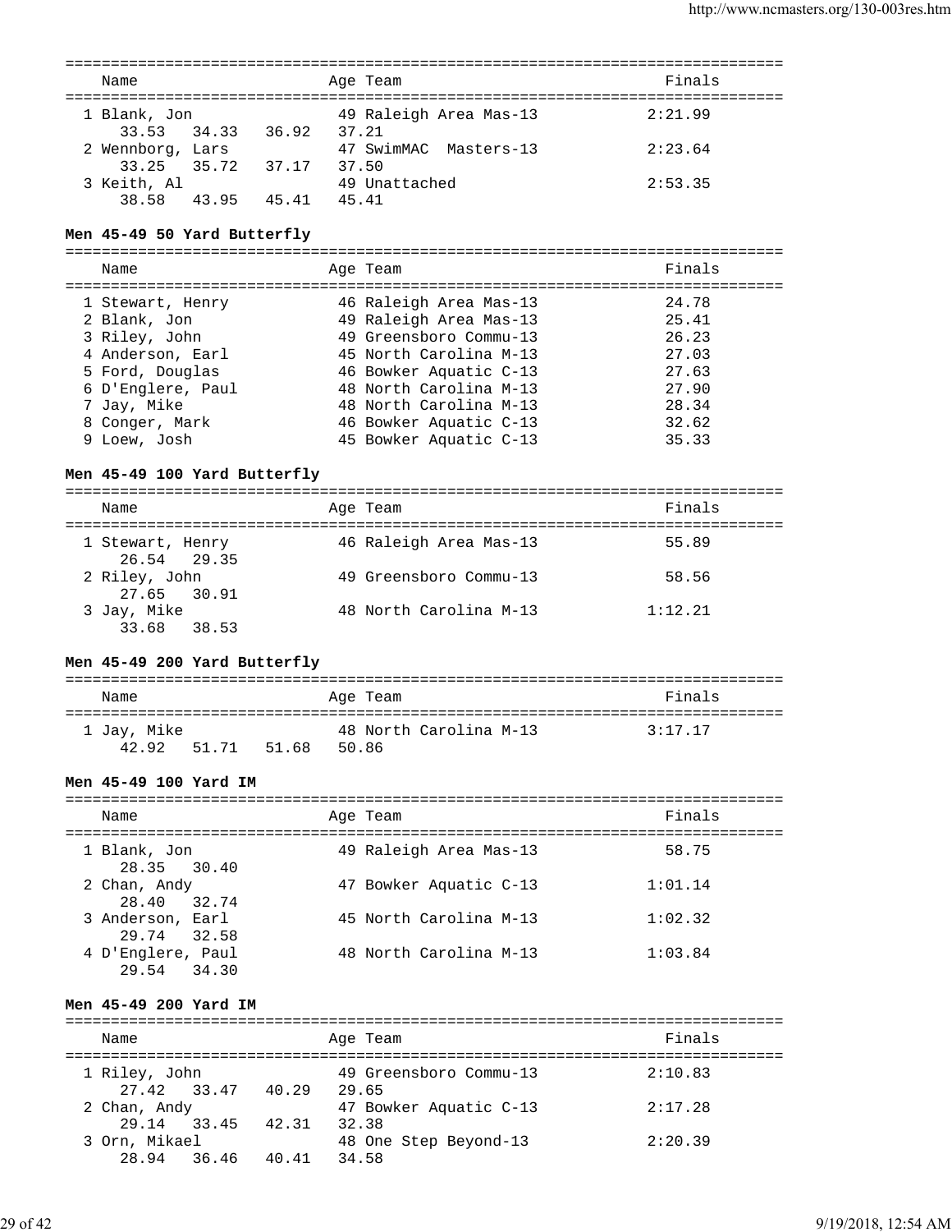| Name | Age | Team | Finals |
|---|---|---|---|
| 1 Blank, Jon | 49 | Raleigh Area Mas-13 | 2:21.99 |
| 33.53 34.33 36.92 37.21 | | | |
| 2 Wennborg, Lars | 47 | SwimMAC Masters-13 | 2:23.64 |
| 33.25 35.72 37.17 37.50 | | | |
| 3 Keith, Al | 49 | Unattached | 2:53.35 |
| 38.58 43.95 45.41 45.41 | | | |

**Men 45-49 50 Yard Butterfly**

| Name | Age | Team | Finals |
|---|---|---|---|
| 1 Stewart, Henry | 46 | Raleigh Area Mas-13 | 24.78 |
| 2 Blank, Jon | 49 | Raleigh Area Mas-13 | 25.41 |
| 3 Riley, John | 49 | Greensboro Commu-13 | 26.23 |
| 4 Anderson, Earl | 45 | North Carolina M-13 | 27.03 |
| 5 Ford, Douglas | 46 | Bowker Aquatic C-13 | 27.63 |
| 6 D'Englere, Paul | 48 | North Carolina M-13 | 27.90 |
| 7 Jay, Mike | 48 | North Carolina M-13 | 28.34 |
| 8 Conger, Mark | 46 | Bowker Aquatic C-13 | 32.62 |
| 9 Loew, Josh | 45 | Bowker Aquatic C-13 | 35.33 |

**Men 45-49 100 Yard Butterfly**

| Name | Age | Team | Finals |
|---|---|---|---|
| 1 Stewart, Henry | 46 | Raleigh Area Mas-13 | 55.89 |
| 26.54 29.35 | | | |
| 2 Riley, John | 49 | Greensboro Commu-13 | 58.56 |
| 27.65 30.91 | | | |
| 3 Jay, Mike | 48 | North Carolina M-13 | 1:12.21 |
| 33.68 38.53 | | | |

**Men 45-49 200 Yard Butterfly**

| Name | Age | Team | Finals |
|---|---|---|---|
| 1 Jay, Mike | 48 | North Carolina M-13 | 3:17.17 |
| 42.92 51.71 51.68 50.86 | | | |

**Men 45-49 100 Yard IM**

| Name | Age | Team | Finals |
|---|---|---|---|
| 1 Blank, Jon | 49 | Raleigh Area Mas-13 | 58.75 |
| 28.35 30.40 | | | |
| 2 Chan, Andy | 47 | Bowker Aquatic C-13 | 1:01.14 |
| 28.40 32.74 | | | |
| 3 Anderson, Earl | 45 | North Carolina M-13 | 1:02.32 |
| 29.74 32.58 | | | |
| 4 D'Englere, Paul | 48 | North Carolina M-13 | 1:03.84 |
| 29.54 34.30 | | | |

**Men 45-49 200 Yard IM**

| Name | Age | Team | Finals |
|---|---|---|---|
| 1 Riley, John | 49 | Greensboro Commu-13 | 2:10.83 |
| 27.42 33.47 40.29 29.65 | | | |
| 2 Chan, Andy | 47 | Bowker Aquatic C-13 | 2:17.28 |
| 29.14 33.45 42.31 32.38 | | | |
| 3 Orn, Mikael | 48 | One Step Beyond-13 | 2:20.39 |
| 28.94 36.46 40.41 34.58 | | | |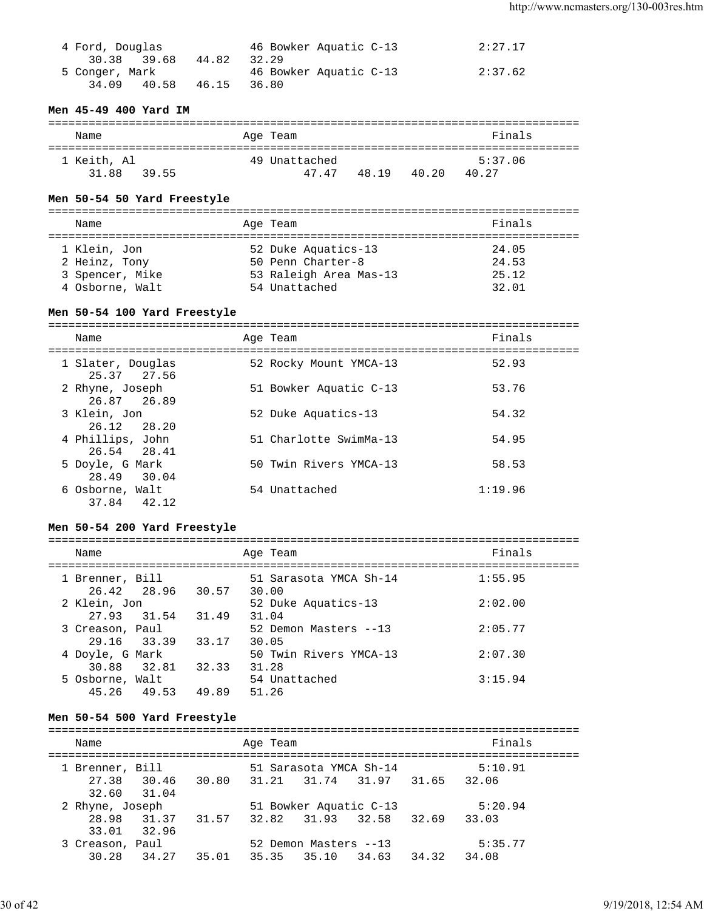| | Name | Age | Team | Finals |
|---|---|---|---|---|
| 4 | Ford, Douglas | 46 | Bowker Aquatic C-13 | 2:27.17 |
| | 30.38 39.68 44.82 32.29 | | | |
| 5 | Conger, Mark | 46 | Bowker Aquatic C-13 | 2:37.62 |
| | 34.09 40.58 46.15 36.80 | | | |

### Men 45-49 400 Yard IM

| | Name | Age | Team | Finals |
|---|---|---|---|---|
| 1 | Keith, Al | 49 | Unattached | 5:37.06 |
| | 31.88 39.55 47.47 48.19 40.20 40.27 | | | |

### Men 50-54 50 Yard Freestyle

| | Name | Age | Team | Finals |
|---|---|---|---|---|
| 1 | Klein, Jon | 52 | Duke Aquatics-13 | 24.05 |
| 2 | Heinz, Tony | 50 | Penn Charter-8 | 24.53 |
| 3 | Spencer, Mike | 53 | Raleigh Area Mas-13 | 25.12 |
| 4 | Osborne, Walt | 54 | Unattached | 32.01 |

### Men 50-54 100 Yard Freestyle

| | Name | Age | Team | Finals |
|---|---|---|---|---|
| 1 | Slater, Douglas | 52 | Rocky Mount YMCA-13 | 52.93 |
| | 25.37 27.56 | | | |
| 2 | Rhyne, Joseph | 51 | Bowker Aquatic C-13 | 53.76 |
| | 26.87 26.89 | | | |
| 3 | Klein, Jon | 52 | Duke Aquatics-13 | 54.32 |
| | 26.12 28.20 | | | |
| 4 | Phillips, John | 51 | Charlotte SwimMa-13 | 54.95 |
| | 26.54 28.41 | | | |
| 5 | Doyle, G Mark | 50 | Twin Rivers YMCA-13 | 58.53 |
| | 28.49 30.04 | | | |
| 6 | Osborne, Walt | 54 | Unattached | 1:19.96 |
| | 37.84 42.12 | | | |

### Men 50-54 200 Yard Freestyle

| | Name | Age | Team | Finals |
|---|---|---|---|---|
| 1 | Brenner, Bill | 51 | Sarasota YMCA Sh-14 | 1:55.95 |
| | 26.42 28.96 30.57 30.00 | | | |
| 2 | Klein, Jon | 52 | Duke Aquatics-13 | 2:02.00 |
| | 27.93 31.54 31.49 31.04 | | | |
| 3 | Creason, Paul | 52 | Demon Masters --13 | 2:05.77 |
| | 29.16 33.39 33.17 30.05 | | | |
| 4 | Doyle, G Mark | 50 | Twin Rivers YMCA-13 | 2:07.30 |
| | 30.88 32.81 32.33 31.28 | | | |
| 5 | Osborne, Walt | 54 | Unattached | 3:15.94 |
| | 45.26 49.53 49.89 51.26 | | | |

### Men 50-54 500 Yard Freestyle

| | Name | Age | Team | Finals |
|---|---|---|---|---|
| 1 | Brenner, Bill | 51 | Sarasota YMCA Sh-14 | 5:10.91 |
| | 27.38 30.46 30.80 31.21 31.74 31.97 31.65 32.06 32.60 31.04 | | | |
| 2 | Rhyne, Joseph | 51 | Bowker Aquatic C-13 | 5:20.94 |
| | 28.98 31.37 31.57 32.82 31.93 32.58 32.69 33.03 33.01 32.96 | | | |
| 3 | Creason, Paul | 52 | Demon Masters --13 | 5:35.77 |
| | 30.28 34.27 35.01 35.35 35.10 34.63 34.32 34.08 | | | |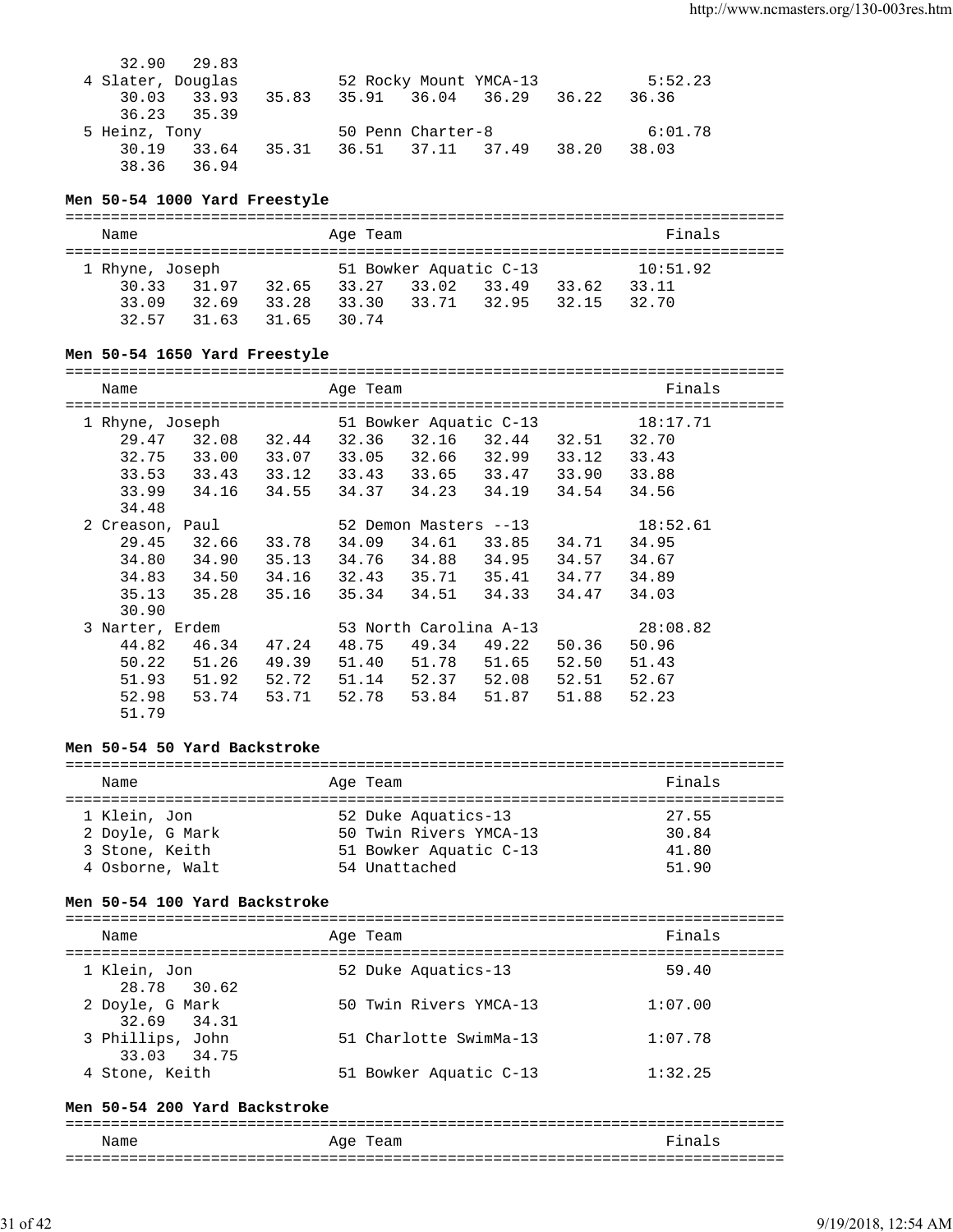```
     32.90   29.83
  4 Slater, Douglas           52 Rocky Mount YMCA-13          5:52.23
     30.03   33.93   35.83   35.91   36.04   36.29   36.22   36.36
     36.23   35.39
  5 Heinz, Tony               50 Penn Charter-8               6:01.78
     30.19   33.64   35.31   36.51   37.11   37.49   38.20   38.03
     38.36   36.94
```

**Men 50-54 1000 Yard Freestyle**

```
===============================================================================
    Name                    Age Team                                    Finals
===============================================================================
  1 Rhyne, Joseph           51 Bowker Aquatic C-13          10:51.92
     30.33   31.97   32.65   33.27   33.02   33.49   33.62   33.11
     33.09   32.69   33.28   33.30   33.71   32.95   32.15   32.70
     32.57   31.63   31.65   30.74
```

**Men 50-54 1650 Yard Freestyle**

```
===============================================================================
    Name                    Age Team                                    Finals
===============================================================================
  1 Rhyne, Joseph           51 Bowker Aquatic C-13          18:17.71
     29.47   32.08   32.44   32.36   32.16   32.44   32.51   32.70
     32.75   33.00   33.07   33.05   32.66   32.99   33.12   33.43
     33.53   33.43   33.12   33.43   33.65   33.47   33.90   33.88
     33.99   34.16   34.55   34.37   34.23   34.19   34.54   34.56
     34.48
  2 Creason, Paul           52 Demon Masters --13           18:52.61
     29.45   32.66   33.78   34.09   34.61   33.85   34.71   34.95
     34.80   34.90   35.13   34.76   34.88   34.95   34.57   34.67
     34.83   34.50   34.16   32.43   35.71   35.41   34.77   34.89
     35.13   35.28   35.16   35.34   34.51   34.33   34.47   34.03
     30.90
  3 Narter, Erdem           53 North Carolina A-13          28:08.82
     44.82   46.34   47.24   48.75   49.34   49.22   50.36   50.96
     50.22   51.26   49.39   51.40   51.78   51.65   52.50   51.43
     51.93   51.92   52.72   51.14   52.37   52.08   52.51   52.67
     52.98   53.74   53.71   52.78   53.84   51.87   51.88   52.23
     51.79
```

**Men 50-54 50 Yard Backstroke**

```
===============================================================================
    Name                    Age Team                                    Finals
===============================================================================
  1 Klein, Jon              52 Duke Aquatics-13                  27.55
  2 Doyle, G Mark           50 Twin Rivers YMCA-13               30.84
  3 Stone, Keith            51 Bowker Aquatic C-13               41.80
  4 Osborne, Walt           54 Unattached                        51.90
```

**Men 50-54 100 Yard Backstroke**

```
===============================================================================
    Name                    Age Team                                    Finals
===============================================================================
  1 Klein, Jon              52 Duke Aquatics-13                  59.40
     28.78   30.62
  2 Doyle, G Mark           50 Twin Rivers YMCA-13             1:07.00
     32.69   34.31
  3 Phillips, John          51 Charlotte SwimMa-13             1:07.78
     33.03   34.75
  4 Stone, Keith            51 Bowker Aquatic C-13             1:32.25
```

**Men 50-54 200 Yard Backstroke**

```
===============================================================================
    Name                    Age Team                                    Finals
===============================================================================
```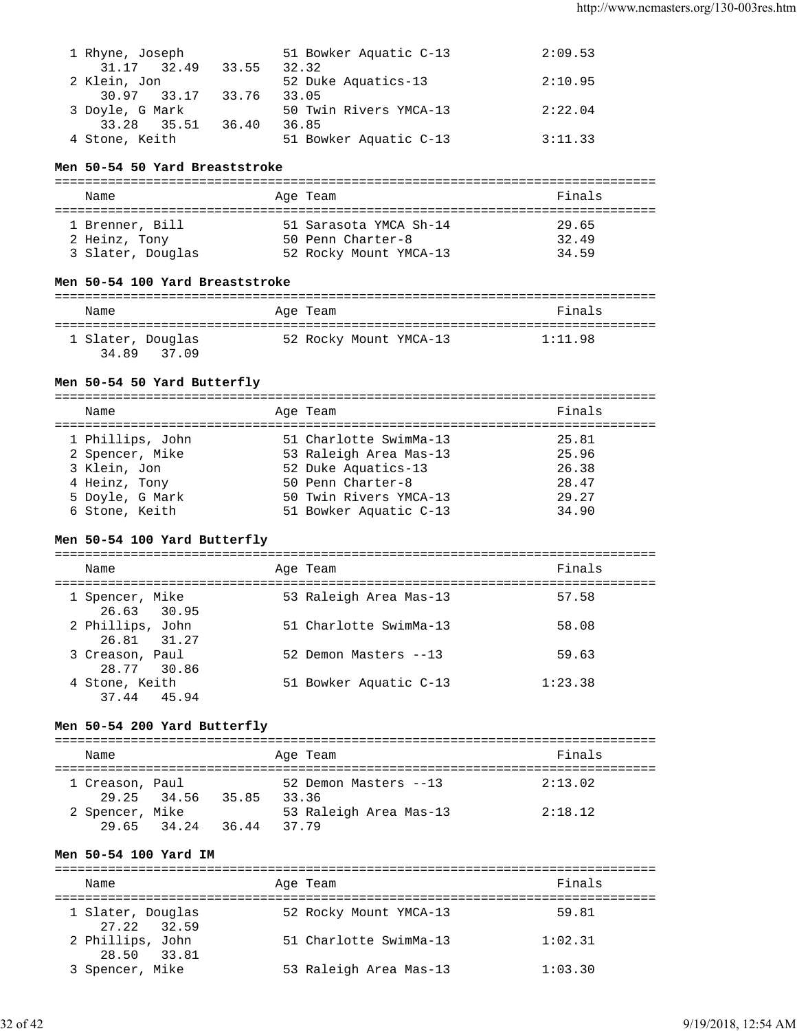| | Name | Age | Team | Finals |
|---|---|---|---|---|
| 1 | Rhyne, Joseph | 51 | Bowker Aquatic C-13 | 2:09.53 |
| | 31.17 32.49 33.55 32.32 | | | |
| 2 | Klein, Jon | 52 | Duke Aquatics-13 | 2:10.95 |
| | 30.97 33.17 33.76 33.05 | | | |
| 3 | Doyle, G Mark | 50 | Twin Rivers YMCA-13 | 2:22.04 |
| | 33.28 35.51 36.40 36.85 | | | |
| 4 | Stone, Keith | 51 | Bowker Aquatic C-13 | 3:11.33 |

### Men 50-54 50 Yard Breaststroke

| | Name | Age | Team | Finals |
|---|---|---|---|---|
| 1 | Brenner, Bill | 51 | Sarasota YMCA Sh-14 | 29.65 |
| 2 | Heinz, Tony | 50 | Penn Charter-8 | 32.49 |
| 3 | Slater, Douglas | 52 | Rocky Mount YMCA-13 | 34.59 |

### Men 50-54 100 Yard Breaststroke

| | Name | Age | Team | Finals |
|---|---|---|---|---|
| 1 | Slater, Douglas | 52 | Rocky Mount YMCA-13 | 1:11.98 |
| | 34.89 37.09 | | | |

### Men 50-54 50 Yard Butterfly

| | Name | Age | Team | Finals |
|---|---|---|---|---|
| 1 | Phillips, John | 51 | Charlotte SwimMa-13 | 25.81 |
| 2 | Spencer, Mike | 53 | Raleigh Area Mas-13 | 25.96 |
| 3 | Klein, Jon | 52 | Duke Aquatics-13 | 26.38 |
| 4 | Heinz, Tony | 50 | Penn Charter-8 | 28.47 |
| 5 | Doyle, G Mark | 50 | Twin Rivers YMCA-13 | 29.27 |
| 6 | Stone, Keith | 51 | Bowker Aquatic C-13 | 34.90 |

### Men 50-54 100 Yard Butterfly

| | Name | Age | Team | Finals |
|---|---|---|---|---|
| 1 | Spencer, Mike | 53 | Raleigh Area Mas-13 | 57.58 |
| | 26.63 30.95 | | | |
| 2 | Phillips, John | 51 | Charlotte SwimMa-13 | 58.08 |
| | 26.81 31.27 | | | |
| 3 | Creason, Paul | 52 | Demon Masters --13 | 59.63 |
| | 28.77 30.86 | | | |
| 4 | Stone, Keith | 51 | Bowker Aquatic C-13 | 1:23.38 |
| | 37.44 45.94 | | | |

### Men 50-54 200 Yard Butterfly

| | Name | Age | Team | Finals |
|---|---|---|---|---|
| 1 | Creason, Paul | 52 | Demon Masters --13 | 2:13.02 |
| | 29.25 34.56 35.85 33.36 | | | |
| 2 | Spencer, Mike | 53 | Raleigh Area Mas-13 | 2:18.12 |
| | 29.65 34.24 36.44 37.79 | | | |

### Men 50-54 100 Yard IM

| | Name | Age | Team | Finals |
|---|---|---|---|---|
| 1 | Slater, Douglas | 52 | Rocky Mount YMCA-13 | 59.81 |
| | 27.22 32.59 | | | |
| 2 | Phillips, John | 51 | Charlotte SwimMa-13 | 1:02.31 |
| | 28.50 33.81 | | | |
| 3 | Spencer, Mike | 53 | Raleigh Area Mas-13 | 1:03.30 |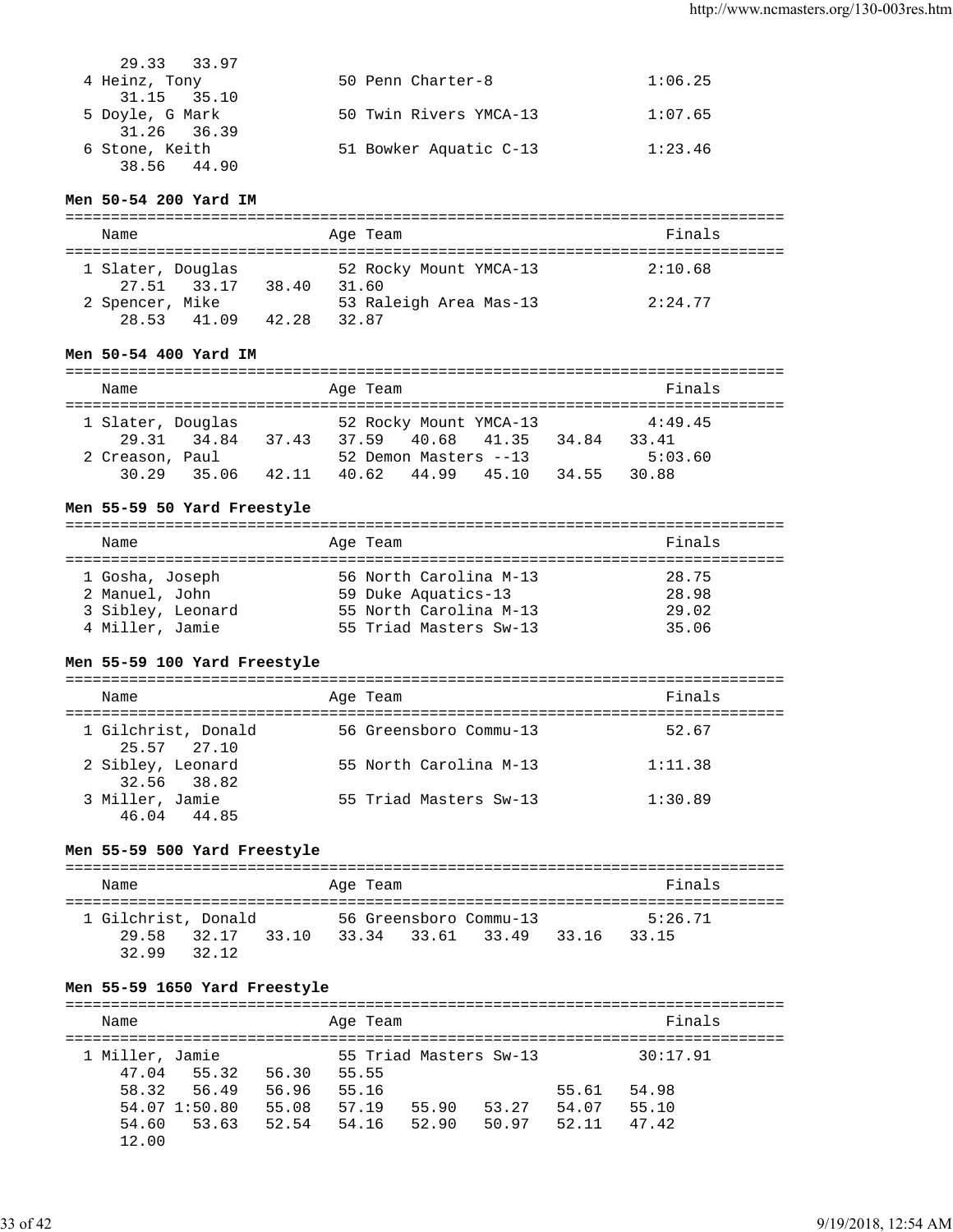```
    29.33   33.97
  4 Heinz, Tony              50 Penn Charter-8              1:06.25
    31.15   35.10
  5 Doyle, G Mark            50 Twin Rivers YMCA-13         1:07.65
    31.26   36.39
  6 Stone, Keith             51 Bowker Aquatic C-13         1:23.46
    38.56   44.90
```

**Men 50-54 200 Yard IM**

```
===============================================================================
    Name                    Age Team                                    Finals
===============================================================================
  1 Slater, Douglas          52 Rocky Mount YMCA-13         2:10.68
    27.51   33.17   38.40   31.60
  2 Spencer, Mike            53 Raleigh Area Mas-13         2:24.77
    28.53   41.09   42.28   32.87
```

**Men 50-54 400 Yard IM**

```
===============================================================================
    Name                    Age Team                                    Finals
===============================================================================
  1 Slater, Douglas          52 Rocky Mount YMCA-13         4:49.45
    29.31   34.84   37.43   37.59   40.68   41.35   34.84   33.41
  2 Creason, Paul            52 Demon Masters --13          5:03.60
    30.29   35.06   42.11   40.62   44.99   45.10   34.55   30.88
```

**Men 55-59 50 Yard Freestyle**

```
===============================================================================
    Name                    Age Team                                    Finals
===============================================================================
  1 Gosha, Joseph            56 North Carolina M-13           28.75
  2 Manuel, John             59 Duke Aquatics-13              28.98
  3 Sibley, Leonard          55 North Carolina M-13           29.02
  4 Miller, Jamie            55 Triad Masters Sw-13           35.06
```

**Men 55-59 100 Yard Freestyle**

```
===============================================================================
    Name                    Age Team                                    Finals
===============================================================================
  1 Gilchrist, Donald        56 Greensboro Commu-13           52.67
    25.57   27.10
  2 Sibley, Leonard          55 North Carolina M-13         1:11.38
    32.56   38.82
  3 Miller, Jamie            55 Triad Masters Sw-13         1:30.89
    46.04   44.85
```

**Men 55-59 500 Yard Freestyle**

```
===============================================================================
    Name                    Age Team                                    Finals
===============================================================================
  1 Gilchrist, Donald        56 Greensboro Commu-13         5:26.71
    29.58   32.17   33.10   33.34   33.61   33.49   33.16   33.15
    32.99   32.12
```

**Men 55-59 1650 Yard Freestyle**

```
===============================================================================
    Name                    Age Team                                    Finals
===============================================================================
  1 Miller, Jamie            55 Triad Masters Sw-13        30:17.91
    47.04   55.32   56.30   55.55
    58.32   56.49   56.96   55.16                   55.61   54.98
    54.07 1:50.80   55.08   57.19   55.90   53.27   54.07   55.10
    54.60   53.63   52.54   54.16   52.90   50.97   52.11   47.42
    12.00
```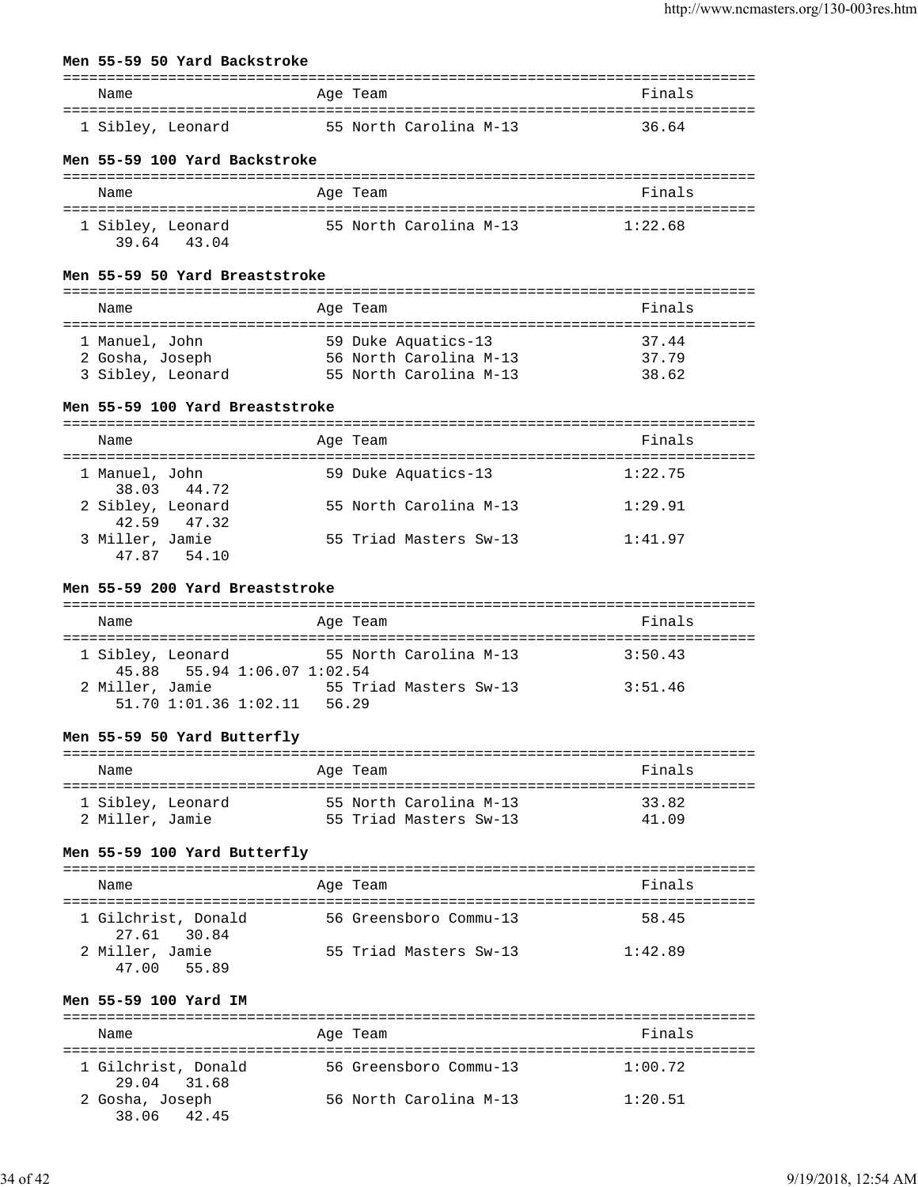**Men 55-59 50 Yard Backstroke**

| Name | Age | Team | Finals |
|---|---|---|---|
| 1 Sibley, Leonard | 55 | North Carolina M-13 | 36.64 |

**Men 55-59 100 Yard Backstroke**

| Name | Age | Team | Finals |
|---|---|---|---|
| 1 Sibley, Leonard | 55 | North Carolina M-13 | 1:22.68 |
| 39.64 43.04 | | | |

**Men 55-59 50 Yard Breaststroke**

| Name | Age | Team | Finals |
|---|---|---|---|
| 1 Manuel, John | 59 | Duke Aquatics-13 | 37.44 |
| 2 Gosha, Joseph | 56 | North Carolina M-13 | 37.79 |
| 3 Sibley, Leonard | 55 | North Carolina M-13 | 38.62 |

**Men 55-59 100 Yard Breaststroke**

| Name | Age | Team | Finals |
|---|---|---|---|
| 1 Manuel, John | 59 | Duke Aquatics-13 | 1:22.75 |
| 38.03 44.72 | | | |
| 2 Sibley, Leonard | 55 | North Carolina M-13 | 1:29.91 |
| 42.59 47.32 | | | |
| 3 Miller, Jamie | 55 | Triad Masters Sw-13 | 1:41.97 |
| 47.87 54.10 | | | |

**Men 55-59 200 Yard Breaststroke**

| Name | Age | Team | Finals |
|---|---|---|---|
| 1 Sibley, Leonard | 55 | North Carolina M-13 | 3:50.43 |
| 45.88 55.94 1:06.07 1:02.54 | | | |
| 2 Miller, Jamie | 55 | Triad Masters Sw-13 | 3:51.46 |
| 51.70 1:01.36 1:02.11 56.29 | | | |

**Men 55-59 50 Yard Butterfly**

| Name | Age | Team | Finals |
|---|---|---|---|
| 1 Sibley, Leonard | 55 | North Carolina M-13 | 33.82 |
| 2 Miller, Jamie | 55 | Triad Masters Sw-13 | 41.09 |

**Men 55-59 100 Yard Butterfly**

| Name | Age | Team | Finals |
|---|---|---|---|
| 1 Gilchrist, Donald | 56 | Greensboro Commu-13 | 58.45 |
| 27.61 30.84 | | | |
| 2 Miller, Jamie | 55 | Triad Masters Sw-13 | 1:42.89 |
| 47.00 55.89 | | | |

**Men 55-59 100 Yard IM**

| Name | Age | Team | Finals |
|---|---|---|---|
| 1 Gilchrist, Donald | 56 | Greensboro Commu-13 | 1:00.72 |
| 29.04 31.68 | | | |
| 2 Gosha, Joseph | 56 | North Carolina M-13 | 1:20.51 |
| 38.06 42.45 | | | |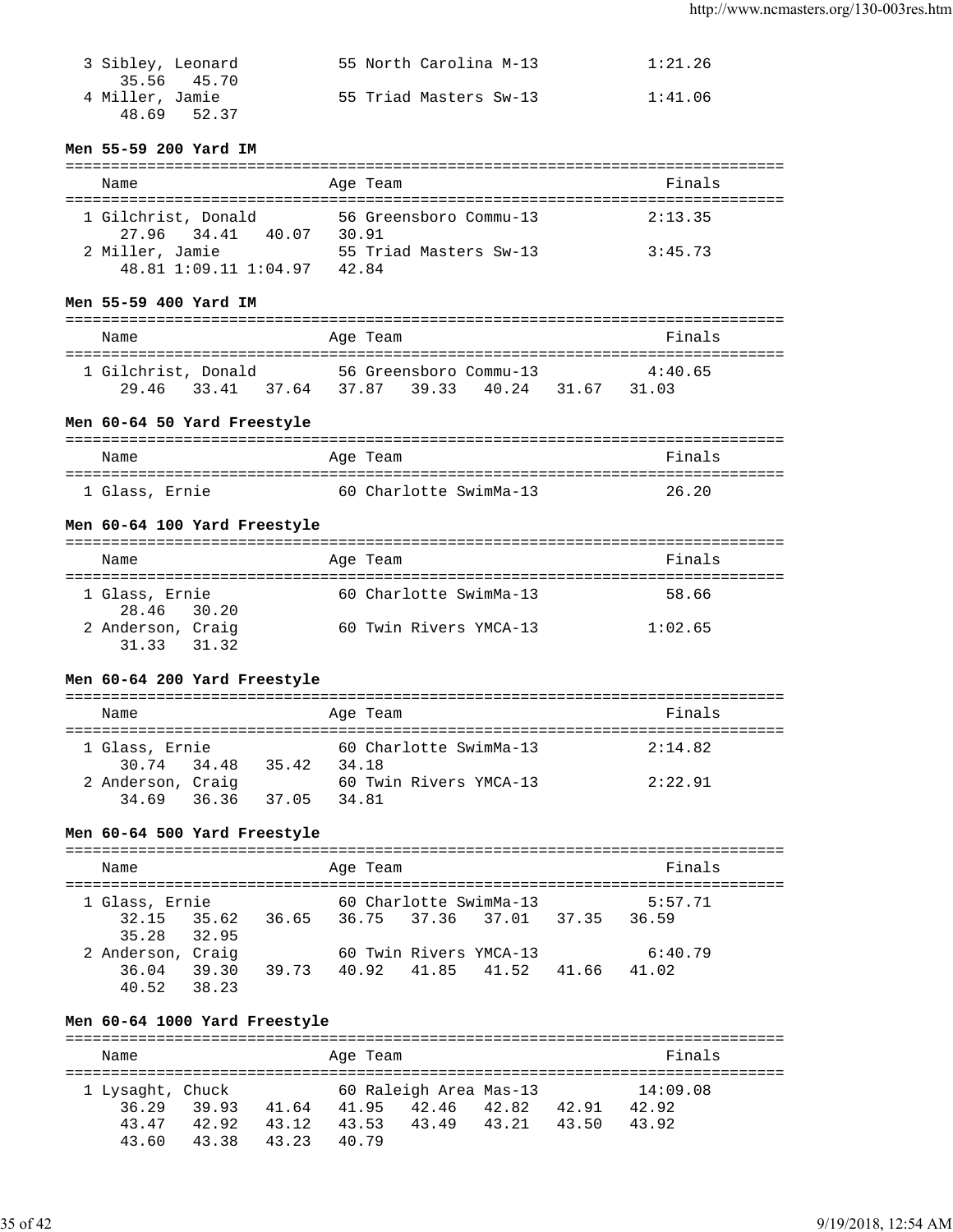```
  3 Sibley, Leonard           55 North Carolina M-13           1:21.26
     35.56   45.70
  4 Miller, Jamie             55 Triad Masters Sw-13           1:41.06
     48.69   52.37
```

**Men 55-59 200 Yard IM**

```
===============================================================================
    Name                    Age Team                                    Finals
===============================================================================
  1 Gilchrist, Donald         56 Greensboro Commu-13           2:13.35
     27.96   34.41   40.07   30.91
  2 Miller, Jamie             55 Triad Masters Sw-13           3:45.73
     48.81 1:09.11 1:04.97   42.84
```

**Men 55-59 400 Yard IM**

```
===============================================================================
    Name                    Age Team                                    Finals
===============================================================================
  1 Gilchrist, Donald         56 Greensboro Commu-13           4:40.65
     29.46   33.41   37.64   37.87   39.33   40.24   31.67   31.03
```

**Men 60-64 50 Yard Freestyle**

```
===============================================================================
    Name                    Age Team                                    Finals
===============================================================================
  1 Glass, Ernie              60 Charlotte SwimMa-13             26.20
```

**Men 60-64 100 Yard Freestyle**

```
===============================================================================
    Name                    Age Team                                    Finals
===============================================================================
  1 Glass, Ernie              60 Charlotte SwimMa-13             58.66
     28.46   30.20
  2 Anderson, Craig           60 Twin Rivers YMCA-13           1:02.65
     31.33   31.32
```

**Men 60-64 200 Yard Freestyle**

```
===============================================================================
    Name                    Age Team                                    Finals
===============================================================================
  1 Glass, Ernie              60 Charlotte SwimMa-13           2:14.82
     30.74   34.48   35.42   34.18
  2 Anderson, Craig           60 Twin Rivers YMCA-13           2:22.91
     34.69   36.36   37.05   34.81
```

**Men 60-64 500 Yard Freestyle**

```
===============================================================================
    Name                    Age Team                                    Finals
===============================================================================
  1 Glass, Ernie              60 Charlotte SwimMa-13           5:57.71
     32.15   35.62   36.65   36.75   37.36   37.01   37.35   36.59
     35.28   32.95
  2 Anderson, Craig           60 Twin Rivers YMCA-13           6:40.79
     36.04   39.30   39.73   40.92   41.85   41.52   41.66   41.02
     40.52   38.23
```

**Men 60-64 1000 Yard Freestyle**

```
===============================================================================
    Name                    Age Team                                    Finals
===============================================================================
  1 Lysaght, Chuck            60 Raleigh Area Mas-13          14:09.08
     36.29   39.93   41.64   41.95   42.46   42.82   42.91   42.92
     43.47   42.92   43.12   43.53   43.49   43.21   43.50   43.92
     43.60   43.38   43.23   40.79
```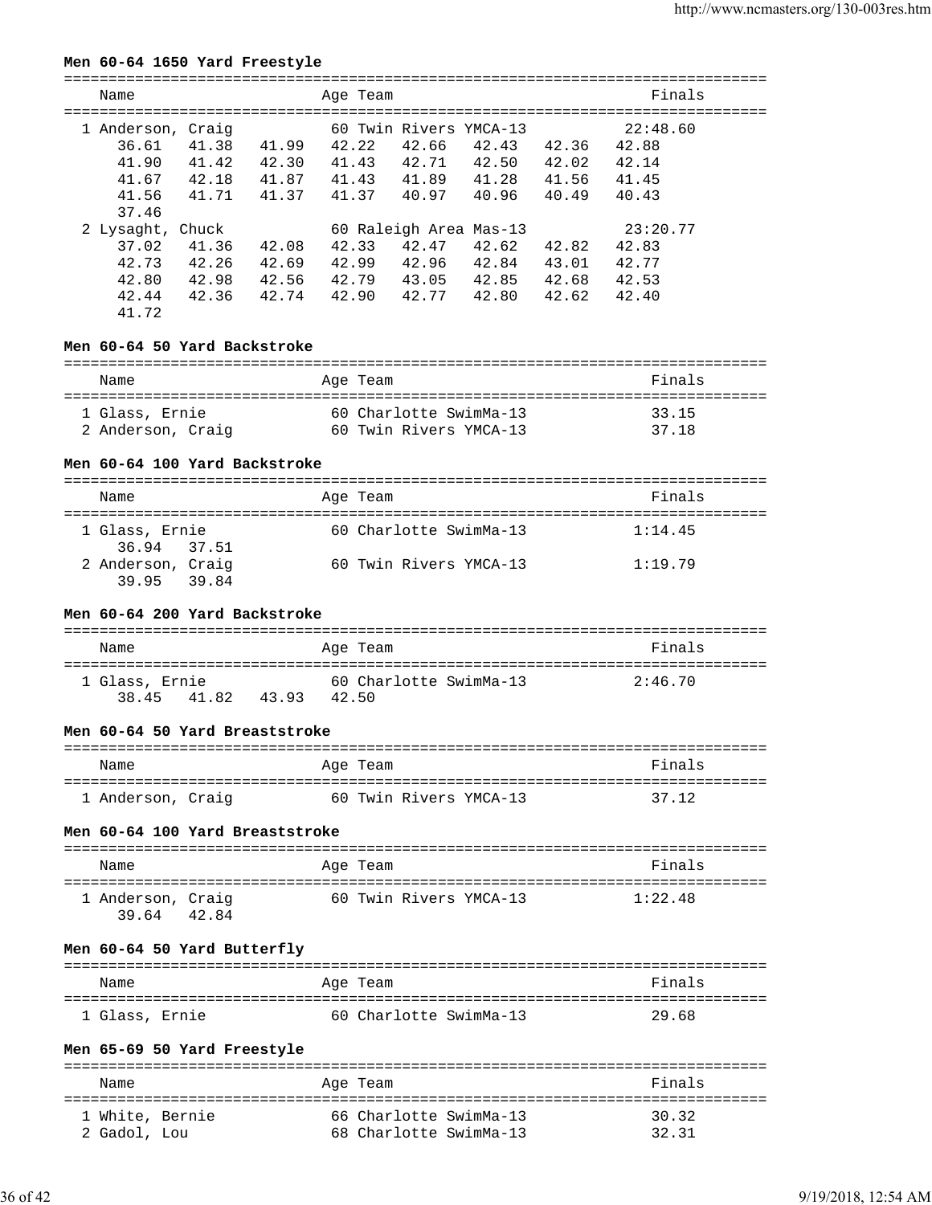**Men 60-64 1650 Yard Freestyle**

| Name | Age | Team | Finals |
|---|---|---|---|
| 1 Anderson, Craig | 60 | Twin Rivers YMCA-13 | 22:48.60 |
| 36.61 41.38 41.99 42.22 42.66 42.43 42.36 42.88 | | | |
| 41.90 41.42 42.30 41.43 42.71 42.50 42.02 42.14 | | | |
| 41.67 42.18 41.87 41.43 41.89 41.28 41.56 41.45 | | | |
| 41.56 41.71 41.37 41.37 40.97 40.96 40.49 40.43 | | | |
| 37.46 | | | |
| 2 Lysaght, Chuck | 60 | Raleigh Area Mas-13 | 23:20.77 |
| 37.02 41.36 42.08 42.33 42.47 42.62 42.82 42.83 | | | |
| 42.73 42.26 42.69 42.99 42.96 42.84 43.01 42.77 | | | |
| 42.80 42.98 42.56 42.79 43.05 42.85 42.68 42.53 | | | |
| 42.44 42.36 42.74 42.90 42.77 42.80 42.62 42.40 | | | |
| 41.72 | | | |

**Men 60-64 50 Yard Backstroke**

| Name | Age | Team | Finals |
|---|---|---|---|
| 1 Glass, Ernie | 60 | Charlotte SwimMa-13 | 33.15 |
| 2 Anderson, Craig | 60 | Twin Rivers YMCA-13 | 37.18 |

**Men 60-64 100 Yard Backstroke**

| Name | Age | Team | Finals |
|---|---|---|---|
| 1 Glass, Ernie | 60 | Charlotte SwimMa-13 | 1:14.45 |
| 36.94 37.51 | | | |
| 2 Anderson, Craig | 60 | Twin Rivers YMCA-13 | 1:19.79 |
| 39.95 39.84 | | | |

**Men 60-64 200 Yard Backstroke**

| Name | Age | Team | Finals |
|---|---|---|---|
| 1 Glass, Ernie | 60 | Charlotte SwimMa-13 | 2:46.70 |
| 38.45 41.82 43.93 42.50 | | | |

**Men 60-64 50 Yard Breaststroke**

| Name | Age | Team | Finals |
|---|---|---|---|
| 1 Anderson, Craig | 60 | Twin Rivers YMCA-13 | 37.12 |

**Men 60-64 100 Yard Breaststroke**

| Name | Age | Team | Finals |
|---|---|---|---|
| 1 Anderson, Craig | 60 | Twin Rivers YMCA-13 | 1:22.48 |
| 39.64 42.84 | | | |

**Men 60-64 50 Yard Butterfly**

| Name | Age | Team | Finals |
|---|---|---|---|
| 1 Glass, Ernie | 60 | Charlotte SwimMa-13 | 29.68 |

**Men 65-69 50 Yard Freestyle**

| Name | Age | Team | Finals |
|---|---|---|---|
| 1 White, Bernie | 66 | Charlotte SwimMa-13 | 30.32 |
| 2 Gadol, Lou | 68 | Charlotte SwimMa-13 | 32.31 |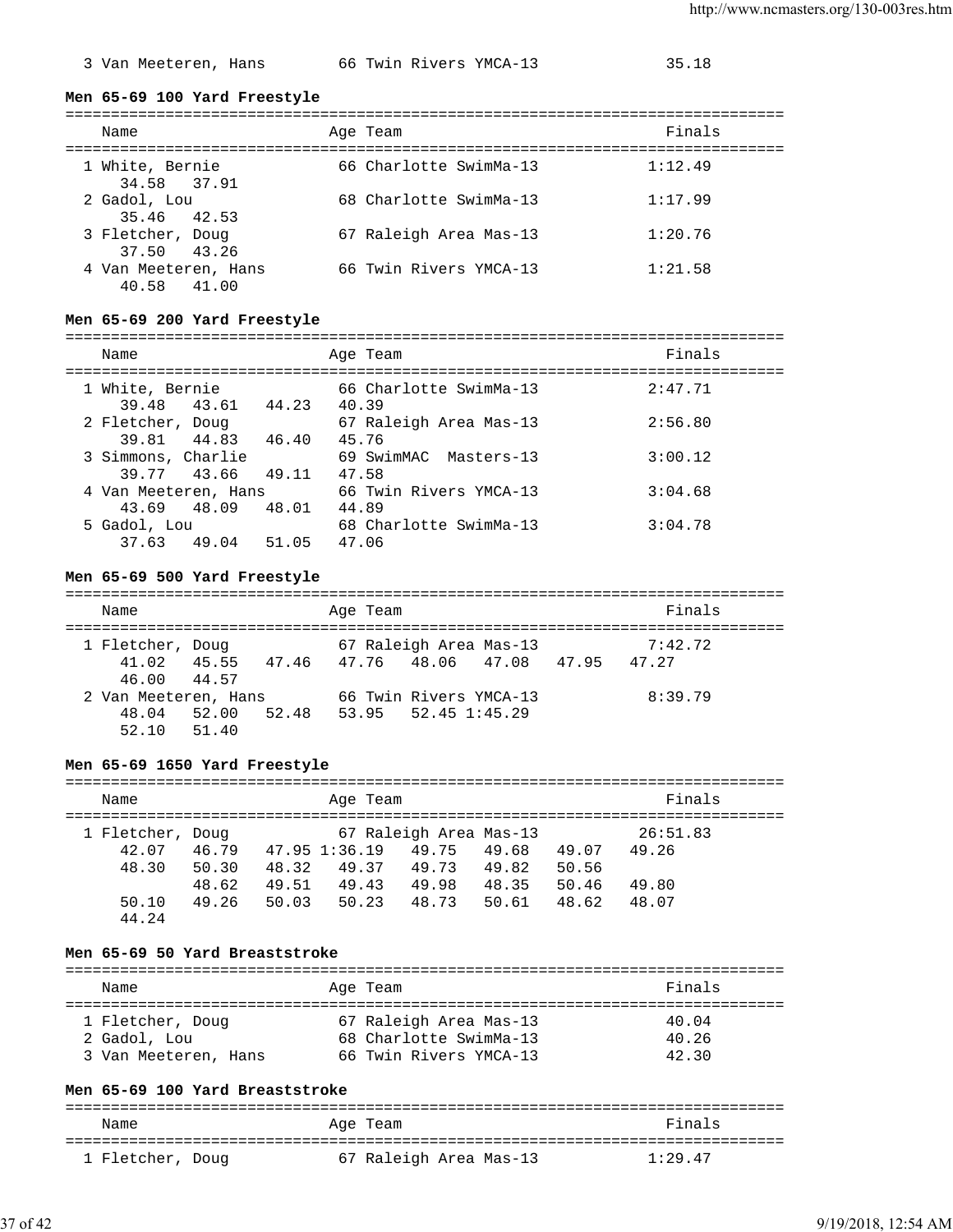3 Van Meeteren, Hans 66 Twin Rivers YMCA-13 35.18

### Men 65-69 100 Yard Freestyle

| Name | Age | Team | Finals |
|---|---|---|---|
| 1 White, Bernie | 66 | Charlotte SwimMa-13 | 1:12.49 |
| 34.58 37.91 | | | |
| 2 Gadol, Lou | 68 | Charlotte SwimMa-13 | 1:17.99 |
| 35.46 42.53 | | | |
| 3 Fletcher, Doug | 67 | Raleigh Area Mas-13 | 1:20.76 |
| 37.50 43.26 | | | |
| 4 Van Meeteren, Hans | 66 | Twin Rivers YMCA-13 | 1:21.58 |
| 40.58 41.00 | | | |

### Men 65-69 200 Yard Freestyle

| Name | Age | Team | Finals |
|---|---|---|---|
| 1 White, Bernie | 66 | Charlotte SwimMa-13 | 2:47.71 |
| 39.48 43.61 44.23 40.39 | | | |
| 2 Fletcher, Doug | 67 | Raleigh Area Mas-13 | 2:56.80 |
| 39.81 44.83 46.40 45.76 | | | |
| 3 Simmons, Charlie | 69 | SwimMAC Masters-13 | 3:00.12 |
| 39.77 43.66 49.11 47.58 | | | |
| 4 Van Meeteren, Hans | 66 | Twin Rivers YMCA-13 | 3:04.68 |
| 43.69 48.09 48.01 44.89 | | | |
| 5 Gadol, Lou | 68 | Charlotte SwimMa-13 | 3:04.78 |
| 37.63 49.04 51.05 47.06 | | | |

### Men 65-69 500 Yard Freestyle

| Name | Age | Team | Finals |
|---|---|---|---|
| 1 Fletcher, Doug | 67 | Raleigh Area Mas-13 | 7:42.72 |
| 41.02 45.55 47.46 47.76 48.06 47.08 47.95 47.27 | | | |
| 46.00 44.57 | | | |
| 2 Van Meeteren, Hans | 66 | Twin Rivers YMCA-13 | 8:39.79 |
| 48.04 52.00 52.48 53.95 52.45 1:45.29 | | | |
| 52.10 51.40 | | | |

### Men 65-69 1650 Yard Freestyle

| Name | Age | Team | Finals |
|---|---|---|---|
| 1 Fletcher, Doug | 67 | Raleigh Area Mas-13 | 26:51.83 |
| 42.07 46.79 47.95 1:36.19 49.75 49.68 49.07 49.26 | | | |
| 48.30 50.30 48.32 49.37 49.73 49.82 50.56 | | | |
| 48.62 49.51 49.43 49.98 48.35 50.46 49.80 | | | |
| 50.10 49.26 50.03 50.23 48.73 50.61 48.62 48.07 | | | |
| 44.24 | | | |

### Men 65-69 50 Yard Breaststroke

| Name | Age | Team | Finals |
|---|---|---|---|
| 1 Fletcher, Doug | 67 | Raleigh Area Mas-13 | 40.04 |
| 2 Gadol, Lou | 68 | Charlotte SwimMa-13 | 40.26 |
| 3 Van Meeteren, Hans | 66 | Twin Rivers YMCA-13 | 42.30 |

### Men 65-69 100 Yard Breaststroke

| Name | Age | Team | Finals |
|---|---|---|---|
| 1 Fletcher, Doug | 67 | Raleigh Area Mas-13 | 1:29.47 |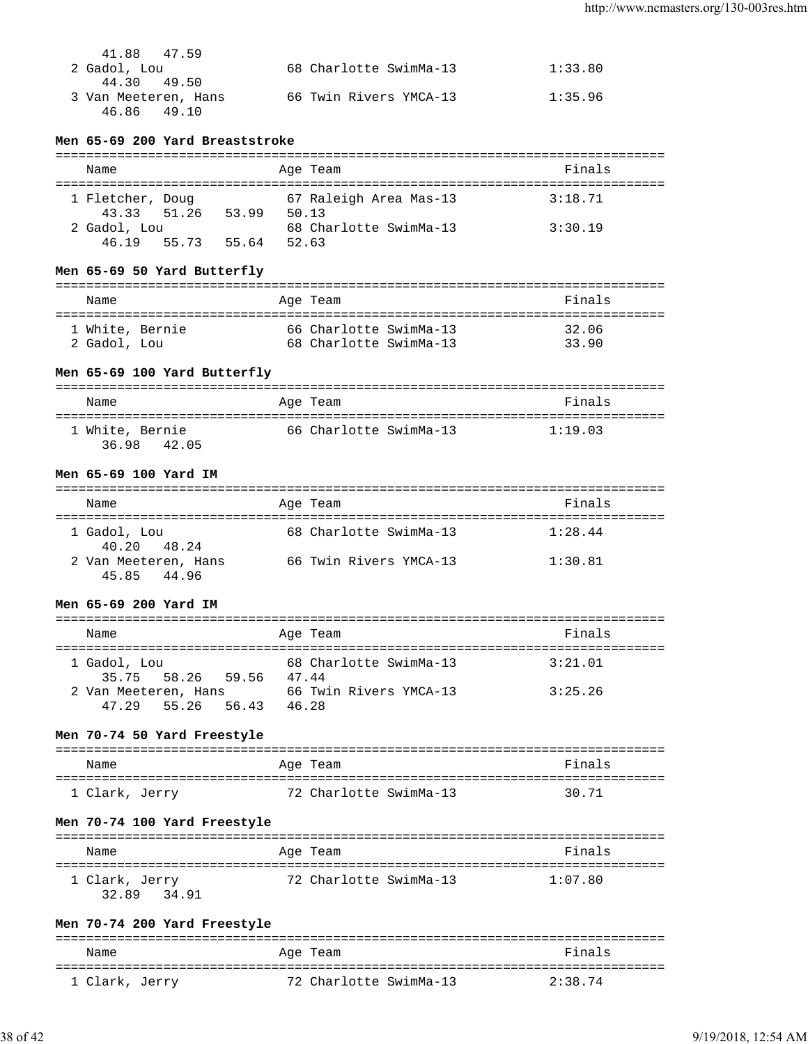41.88 47.59

| | Name | Age | Team | Finals |
|---|---|---|---|---|
| 2 | Gadol, Lou | 68 | Charlotte SwimMa-13 | 1:33.80 |
| | 44.30 49.50 | | | |
| 3 | Van Meeteren, Hans | 66 | Twin Rivers YMCA-13 | 1:35.96 |
| | 46.86 49.10 | | | |

**Men 65-69 200 Yard Breaststroke**

| | Name | Age | Team | Finals |
|---|---|---|---|---|
| 1 | Fletcher, Doug | 67 | Raleigh Area Mas-13 | 3:18.71 |
| | 43.33 51.26 53.99 50.13 | | | |
| 2 | Gadol, Lou | 68 | Charlotte SwimMa-13 | 3:30.19 |
| | 46.19 55.73 55.64 52.63 | | | |

**Men 65-69 50 Yard Butterfly**

| | Name | Age | Team | Finals |
|---|---|---|---|---|
| 1 | White, Bernie | 66 | Charlotte SwimMa-13 | 32.06 |
| 2 | Gadol, Lou | 68 | Charlotte SwimMa-13 | 33.90 |

**Men 65-69 100 Yard Butterfly**

| | Name | Age | Team | Finals |
|---|---|---|---|---|
| 1 | White, Bernie | 66 | Charlotte SwimMa-13 | 1:19.03 |
| | 36.98 42.05 | | | |

**Men 65-69 100 Yard IM**

| | Name | Age | Team | Finals |
|---|---|---|---|---|
| 1 | Gadol, Lou | 68 | Charlotte SwimMa-13 | 1:28.44 |
| | 40.20 48.24 | | | |
| 2 | Van Meeteren, Hans | 66 | Twin Rivers YMCA-13 | 1:30.81 |
| | 45.85 44.96 | | | |

**Men 65-69 200 Yard IM**

| | Name | Age | Team | Finals |
|---|---|---|---|---|
| 1 | Gadol, Lou | 68 | Charlotte SwimMa-13 | 3:21.01 |
| | 35.75 58.26 59.56 47.44 | | | |
| 2 | Van Meeteren, Hans | 66 | Twin Rivers YMCA-13 | 3:25.26 |
| | 47.29 55.26 56.43 46.28 | | | |

**Men 70-74 50 Yard Freestyle**

| | Name | Age | Team | Finals |
|---|---|---|---|---|
| 1 | Clark, Jerry | 72 | Charlotte SwimMa-13 | 30.71 |

**Men 70-74 100 Yard Freestyle**

| | Name | Age | Team | Finals |
|---|---|---|---|---|
| 1 | Clark, Jerry | 72 | Charlotte SwimMa-13 | 1:07.80 |
| | 32.89 34.91 | | | |

**Men 70-74 200 Yard Freestyle**

| | Name | Age | Team | Finals |
|---|---|---|---|---|
| 1 | Clark, Jerry | 72 | Charlotte SwimMa-13 | 2:38.74 |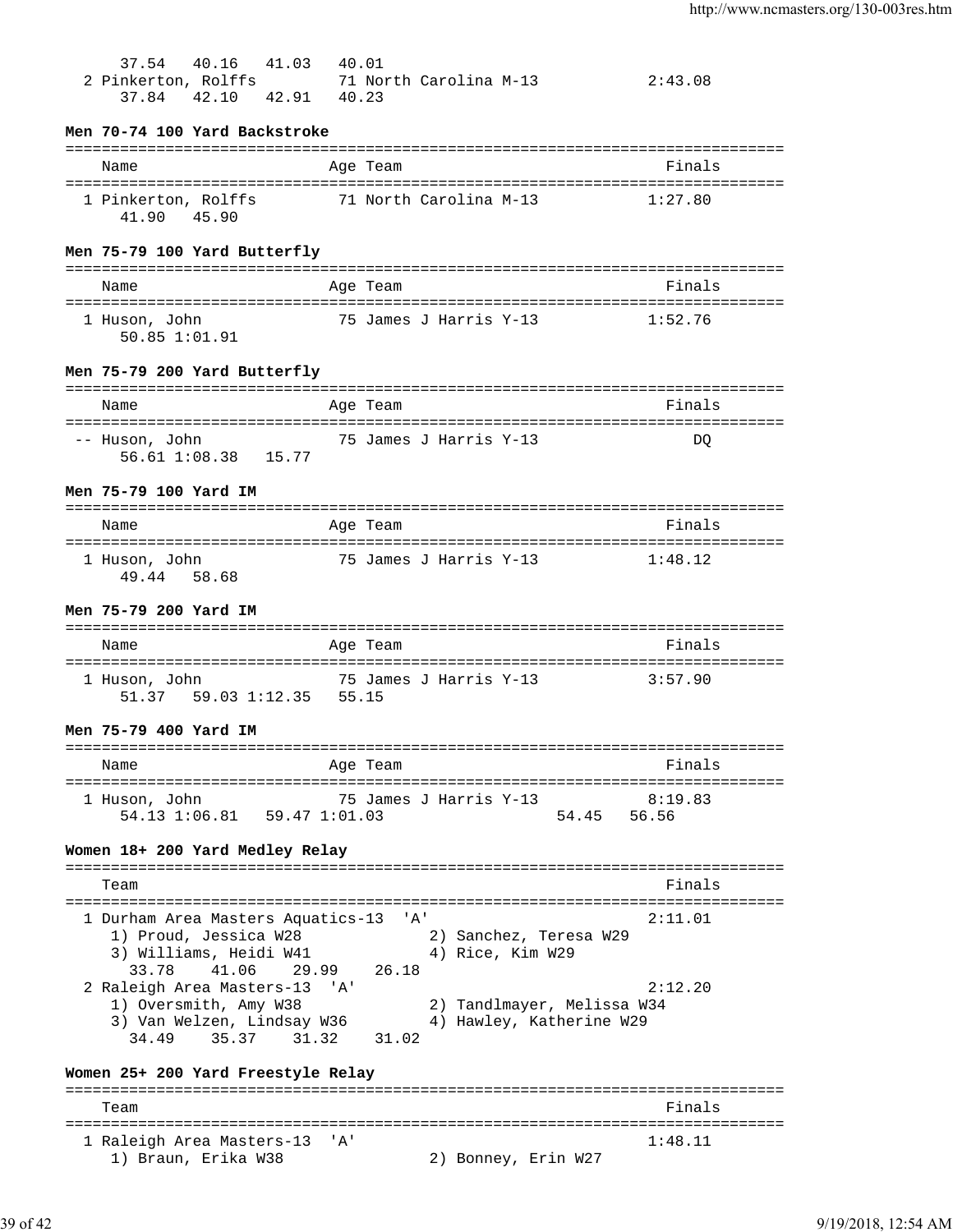```
     37.54   40.16   41.03   40.01
  2 Pinkerton, Rolffs         71 North Carolina M-13           2:43.08
     37.84   42.10   42.91   40.23
```

**Men 70-74 100 Yard Backstroke**

```
===============================================================================
    Name                    Age Team                                    Finals
===============================================================================
  1 Pinkerton, Rolffs         71 North Carolina M-13           1:27.80
     41.90   45.90
```

**Men 75-79 100 Yard Butterfly**

```
===============================================================================
    Name                    Age Team                                    Finals
===============================================================================
  1 Huson, John               75 James J Harris Y-13           1:52.76
     50.85 1:01.91
```

**Men 75-79 200 Yard Butterfly**

```
===============================================================================
    Name                    Age Team                                    Finals
===============================================================================
 -- Huson, John               75 James J Harris Y-13                DQ
     56.61 1:08.38   15.77
```

**Men 75-79 100 Yard IM**

```
===============================================================================
    Name                    Age Team                                    Finals
===============================================================================
  1 Huson, John               75 James J Harris Y-13           1:48.12
     49.44   58.68
```

**Men 75-79 200 Yard IM**

```
===============================================================================
    Name                    Age Team                                    Finals
===============================================================================
  1 Huson, John               75 James J Harris Y-13           3:57.90
     51.37   59.03 1:12.35   55.15
```

**Men 75-79 400 Yard IM**

```
===============================================================================
    Name                    Age Team                                    Finals
===============================================================================
  1 Huson, John               75 James J Harris Y-13           8:19.83
     54.13 1:06.81   59.47 1:01.03                   54.45   56.56
```

**Women 18+ 200 Yard Medley Relay**

```
===============================================================================
    Team                                                                Finals
===============================================================================
  1 Durham Area Masters Aquatics-13  'A'                       2:11.01
     1) Proud, Jessica W28             2) Sanchez, Teresa W29
     3) Williams, Heidi W41            4) Rice, Kim W29
       33.78    41.06    29.99    26.18
  2 Raleigh Area Masters-13  'A'                               2:12.20
     1) Oversmith, Amy W38             2) Tandlmayer, Melissa W34
     3) Van Welzen, Lindsay W36        4) Hawley, Katherine W29
       34.49    35.37    31.32    31.02
```

**Women 25+ 200 Yard Freestyle Relay**

```
===============================================================================
    Team                                                                Finals
===============================================================================
  1 Raleigh Area Masters-13  'A'                               1:48.11
     1) Braun, Erika W38               2) Bonney, Erin W27
```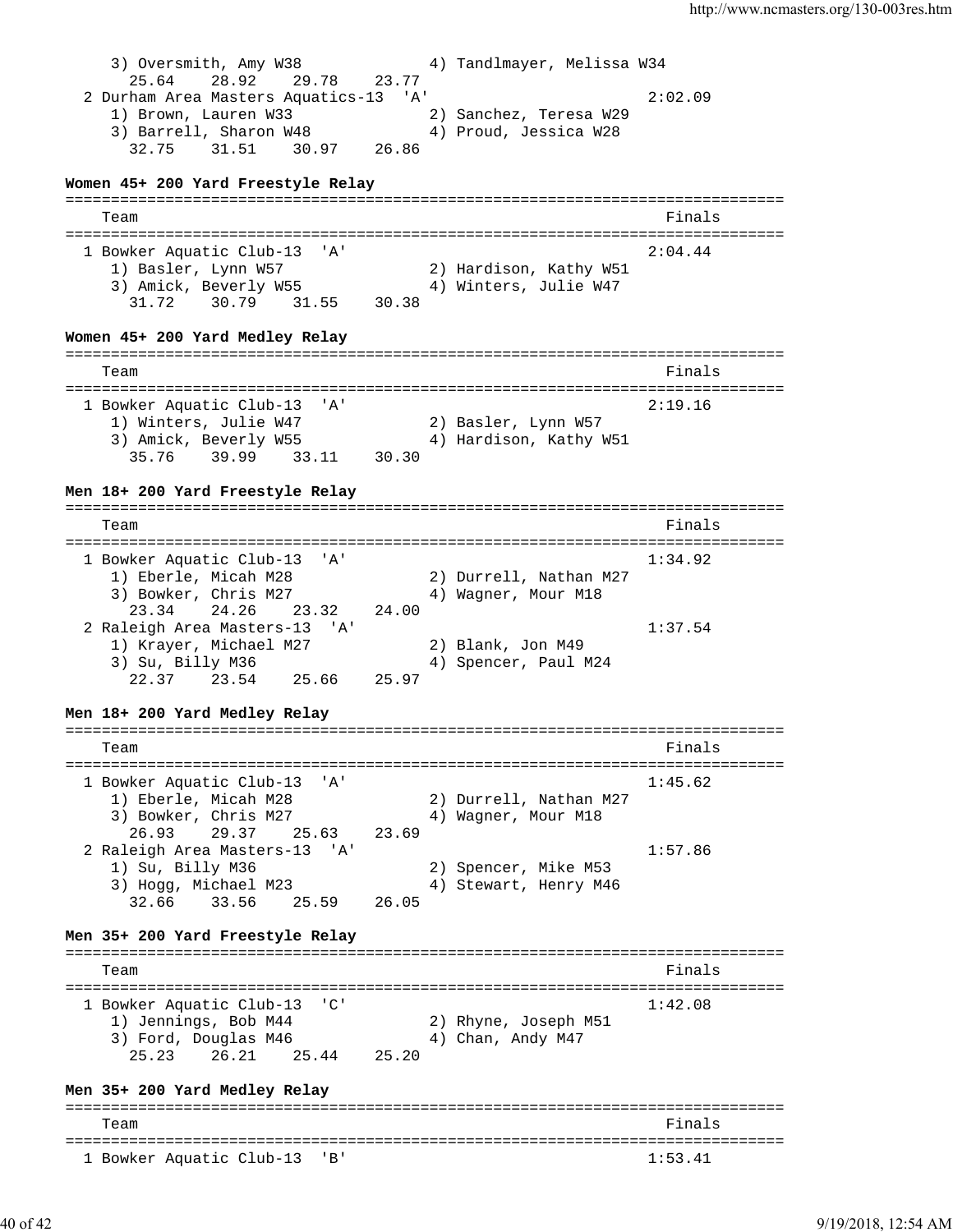```
     3) Oversmith, Amy W38              4) Tandlmayer, Melissa W34
       25.64    28.92    29.78    23.77
  2 Durham Area Masters Aquatics-13  'A'                       2:02.09
     1) Brown, Lauren W33               2) Sanchez, Teresa W29
     3) Barrell, Sharon W48             4) Proud, Jessica W28
       32.75    31.51    30.97    26.86
```

**Women 45+ 200 Yard Freestyle Relay**

```
===============================================================================
    Team                                                        Finals
===============================================================================
  1 Bowker Aquatic Club-13  'A'                                2:04.44
     1) Basler, Lynn W57                2) Hardison, Kathy W51
     3) Amick, Beverly W55              4) Winters, Julie W47
       31.72    30.79    31.55    30.38
```

**Women 45+ 200 Yard Medley Relay**

```
===============================================================================
    Team                                                        Finals
===============================================================================
  1 Bowker Aquatic Club-13  'A'                                2:19.16
     1) Winters, Julie W47              2) Basler, Lynn W57
     3) Amick, Beverly W55              4) Hardison, Kathy W51
       35.76    39.99    33.11    30.30
```

**Men 18+ 200 Yard Freestyle Relay**

```
===============================================================================
    Team                                                        Finals
===============================================================================
  1 Bowker Aquatic Club-13  'A'                                1:34.92
     1) Eberle, Micah M28               2) Durrell, Nathan M27
     3) Bowker, Chris M27               4) Wagner, Mour M18
       23.34    24.26    23.32    24.00
  2 Raleigh Area Masters-13  'A'                               1:37.54
     1) Krayer, Michael M27             2) Blank, Jon M49
     3) Su, Billy M36                   4) Spencer, Paul M24
       22.37    23.54    25.66    25.97
```

**Men 18+ 200 Yard Medley Relay**

```
===============================================================================
    Team                                                        Finals
===============================================================================
  1 Bowker Aquatic Club-13  'A'                                1:45.62
     1) Eberle, Micah M28               2) Durrell, Nathan M27
     3) Bowker, Chris M27               4) Wagner, Mour M18
       26.93    29.37    25.63    23.69
  2 Raleigh Area Masters-13  'A'                               1:57.86
     1) Su, Billy M36                   2) Spencer, Mike M53
     3) Hogg, Michael M23               4) Stewart, Henry M46
       32.66    33.56    25.59    26.05
```

**Men 35+ 200 Yard Freestyle Relay**

```
===============================================================================
    Team                                                        Finals
===============================================================================
  1 Bowker Aquatic Club-13  'C'                                1:42.08
     1) Jennings, Bob M44               2) Rhyne, Joseph M51
     3) Ford, Douglas M46               4) Chan, Andy M47
       25.23    26.21    25.44    25.20
```

**Men 35+ 200 Yard Medley Relay**

```
===============================================================================
    Team                                                        Finals
===============================================================================
  1 Bowker Aquatic Club-13  'B'                                1:53.41
```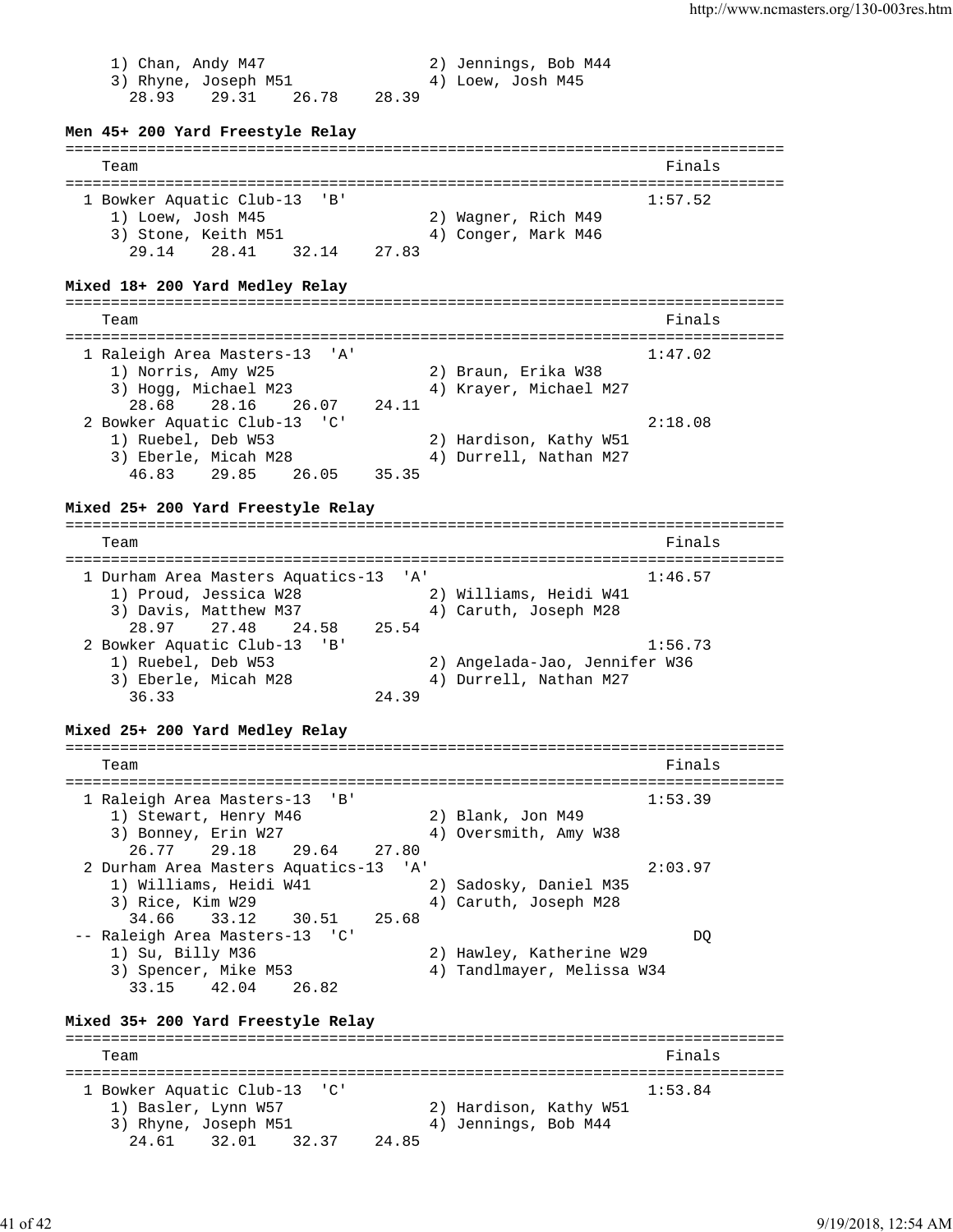```
     1) Chan, Andy M47                 2) Jennings, Bob M44
     3) Rhyne, Joseph M51              4) Loew, Josh M45
       28.93    29.31    26.78    28.39
```

**Men 45+ 200 Yard Freestyle Relay**

```
===============================================================================
    Team                                                          Finals
===============================================================================
  1 Bowker Aquatic Club-13  'B'                                  1:57.52
     1) Loew, Josh M45                 2) Wagner, Rich M49
     3) Stone, Keith M51               4) Conger, Mark M46
       29.14    28.41    32.14    27.83
```

**Mixed 18+ 200 Yard Medley Relay**

```
===============================================================================
    Team                                                          Finals
===============================================================================
  1 Raleigh Area Masters-13  'A'                                 1:47.02
     1) Norris, Amy W25                2) Braun, Erika W38
     3) Hogg, Michael M23              4) Krayer, Michael M27
       28.68    28.16    26.07    24.11
  2 Bowker Aquatic Club-13  'C'                                  2:18.08
     1) Ruebel, Deb W53                2) Hardison, Kathy W51
     3) Eberle, Micah M28              4) Durrell, Nathan M27
       46.83    29.85    26.05    35.35
```

**Mixed 25+ 200 Yard Freestyle Relay**

```
===============================================================================
    Team                                                          Finals
===============================================================================
  1 Durham Area Masters Aquatics-13  'A'                         1:46.57
     1) Proud, Jessica W28             2) Williams, Heidi W41
     3) Davis, Matthew M37             4) Caruth, Joseph M28
       28.97    27.48    24.58    25.54
  2 Bowker Aquatic Club-13  'B'                                  1:56.73
     1) Ruebel, Deb W53                2) Angelada-Jao, Jennifer W36
     3) Eberle, Micah M28              4) Durrell, Nathan M27
       36.33                      24.39
```

**Mixed 25+ 200 Yard Medley Relay**

```
===============================================================================
    Team                                                          Finals
===============================================================================
  1 Raleigh Area Masters-13  'B'                                 1:53.39
     1) Stewart, Henry M46             2) Blank, Jon M49
     3) Bonney, Erin W27               4) Oversmith, Amy W38
       26.77    29.18    29.64    27.80
  2 Durham Area Masters Aquatics-13  'A'                         2:03.97
     1) Williams, Heidi W41            2) Sadosky, Daniel M35
     3) Rice, Kim W29                  4) Caruth, Joseph M28
       34.66    33.12    30.51    25.68
 -- Raleigh Area Masters-13  'C'                                      DQ
     1) Su, Billy M36                  2) Hawley, Katherine W29
     3) Spencer, Mike M53              4) Tandlmayer, Melissa W34
       33.15    42.04    26.82
```

**Mixed 35+ 200 Yard Freestyle Relay**

```
===============================================================================
    Team                                                          Finals
===============================================================================
  1 Bowker Aquatic Club-13  'C'                                  1:53.84
     1) Basler, Lynn W57               2) Hardison, Kathy W51
     3) Rhyne, Joseph M51              4) Jennings, Bob M44
       24.61    32.01    32.37    24.85
```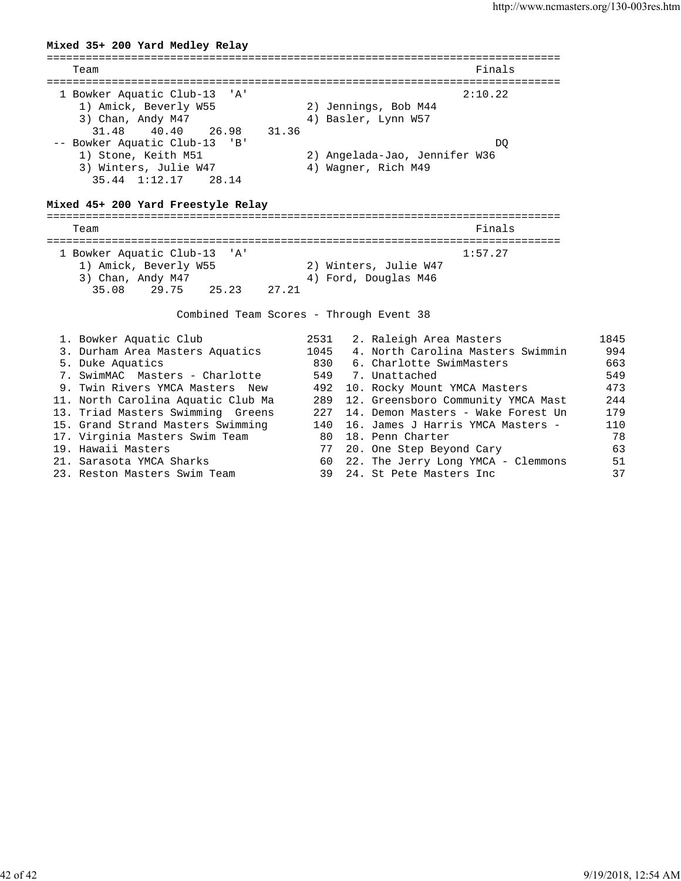**Mixed 35+ 200 Yard Medley Relay**

```
===============================================================================
    Team                                                          Finals
===============================================================================
  1 Bowker Aquatic Club-13  'A'                                 2:10.22
     1) Amick, Beverly W55             2) Jennings, Bob M44
     3) Chan, Andy M47                 4) Basler, Lynn W57
       31.48    40.40    26.98    31.36
 -- Bowker Aquatic Club-13  'B'                                      DQ
     1) Stone, Keith M51               2) Angelada-Jao, Jennifer W36
     3) Winters, Julie W47             4) Wagner, Rich M49
       35.44  1:12.17    28.14
```

**Mixed 45+ 200 Yard Freestyle Relay**

```
===============================================================================
    Team                                                          Finals
===============================================================================
  1 Bowker Aquatic Club-13  'A'                                 1:57.27
     1) Amick, Beverly W55             2) Winters, Julie W47
     3) Chan, Andy M47                 4) Ford, Douglas M46
       35.08    29.75    25.23    27.21
```

Combined Team Scores - Through Event 38

```
  1. Bowker Aquatic Club               2531   2. Raleigh Area Masters              1845
  3. Durham Area Masters Aquatics      1045   4. North Carolina Masters Swimmin     994
  5. Duke Aquatics                      830   6. Charlotte SwimMasters              663
  7. SwimMAC  Masters - Charlotte       549   7. Unattached                         549
  9. Twin Rivers YMCA Masters  New      492  10. Rocky Mount YMCA Masters           473
 11. North Carolina Aquatic Club Ma     289  12. Greensboro Community YMCA Mast     244
 13. Triad Masters Swimming  Greens     227  14. Demon Masters - Wake Forest Un     179
 15. Grand Strand Masters Swimming      140  16. James J Harris YMCA Masters -      110
 17. Virginia Masters Swim Team          80  18. Penn Charter                        78
 19. Hawaii Masters                      77  20. One Step Beyond Cary                63
 21. Sarasota YMCA Sharks                60  22. The Jerry Long YMCA - Clemmons      51
 23. Reston Masters Swim Team            39  24. St Pete Masters Inc                 37
```